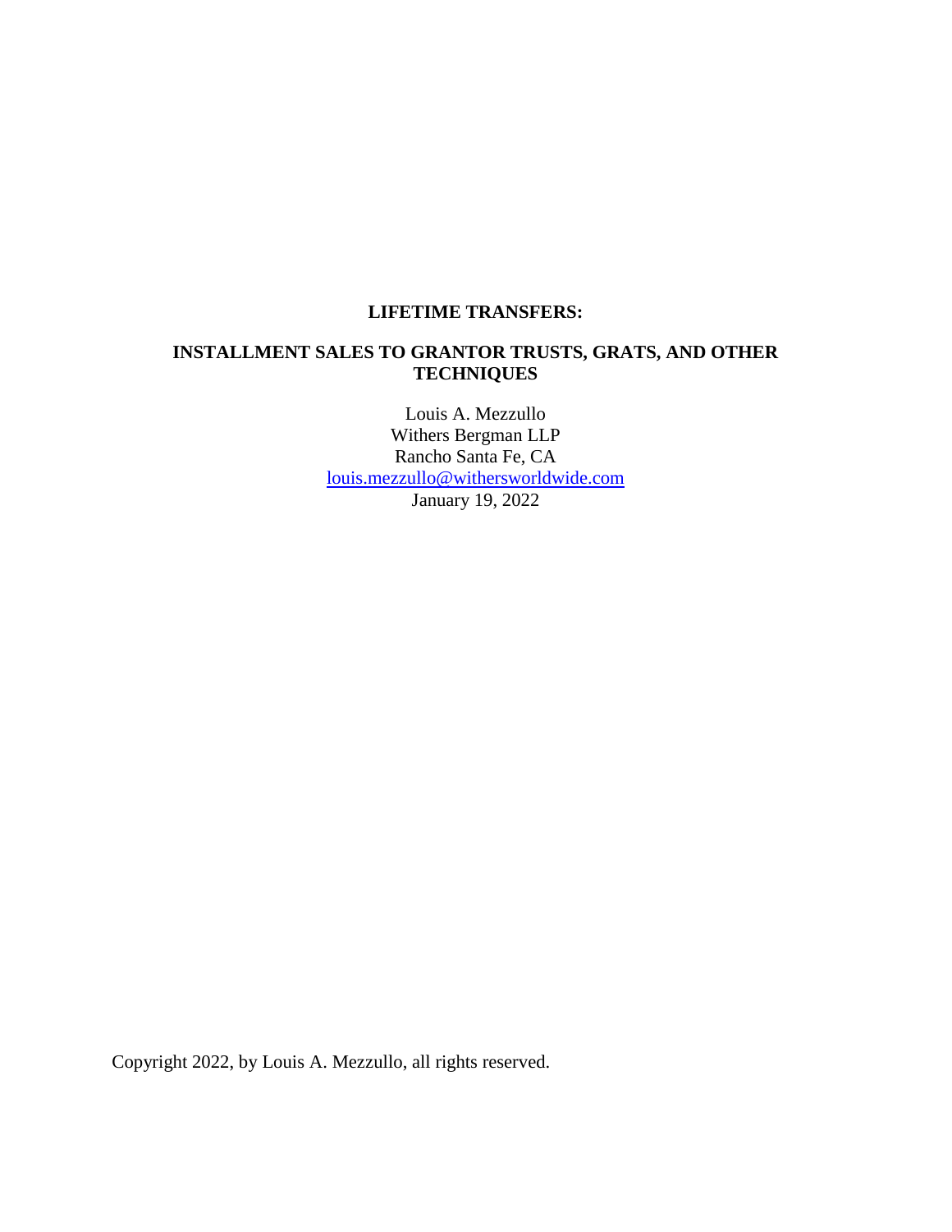# LIFETIME TRANSFERS:

## INSTALLMENT SALES TO GRANTOR TRUSTS, GRATS, AND OTHER TECHNIQUES

Louis A. Mezzullo
Withers Bergman LLP
Rancho Santa Fe, CA
louis.mezzullo@withersworldwide.com
January 19, 2022

Copyright 2022, by Louis A. Mezzullo, all rights reserved.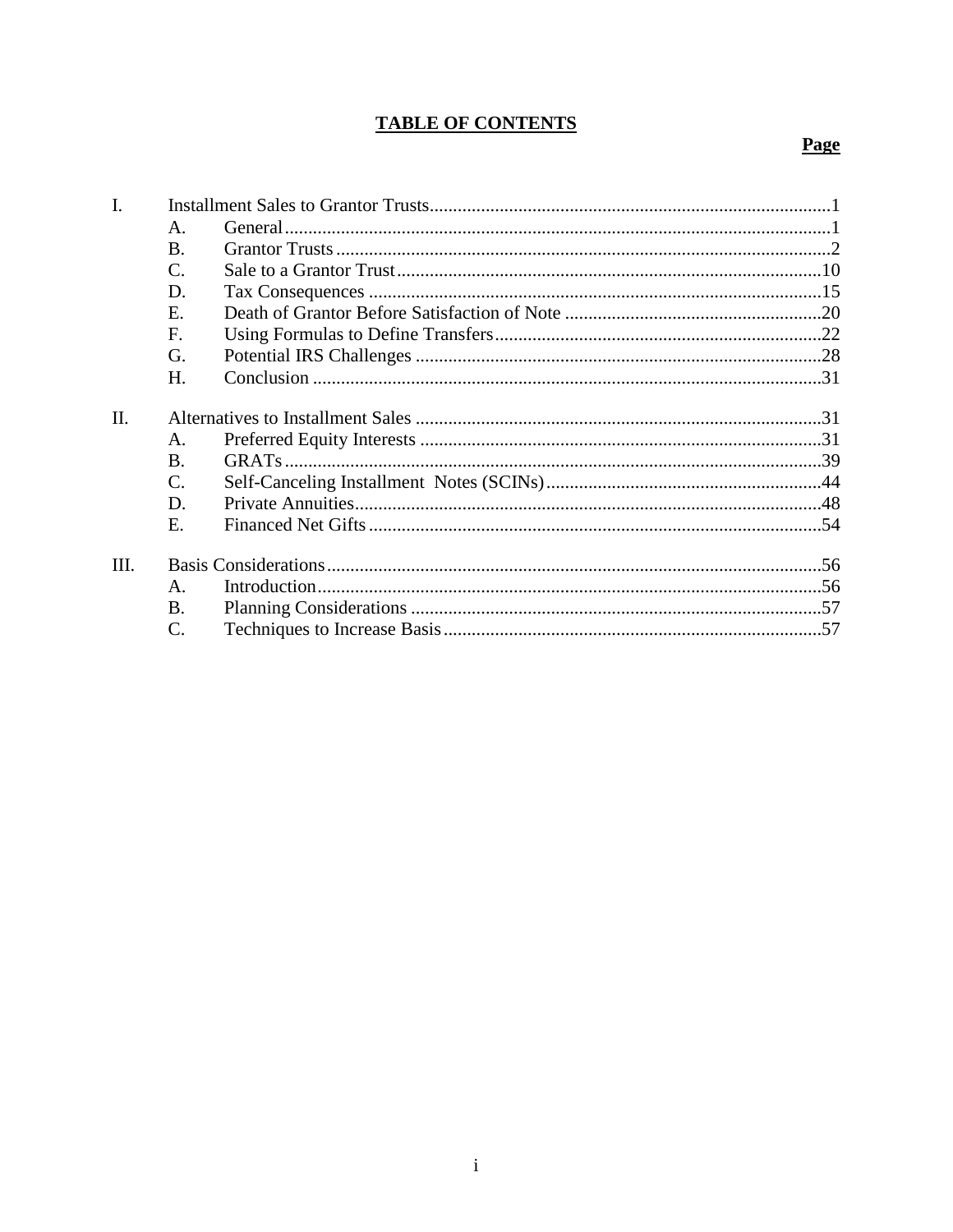# TABLE OF CONTENTS

| | | | Page |
|---|---|---|---|
| I. | Installment Sales to Grantor Trusts | | 1 |
| | A. | General | 1 |
| | B. | Grantor Trusts | 2 |
| | C. | Sale to a Grantor Trust | 10 |
| | D. | Tax Consequences | 15 |
| | E. | Death of Grantor Before Satisfaction of Note | 20 |
| | F. | Using Formulas to Define Transfers | 22 |
| | G. | Potential IRS Challenges | 28 |
| | H. | Conclusion | 31 |
| II. | Alternatives to Installment Sales | | 31 |
| | A. | Preferred Equity Interests | 31 |
| | B. | GRATs | 39 |
| | C. | Self-Canceling Installment Notes (SCINs) | 44 |
| | D. | Private Annuities | 48 |
| | E. | Financed Net Gifts | 54 |
| III. | Basis Considerations | | 56 |
| | A. | Introduction | 56 |
| | B. | Planning Considerations | 57 |
| | C. | Techniques to Increase Basis | 57 |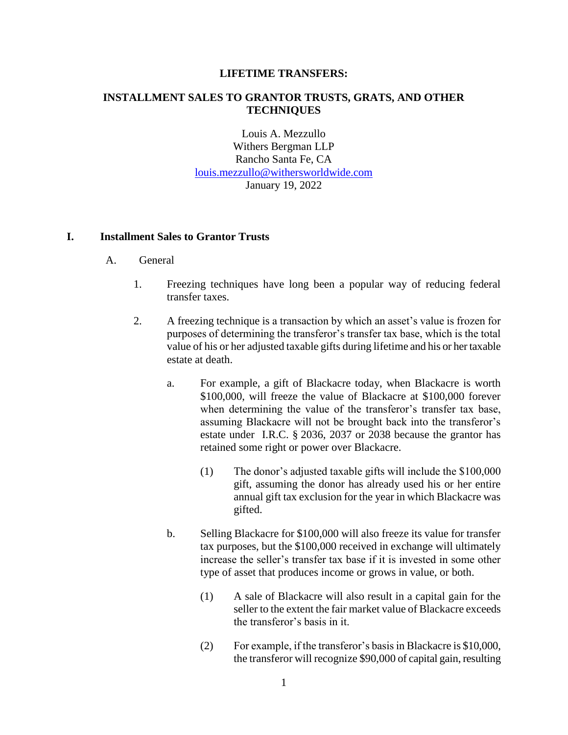**LIFETIME TRANSFERS:**

# INSTALLMENT SALES TO GRANTOR TRUSTS, GRATS, AND OTHER TECHNIQUES

Louis A. Mezzullo
Withers Bergman LLP
Rancho Santa Fe, CA
louis.mezzullo@withersworldwide.com
January 19, 2022

## I. Installment Sales to Grantor Trusts

### A. General

1. Freezing techniques have long been a popular way of reducing federal transfer taxes.

2. A freezing technique is a transaction by which an asset's value is frozen for purposes of determining the transferor's transfer tax base, which is the total value of his or her adjusted taxable gifts during lifetime and his or her taxable estate at death.

   a. For example, a gift of Blackacre today, when Blackacre is worth $100,000, will freeze the value of Blackacre at $100,000 forever when determining the value of the transferor's transfer tax base, assuming Blackacre will not be brought back into the transferor's estate under I.R.C. § 2036, 2037 or 2038 because the grantor has retained some right or power over Blackacre.

      (1) The donor's adjusted taxable gifts will include the $100,000 gift, assuming the donor has already used his or her entire annual gift tax exclusion for the year in which Blackacre was gifted.

   b. Selling Blackacre for $100,000 will also freeze its value for transfer tax purposes, but the $100,000 received in exchange will ultimately increase the seller's transfer tax base if it is invested in some other type of asset that produces income or grows in value, or both.

      (1) A sale of Blackacre will also result in a capital gain for the seller to the extent the fair market value of Blackacre exceeds the transferor's basis in it.

      (2) For example, if the transferor's basis in Blackacre is $10,000, the transferor will recognize $90,000 of capital gain, resulting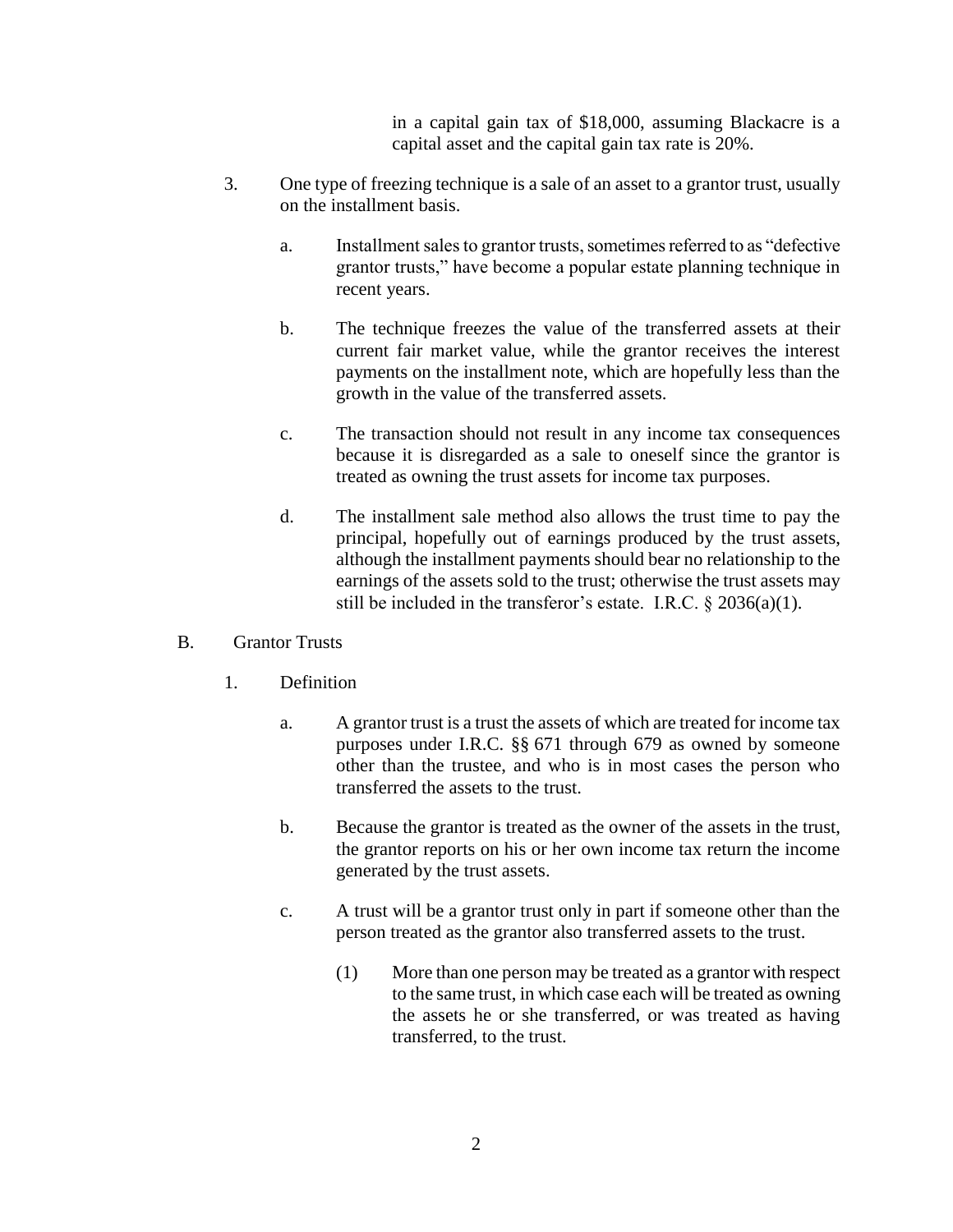in a capital gain tax of $18,000, assuming Blackacre is a capital asset and the capital gain tax rate is 20%.

3. One type of freezing technique is a sale of an asset to a grantor trust, usually on the installment basis.

   a. Installment sales to grantor trusts, sometimes referred to as "defective grantor trusts," have become a popular estate planning technique in recent years.

   b. The technique freezes the value of the transferred assets at their current fair market value, while the grantor receives the interest payments on the installment note, which are hopefully less than the growth in the value of the transferred assets.

   c. The transaction should not result in any income tax consequences because it is disregarded as a sale to oneself since the grantor is treated as owning the trust assets for income tax purposes.

   d. The installment sale method also allows the trust time to pay the principal, hopefully out of earnings produced by the trust assets, although the installment payments should bear no relationship to the earnings of the assets sold to the trust; otherwise the trust assets may still be included in the transferor's estate. I.R.C. § 2036(a)(1).

B. Grantor Trusts

1. Definition

   a. A grantor trust is a trust the assets of which are treated for income tax purposes under I.R.C. §§ 671 through 679 as owned by someone other than the trustee, and who is in most cases the person who transferred the assets to the trust.

   b. Because the grantor is treated as the owner of the assets in the trust, the grantor reports on his or her own income tax return the income generated by the trust assets.

   c. A trust will be a grantor trust only in part if someone other than the person treated as the grantor also transferred assets to the trust.

      (1) More than one person may be treated as a grantor with respect to the same trust, in which case each will be treated as owning the assets he or she transferred, or was treated as having transferred, to the trust.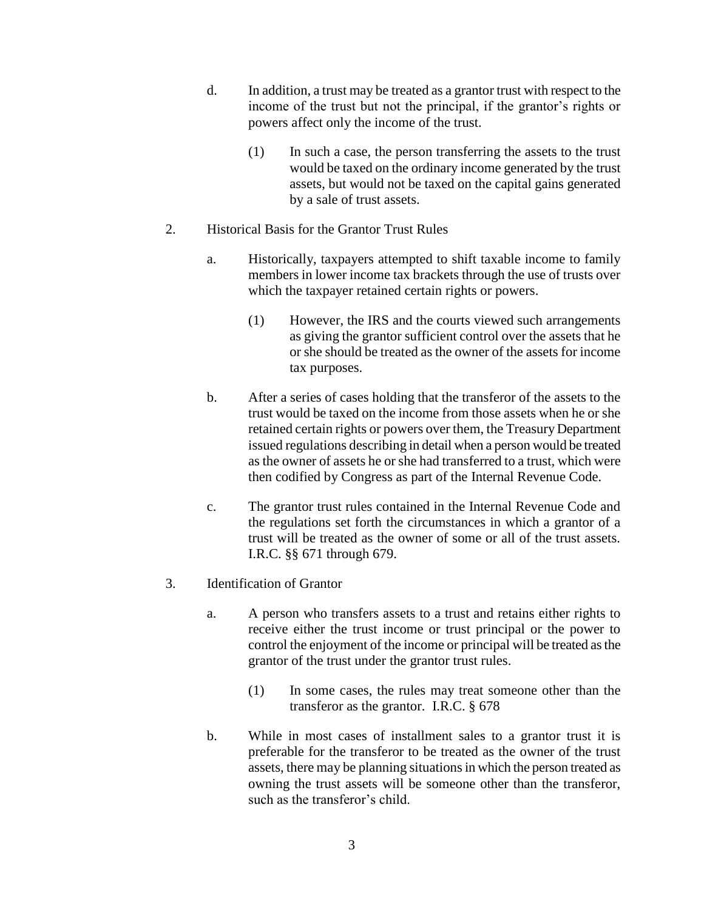d. In addition, a trust may be treated as a grantor trust with respect to the income of the trust but not the principal, if the grantor's rights or powers affect only the income of the trust.

   (1) In such a case, the person transferring the assets to the trust would be taxed on the ordinary income generated by the trust assets, but would not be taxed on the capital gains generated by a sale of trust assets.

2. Historical Basis for the Grantor Trust Rules

   a. Historically, taxpayers attempted to shift taxable income to family members in lower income tax brackets through the use of trusts over which the taxpayer retained certain rights or powers.

      (1) However, the IRS and the courts viewed such arrangements as giving the grantor sufficient control over the assets that he or she should be treated as the owner of the assets for income tax purposes.

   b. After a series of cases holding that the transferor of the assets to the trust would be taxed on the income from those assets when he or she retained certain rights or powers over them, the Treasury Department issued regulations describing in detail when a person would be treated as the owner of assets he or she had transferred to a trust, which were then codified by Congress as part of the Internal Revenue Code.

   c. The grantor trust rules contained in the Internal Revenue Code and the regulations set forth the circumstances in which a grantor of a trust will be treated as the owner of some or all of the trust assets. I.R.C. §§ 671 through 679.

3. Identification of Grantor

   a. A person who transfers assets to a trust and retains either rights to receive either the trust income or trust principal or the power to control the enjoyment of the income or principal will be treated as the grantor of the trust under the grantor trust rules.

      (1) In some cases, the rules may treat someone other than the transferor as the grantor. I.R.C. § 678

   b. While in most cases of installment sales to a grantor trust it is preferable for the transferor to be treated as the owner of the trust assets, there may be planning situations in which the person treated as owning the trust assets will be someone other than the transferor, such as the transferor's child.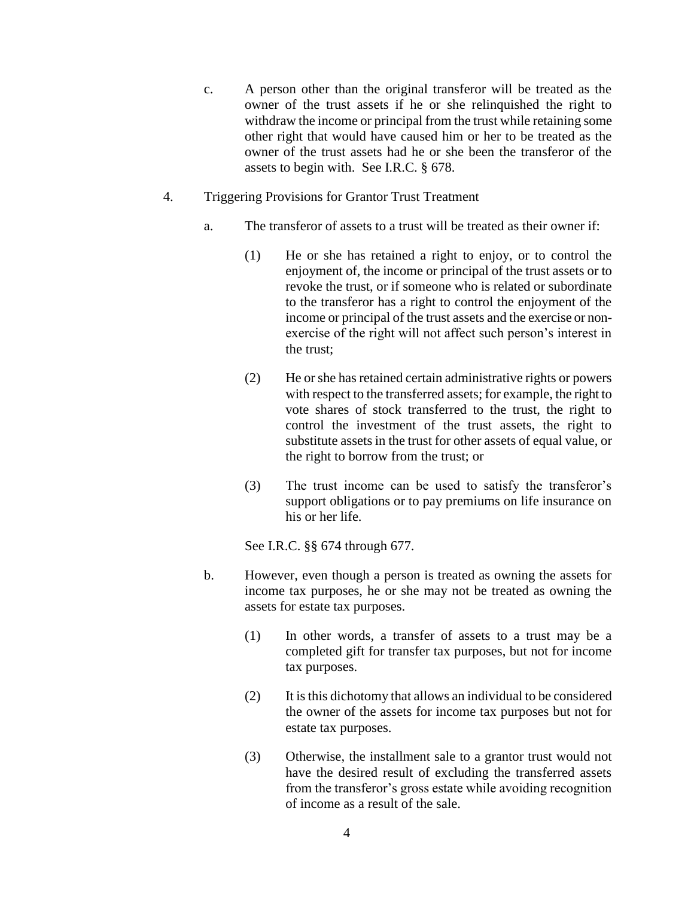c. A person other than the original transferor will be treated as the owner of the trust assets if he or she relinquished the right to withdraw the income or principal from the trust while retaining some other right that would have caused him or her to be treated as the owner of the trust assets had he or she been the transferor of the assets to begin with. See I.R.C. § 678.

4. Triggering Provisions for Grantor Trust Treatment

   a. The transferor of assets to a trust will be treated as their owner if:

      (1) He or she has retained a right to enjoy, or to control the enjoyment of, the income or principal of the trust assets or to revoke the trust, or if someone who is related or subordinate to the transferor has a right to control the enjoyment of the income or principal of the trust assets and the exercise or non-exercise of the right will not affect such person's interest in the trust;

      (2) He or she has retained certain administrative rights or powers with respect to the transferred assets; for example, the right to vote shares of stock transferred to the trust, the right to control the investment of the trust assets, the right to substitute assets in the trust for other assets of equal value, or the right to borrow from the trust; or

      (3) The trust income can be used to satisfy the transferor's support obligations or to pay premiums on life insurance on his or her life.

      See I.R.C. §§ 674 through 677.

   b. However, even though a person is treated as owning the assets for income tax purposes, he or she may not be treated as owning the assets for estate tax purposes.

      (1) In other words, a transfer of assets to a trust may be a completed gift for transfer tax purposes, but not for income tax purposes.

      (2) It is this dichotomy that allows an individual to be considered the owner of the assets for income tax purposes but not for estate tax purposes.

      (3) Otherwise, the installment sale to a grantor trust would not have the desired result of excluding the transferred assets from the transferor's gross estate while avoiding recognition of income as a result of the sale.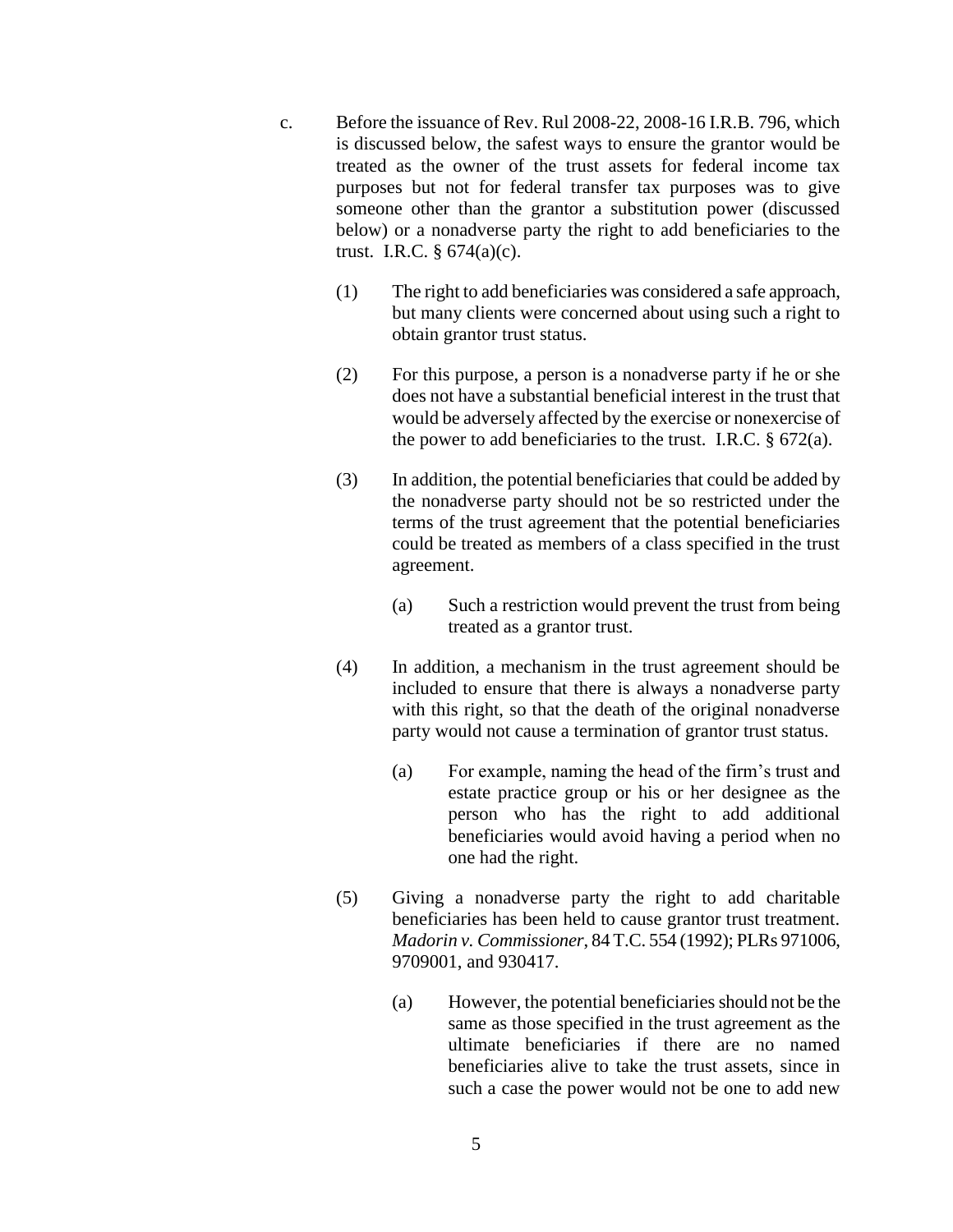c. Before the issuance of Rev. Rul 2008-22, 2008-16 I.R.B. 796, which is discussed below, the safest ways to ensure the grantor would be treated as the owner of the trust assets for federal income tax purposes but not for federal transfer tax purposes was to give someone other than the grantor a substitution power (discussed below) or a nonadverse party the right to add beneficiaries to the trust. I.R.C. § 674(a)(c).

   (1) The right to add beneficiaries was considered a safe approach, but many clients were concerned about using such a right to obtain grantor trust status.

   (2) For this purpose, a person is a nonadverse party if he or she does not have a substantial beneficial interest in the trust that would be adversely affected by the exercise or nonexercise of the power to add beneficiaries to the trust. I.R.C. § 672(a).

   (3) In addition, the potential beneficiaries that could be added by the nonadverse party should not be so restricted under the terms of the trust agreement that the potential beneficiaries could be treated as members of a class specified in the trust agreement.

      (a) Such a restriction would prevent the trust from being treated as a grantor trust.

   (4) In addition, a mechanism in the trust agreement should be included to ensure that there is always a nonadverse party with this right, so that the death of the original nonadverse party would not cause a termination of grantor trust status.

      (a) For example, naming the head of the firm's trust and estate practice group or his or her designee as the person who has the right to add additional beneficiaries would avoid having a period when no one had the right.

   (5) Giving a nonadverse party the right to add charitable beneficiaries has been held to cause grantor trust treatment. *Madorin v. Commissioner*, 84 T.C. 554 (1992); PLRs 971006, 9709001, and 930417.

      (a) However, the potential beneficiaries should not be the same as those specified in the trust agreement as the ultimate beneficiaries if there are no named beneficiaries alive to take the trust assets, since in such a case the power would not be one to add new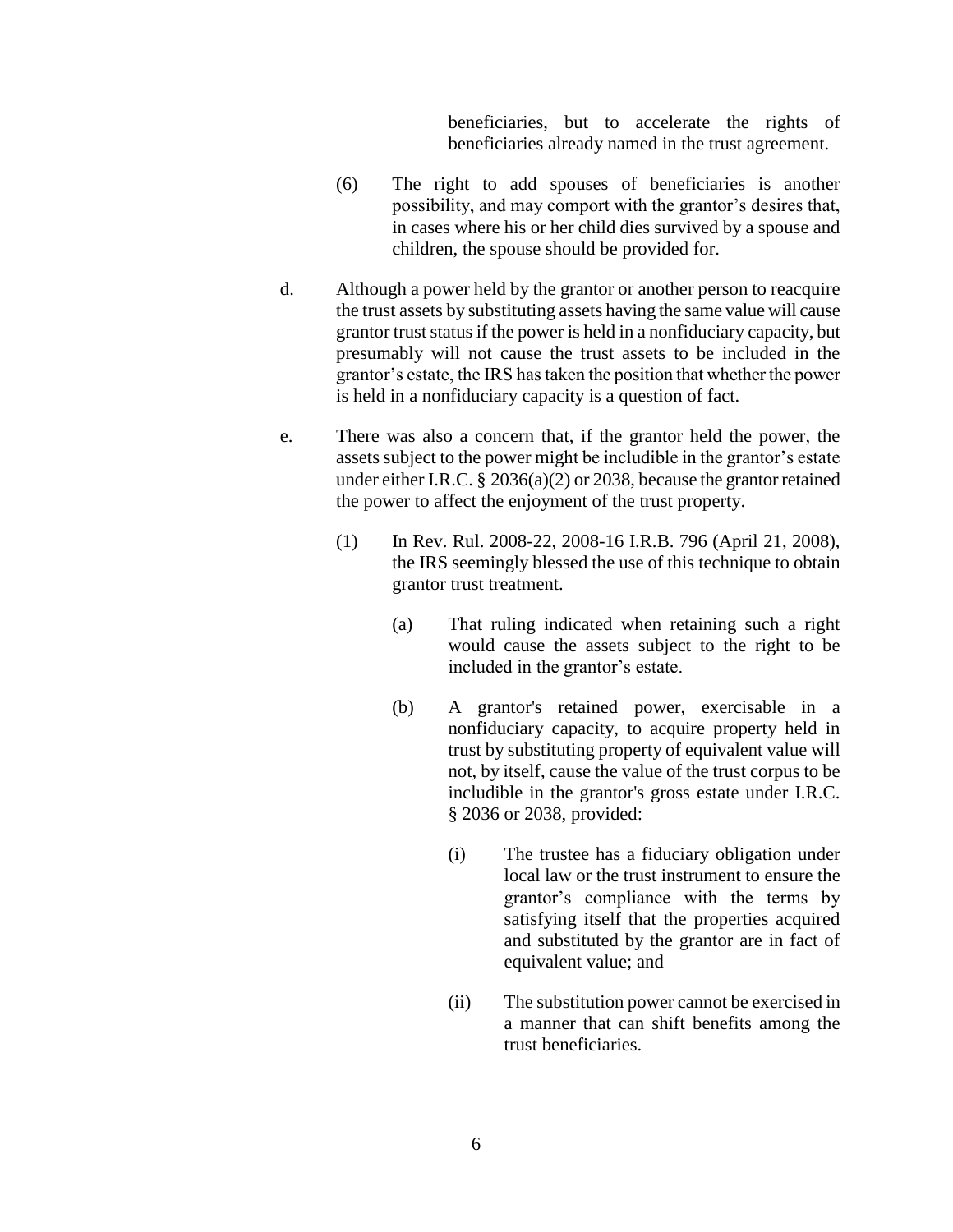beneficiaries, but to accelerate the rights of beneficiaries already named in the trust agreement.

(6) The right to add spouses of beneficiaries is another possibility, and may comport with the grantor's desires that, in cases where his or her child dies survived by a spouse and children, the spouse should be provided for.

d. Although a power held by the grantor or another person to reacquire the trust assets by substituting assets having the same value will cause grantor trust status if the power is held in a nonfiduciary capacity, but presumably will not cause the trust assets to be included in the grantor's estate, the IRS has taken the position that whether the power is held in a nonfiduciary capacity is a question of fact.

e. There was also a concern that, if the grantor held the power, the assets subject to the power might be includible in the grantor's estate under either I.R.C. § 2036(a)(2) or 2038, because the grantor retained the power to affect the enjoyment of the trust property.

(1) In Rev. Rul. 2008-22, 2008-16 I.R.B. 796 (April 21, 2008), the IRS seemingly blessed the use of this technique to obtain grantor trust treatment.

(a) That ruling indicated when retaining such a right would cause the assets subject to the right to be included in the grantor's estate.

(b) A grantor's retained power, exercisable in a nonfiduciary capacity, to acquire property held in trust by substituting property of equivalent value will not, by itself, cause the value of the trust corpus to be includible in the grantor's gross estate under I.R.C. § 2036 or 2038, provided:

(i) The trustee has a fiduciary obligation under local law or the trust instrument to ensure the grantor's compliance with the terms by satisfying itself that the properties acquired and substituted by the grantor are in fact of equivalent value; and

(ii) The substitution power cannot be exercised in a manner that can shift benefits among the trust beneficiaries.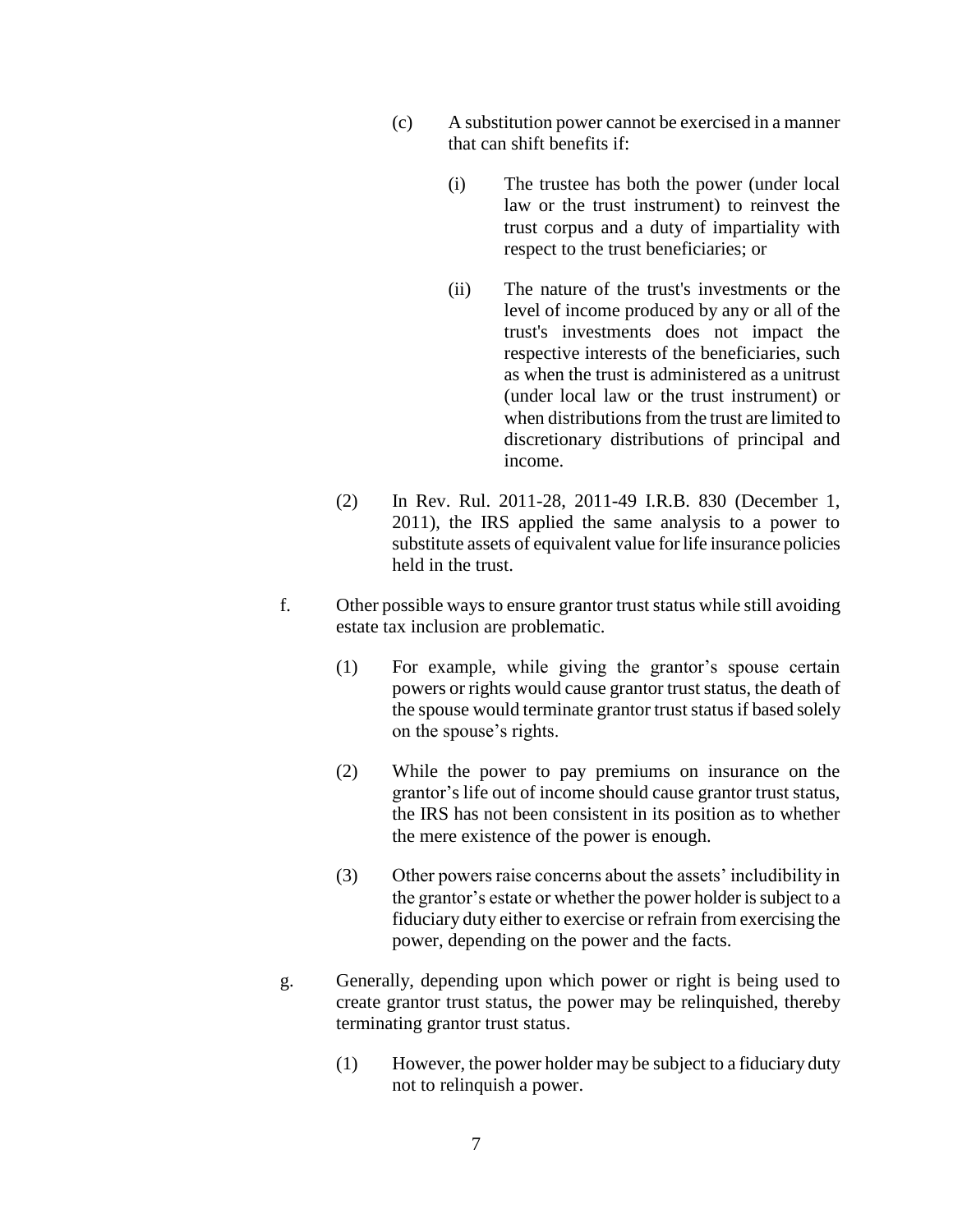(c) A substitution power cannot be exercised in a manner that can shift benefits if:

(i) The trustee has both the power (under local law or the trust instrument) to reinvest the trust corpus and a duty of impartiality with respect to the trust beneficiaries; or

(ii) The nature of the trust's investments or the level of income produced by any or all of the trust's investments does not impact the respective interests of the beneficiaries, such as when the trust is administered as a unitrust (under local law or the trust instrument) or when distributions from the trust are limited to discretionary distributions of principal and income.

(2) In Rev. Rul. 2011-28, 2011-49 I.R.B. 830 (December 1, 2011), the IRS applied the same analysis to a power to substitute assets of equivalent value for life insurance policies held in the trust.

f. Other possible ways to ensure grantor trust status while still avoiding estate tax inclusion are problematic.

(1) For example, while giving the grantor's spouse certain powers or rights would cause grantor trust status, the death of the spouse would terminate grantor trust status if based solely on the spouse's rights.

(2) While the power to pay premiums on insurance on the grantor's life out of income should cause grantor trust status, the IRS has not been consistent in its position as to whether the mere existence of the power is enough.

(3) Other powers raise concerns about the assets' includibility in the grantor's estate or whether the power holder is subject to a fiduciary duty either to exercise or refrain from exercising the power, depending on the power and the facts.

g. Generally, depending upon which power or right is being used to create grantor trust status, the power may be relinquished, thereby terminating grantor trust status.

(1) However, the power holder may be subject to a fiduciary duty not to relinquish a power.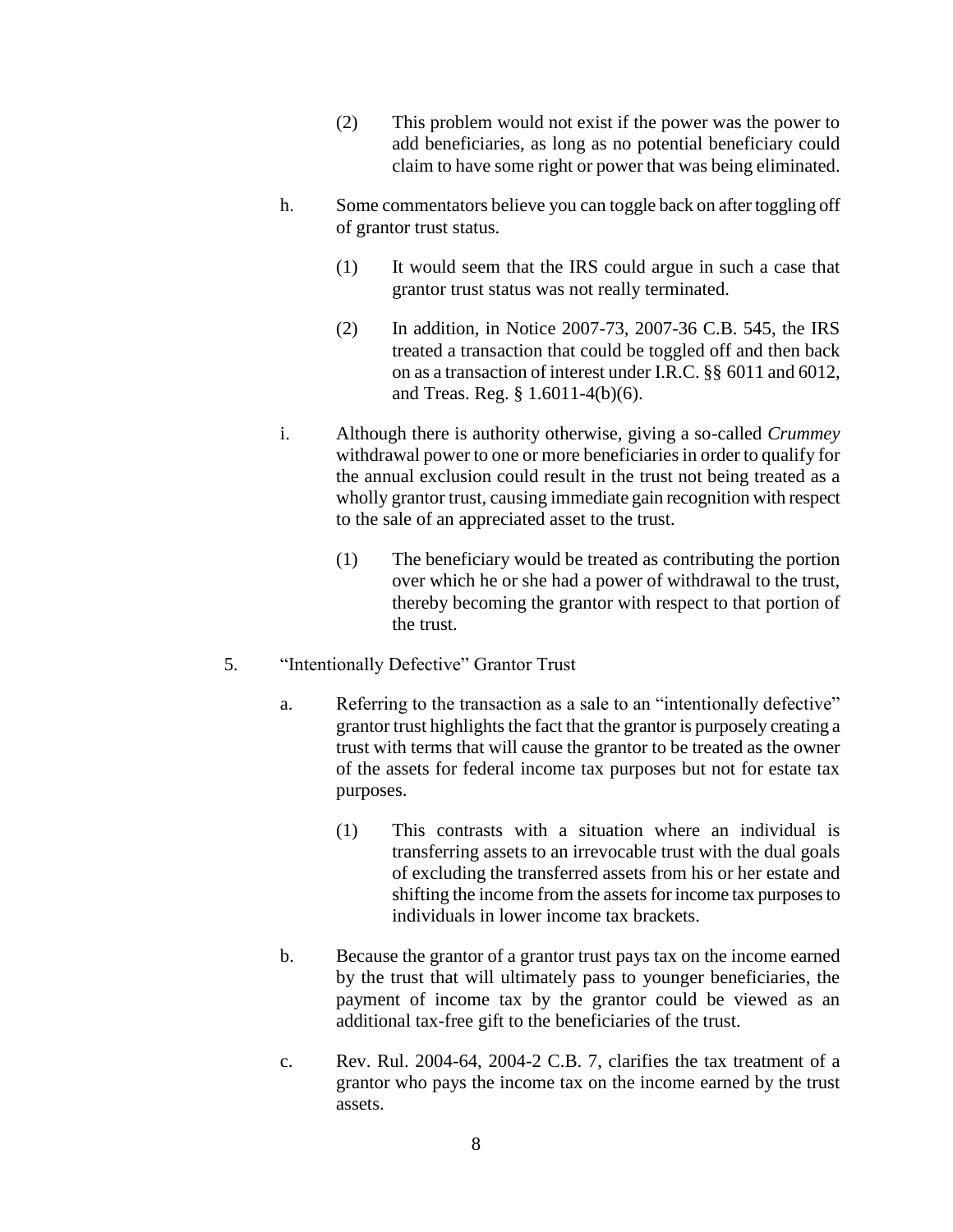(2) This problem would not exist if the power was the power to add beneficiaries, as long as no potential beneficiary could claim to have some right or power that was being eliminated.

h. Some commentators believe you can toggle back on after toggling off of grantor trust status.

(1) It would seem that the IRS could argue in such a case that grantor trust status was not really terminated.

(2) In addition, in Notice 2007-73, 2007-36 C.B. 545, the IRS treated a transaction that could be toggled off and then back on as a transaction of interest under I.R.C. §§ 6011 and 6012, and Treas. Reg. § 1.6011-4(b)(6).

i. Although there is authority otherwise, giving a so-called *Crummey* withdrawal power to one or more beneficiaries in order to qualify for the annual exclusion could result in the trust not being treated as a wholly grantor trust, causing immediate gain recognition with respect to the sale of an appreciated asset to the trust.

(1) The beneficiary would be treated as contributing the portion over which he or she had a power of withdrawal to the trust, thereby becoming the grantor with respect to that portion of the trust.

5. "Intentionally Defective" Grantor Trust

a. Referring to the transaction as a sale to an "intentionally defective" grantor trust highlights the fact that the grantor is purposely creating a trust with terms that will cause the grantor to be treated as the owner of the assets for federal income tax purposes but not for estate tax purposes.

(1) This contrasts with a situation where an individual is transferring assets to an irrevocable trust with the dual goals of excluding the transferred assets from his or her estate and shifting the income from the assets for income tax purposes to individuals in lower income tax brackets.

b. Because the grantor of a grantor trust pays tax on the income earned by the trust that will ultimately pass to younger beneficiaries, the payment of income tax by the grantor could be viewed as an additional tax-free gift to the beneficiaries of the trust.

c. Rev. Rul. 2004-64, 2004-2 C.B. 7, clarifies the tax treatment of a grantor who pays the income tax on the income earned by the trust assets.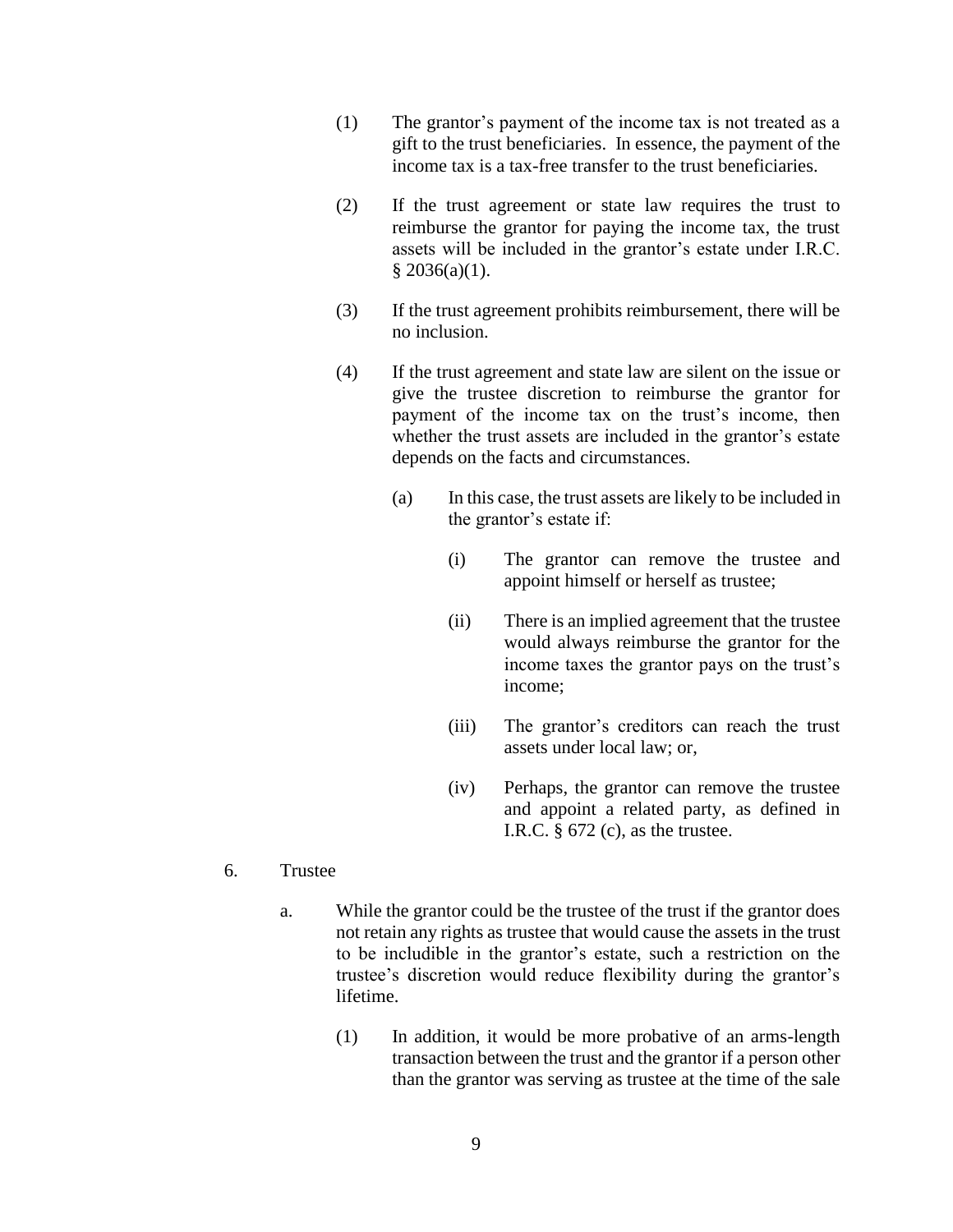(1) The grantor's payment of the income tax is not treated as a gift to the trust beneficiaries. In essence, the payment of the income tax is a tax-free transfer to the trust beneficiaries.

(2) If the trust agreement or state law requires the trust to reimburse the grantor for paying the income tax, the trust assets will be included in the grantor's estate under I.R.C. § 2036(a)(1).

(3) If the trust agreement prohibits reimbursement, there will be no inclusion.

(4) If the trust agreement and state law are silent on the issue or give the trustee discretion to reimburse the grantor for payment of the income tax on the trust's income, then whether the trust assets are included in the grantor's estate depends on the facts and circumstances.

(a) In this case, the trust assets are likely to be included in the grantor's estate if:

(i) The grantor can remove the trustee and appoint himself or herself as trustee;

(ii) There is an implied agreement that the trustee would always reimburse the grantor for the income taxes the grantor pays on the trust's income;

(iii) The grantor's creditors can reach the trust assets under local law; or,

(iv) Perhaps, the grantor can remove the trustee and appoint a related party, as defined in I.R.C. § 672 (c), as the trustee.

6. Trustee

a. While the grantor could be the trustee of the trust if the grantor does not retain any rights as trustee that would cause the assets in the trust to be includible in the grantor's estate, such a restriction on the trustee's discretion would reduce flexibility during the grantor's lifetime.

(1) In addition, it would be more probative of an arms-length transaction between the trust and the grantor if a person other than the grantor was serving as trustee at the time of the sale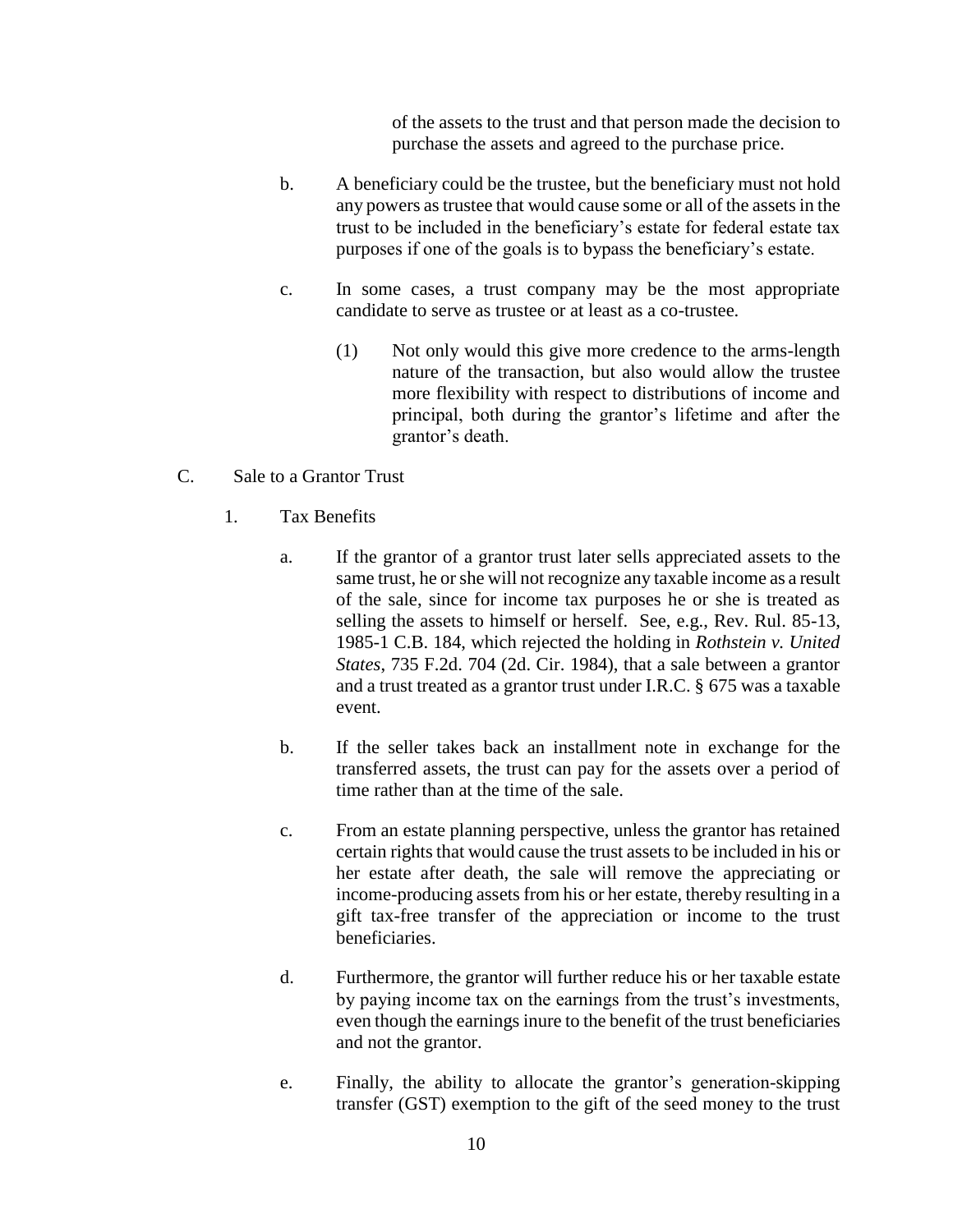of the assets to the trust and that person made the decision to purchase the assets and agreed to the purchase price.

b. A beneficiary could be the trustee, but the beneficiary must not hold any powers as trustee that would cause some or all of the assets in the trust to be included in the beneficiary's estate for federal estate tax purposes if one of the goals is to bypass the beneficiary's estate.

c. In some cases, a trust company may be the most appropriate candidate to serve as trustee or at least as a co-trustee.

(1) Not only would this give more credence to the arms-length nature of the transaction, but also would allow the trustee more flexibility with respect to distributions of income and principal, both during the grantor's lifetime and after the grantor's death.

C. Sale to a Grantor Trust

1. Tax Benefits

a. If the grantor of a grantor trust later sells appreciated assets to the same trust, he or she will not recognize any taxable income as a result of the sale, since for income tax purposes he or she is treated as selling the assets to himself or herself. See, e.g., Rev. Rul. 85-13, 1985-1 C.B. 184, which rejected the holding in *Rothstein v. United States*, 735 F.2d. 704 (2d. Cir. 1984), that a sale between a grantor and a trust treated as a grantor trust under I.R.C. § 675 was a taxable event.

b. If the seller takes back an installment note in exchange for the transferred assets, the trust can pay for the assets over a period of time rather than at the time of the sale.

c. From an estate planning perspective, unless the grantor has retained certain rights that would cause the trust assets to be included in his or her estate after death, the sale will remove the appreciating or income-producing assets from his or her estate, thereby resulting in a gift tax-free transfer of the appreciation or income to the trust beneficiaries.

d. Furthermore, the grantor will further reduce his or her taxable estate by paying income tax on the earnings from the trust's investments, even though the earnings inure to the benefit of the trust beneficiaries and not the grantor.

e. Finally, the ability to allocate the grantor's generation-skipping transfer (GST) exemption to the gift of the seed money to the trust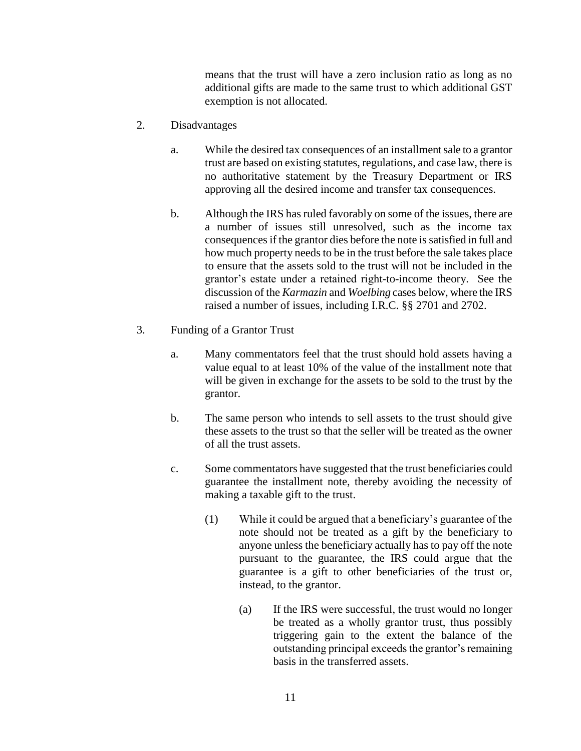means that the trust will have a zero inclusion ratio as long as no additional gifts are made to the same trust to which additional GST exemption is not allocated.

2. Disadvantages

   a. While the desired tax consequences of an installment sale to a grantor trust are based on existing statutes, regulations, and case law, there is no authoritative statement by the Treasury Department or IRS approving all the desired income and transfer tax consequences.

   b. Although the IRS has ruled favorably on some of the issues, there are a number of issues still unresolved, such as the income tax consequences if the grantor dies before the note is satisfied in full and how much property needs to be in the trust before the sale takes place to ensure that the assets sold to the trust will not be included in the grantor's estate under a retained right-to-income theory. See the discussion of the *Karmazin* and *Woelbing* cases below, where the IRS raised a number of issues, including I.R.C. §§ 2701 and 2702.

3. Funding of a Grantor Trust

   a. Many commentators feel that the trust should hold assets having a value equal to at least 10% of the value of the installment note that will be given in exchange for the assets to be sold to the trust by the grantor.

   b. The same person who intends to sell assets to the trust should give these assets to the trust so that the seller will be treated as the owner of all the trust assets.

   c. Some commentators have suggested that the trust beneficiaries could guarantee the installment note, thereby avoiding the necessity of making a taxable gift to the trust.

      (1) While it could be argued that a beneficiary's guarantee of the note should not be treated as a gift by the beneficiary to anyone unless the beneficiary actually has to pay off the note pursuant to the guarantee, the IRS could argue that the guarantee is a gift to other beneficiaries of the trust or, instead, to the grantor.

         (a) If the IRS were successful, the trust would no longer be treated as a wholly grantor trust, thus possibly triggering gain to the extent the balance of the outstanding principal exceeds the grantor's remaining basis in the transferred assets.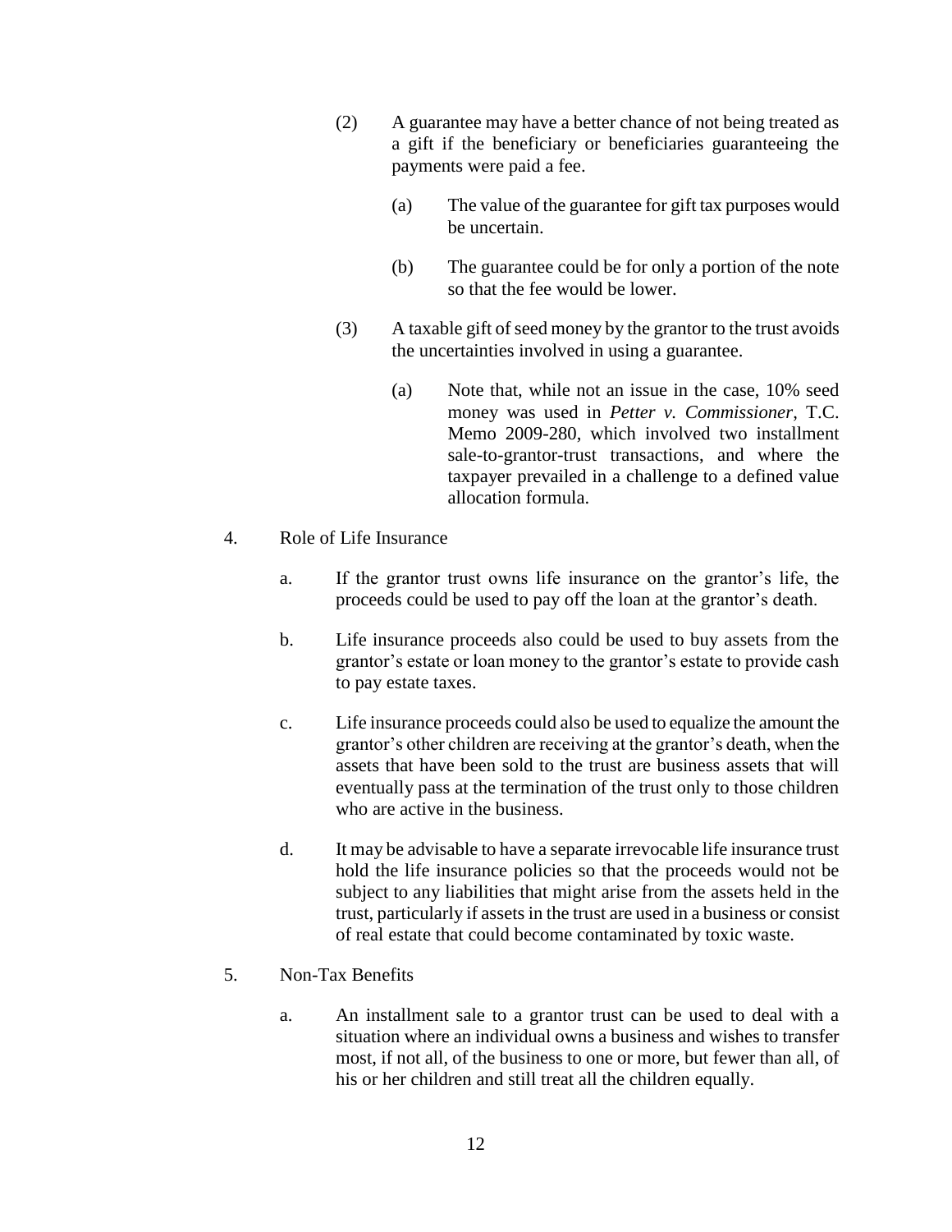(2) A guarantee may have a better chance of not being treated as a gift if the beneficiary or beneficiaries guaranteeing the payments were paid a fee.

   (a) The value of the guarantee for gift tax purposes would be uncertain.

   (b) The guarantee could be for only a portion of the note so that the fee would be lower.

(3) A taxable gift of seed money by the grantor to the trust avoids the uncertainties involved in using a guarantee.

   (a) Note that, while not an issue in the case, 10% seed money was used in *Petter v. Commissioner*, T.C. Memo 2009-280, which involved two installment sale-to-grantor-trust transactions, and where the taxpayer prevailed in a challenge to a defined value allocation formula.

4. Role of Life Insurance

   a. If the grantor trust owns life insurance on the grantor's life, the proceeds could be used to pay off the loan at the grantor's death.

   b. Life insurance proceeds also could be used to buy assets from the grantor's estate or loan money to the grantor's estate to provide cash to pay estate taxes.

   c. Life insurance proceeds could also be used to equalize the amount the grantor's other children are receiving at the grantor's death, when the assets that have been sold to the trust are business assets that will eventually pass at the termination of the trust only to those children who are active in the business.

   d. It may be advisable to have a separate irrevocable life insurance trust hold the life insurance policies so that the proceeds would not be subject to any liabilities that might arise from the assets held in the trust, particularly if assets in the trust are used in a business or consist of real estate that could become contaminated by toxic waste.

5. Non-Tax Benefits

   a. An installment sale to a grantor trust can be used to deal with a situation where an individual owns a business and wishes to transfer most, if not all, of the business to one or more, but fewer than all, of his or her children and still treat all the children equally.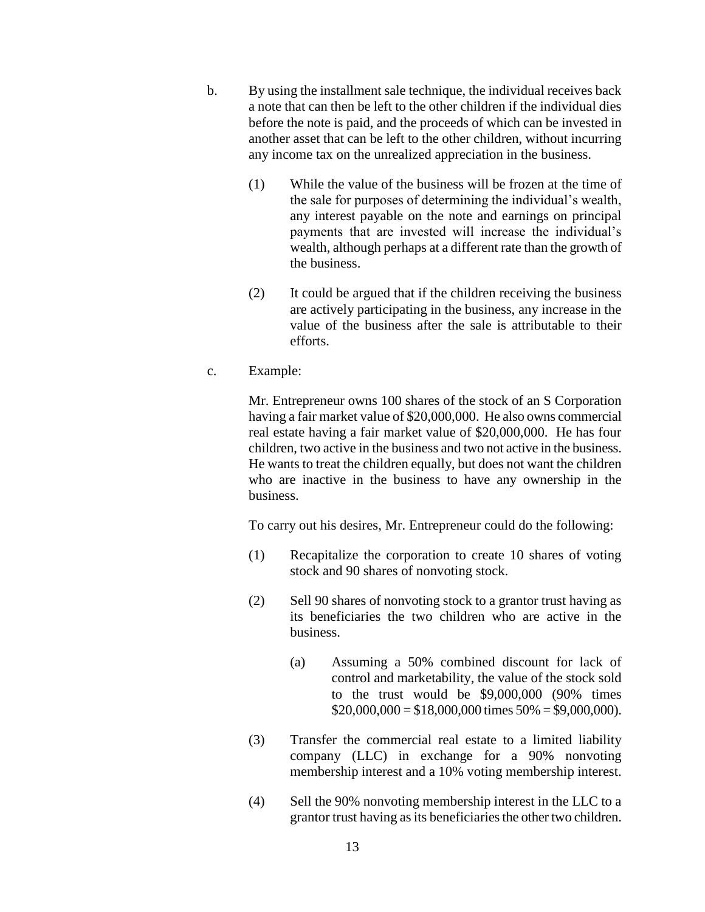b. By using the installment sale technique, the individual receives back a note that can then be left to the other children if the individual dies before the note is paid, and the proceeds of which can be invested in another asset that can be left to the other children, without incurring any income tax on the unrealized appreciation in the business.

   (1) While the value of the business will be frozen at the time of the sale for purposes of determining the individual's wealth, any interest payable on the note and earnings on principal payments that are invested will increase the individual's wealth, although perhaps at a different rate than the growth of the business.

   (2) It could be argued that if the children receiving the business are actively participating in the business, any increase in the value of the business after the sale is attributable to their efforts.

c. Example:

   Mr. Entrepreneur owns 100 shares of the stock of an S Corporation having a fair market value of $20,000,000. He also owns commercial real estate having a fair market value of $20,000,000. He has four children, two active in the business and two not active in the business. He wants to treat the children equally, but does not want the children who are inactive in the business to have any ownership in the business.

   To carry out his desires, Mr. Entrepreneur could do the following:

   (1) Recapitalize the corporation to create 10 shares of voting stock and 90 shares of nonvoting stock.

   (2) Sell 90 shares of nonvoting stock to a grantor trust having as its beneficiaries the two children who are active in the business.

      (a) Assuming a 50% combined discount for lack of control and marketability, the value of the stock sold to the trust would be $9,000,000 (90% times $20,000,000 = $18,000,000 times 50% = $9,000,000).

   (3) Transfer the commercial real estate to a limited liability company (LLC) in exchange for a 90% nonvoting membership interest and a 10% voting membership interest.

   (4) Sell the 90% nonvoting membership interest in the LLC to a grantor trust having as its beneficiaries the other two children.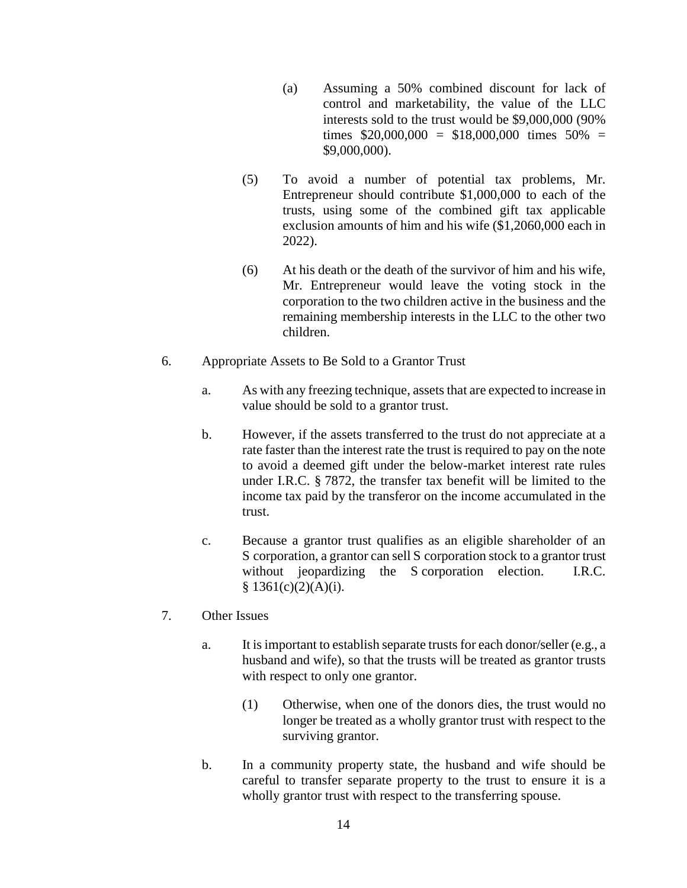(a) Assuming a 50% combined discount for lack of control and marketability, the value of the LLC interests sold to the trust would be $9,000,000 (90% times $20,000,000 = $18,000,000 times 50% = $9,000,000).

(5) To avoid a number of potential tax problems, Mr. Entrepreneur should contribute $1,000,000 to each of the trusts, using some of the combined gift tax applicable exclusion amounts of him and his wife ($1,2060,000 each in 2022).

(6) At his death or the death of the survivor of him and his wife, Mr. Entrepreneur would leave the voting stock in the corporation to the two children active in the business and the remaining membership interests in the LLC to the other two children.

6. Appropriate Assets to Be Sold to a Grantor Trust

a. As with any freezing technique, assets that are expected to increase in value should be sold to a grantor trust.

b. However, if the assets transferred to the trust do not appreciate at a rate faster than the interest rate the trust is required to pay on the note to avoid a deemed gift under the below-market interest rate rules under I.R.C. § 7872, the transfer tax benefit will be limited to the income tax paid by the transferor on the income accumulated in the trust.

c. Because a grantor trust qualifies as an eligible shareholder of an S corporation, a grantor can sell S corporation stock to a grantor trust without jeopardizing the S corporation election. I.R.C. § 1361(c)(2)(A)(i).

7. Other Issues

a. It is important to establish separate trusts for each donor/seller (e.g., a husband and wife), so that the trusts will be treated as grantor trusts with respect to only one grantor.

(1) Otherwise, when one of the donors dies, the trust would no longer be treated as a wholly grantor trust with respect to the surviving grantor.

b. In a community property state, the husband and wife should be careful to transfer separate property to the trust to ensure it is a wholly grantor trust with respect to the transferring spouse.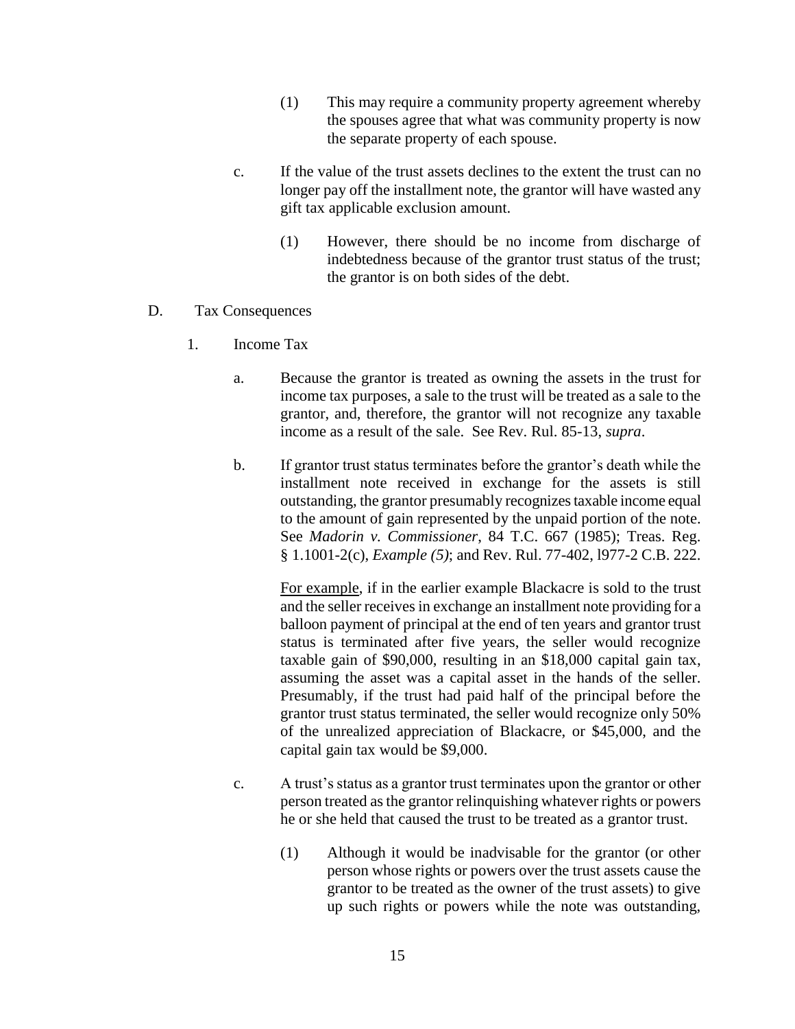(1) This may require a community property agreement whereby the spouses agree that what was community property is now the separate property of each spouse.

c. If the value of the trust assets declines to the extent the trust can no longer pay off the installment note, the grantor will have wasted any gift tax applicable exclusion amount.

(1) However, there should be no income from discharge of indebtedness because of the grantor trust status of the trust; the grantor is on both sides of the debt.

D. Tax Consequences

1. Income Tax

a. Because the grantor is treated as owning the assets in the trust for income tax purposes, a sale to the trust will be treated as a sale to the grantor, and, therefore, the grantor will not recognize any taxable income as a result of the sale. See Rev. Rul. 85-13, *supra*.

b. If grantor trust status terminates before the grantor's death while the installment note received in exchange for the assets is still outstanding, the grantor presumably recognizes taxable income equal to the amount of gain represented by the unpaid portion of the note. See *Madorin v. Commissioner*, 84 T.C. 667 (1985); Treas. Reg. § 1.1001-2(c), *Example (5)*; and Rev. Rul. 77-402, l977-2 C.B. 222.

For example, if in the earlier example Blackacre is sold to the trust and the seller receives in exchange an installment note providing for a balloon payment of principal at the end of ten years and grantor trust status is terminated after five years, the seller would recognize taxable gain of $90,000, resulting in an $18,000 capital gain tax, assuming the asset was a capital asset in the hands of the seller. Presumably, if the trust had paid half of the principal before the grantor trust status terminated, the seller would recognize only 50% of the unrealized appreciation of Blackacre, or $45,000, and the capital gain tax would be $9,000.

c. A trust's status as a grantor trust terminates upon the grantor or other person treated as the grantor relinquishing whatever rights or powers he or she held that caused the trust to be treated as a grantor trust.

(1) Although it would be inadvisable for the grantor (or other person whose rights or powers over the trust assets cause the grantor to be treated as the owner of the trust assets) to give up such rights or powers while the note was outstanding,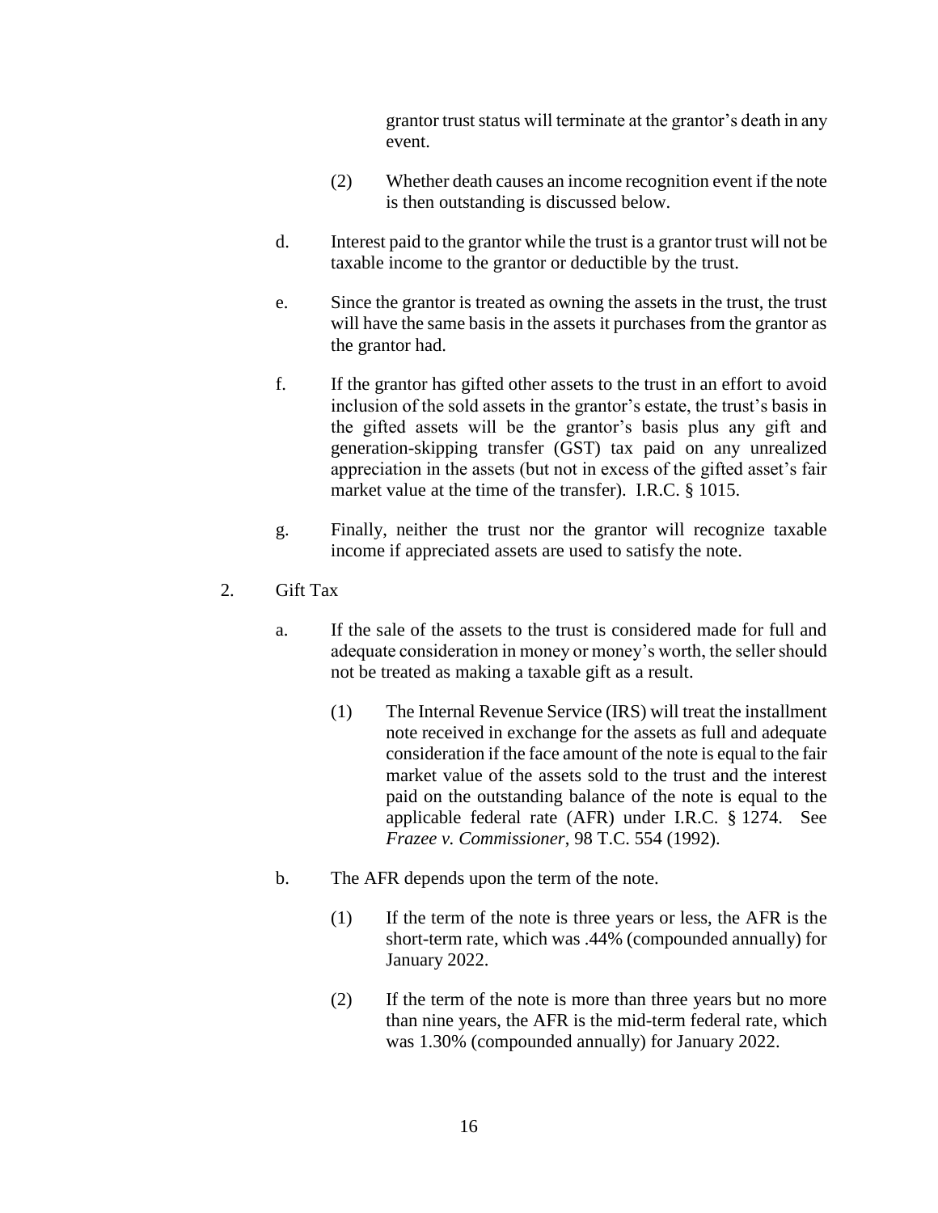grantor trust status will terminate at the grantor's death in any event.

(2) Whether death causes an income recognition event if the note is then outstanding is discussed below.

d. Interest paid to the grantor while the trust is a grantor trust will not be taxable income to the grantor or deductible by the trust.

e. Since the grantor is treated as owning the assets in the trust, the trust will have the same basis in the assets it purchases from the grantor as the grantor had.

f. If the grantor has gifted other assets to the trust in an effort to avoid inclusion of the sold assets in the grantor's estate, the trust's basis in the gifted assets will be the grantor's basis plus any gift and generation-skipping transfer (GST) tax paid on any unrealized appreciation in the assets (but not in excess of the gifted asset's fair market value at the time of the transfer). I.R.C. § 1015.

g. Finally, neither the trust nor the grantor will recognize taxable income if appreciated assets are used to satisfy the note.

2. Gift Tax

a. If the sale of the assets to the trust is considered made for full and adequate consideration in money or money's worth, the seller should not be treated as making a taxable gift as a result.

(1) The Internal Revenue Service (IRS) will treat the installment note received in exchange for the assets as full and adequate consideration if the face amount of the note is equal to the fair market value of the assets sold to the trust and the interest paid on the outstanding balance of the note is equal to the applicable federal rate (AFR) under I.R.C. § 1274. See *Frazee v. Commissioner*, 98 T.C. 554 (1992).

b. The AFR depends upon the term of the note.

(1) If the term of the note is three years or less, the AFR is the short-term rate, which was .44% (compounded annually) for January 2022.

(2) If the term of the note is more than three years but no more than nine years, the AFR is the mid-term federal rate, which was 1.30% (compounded annually) for January 2022.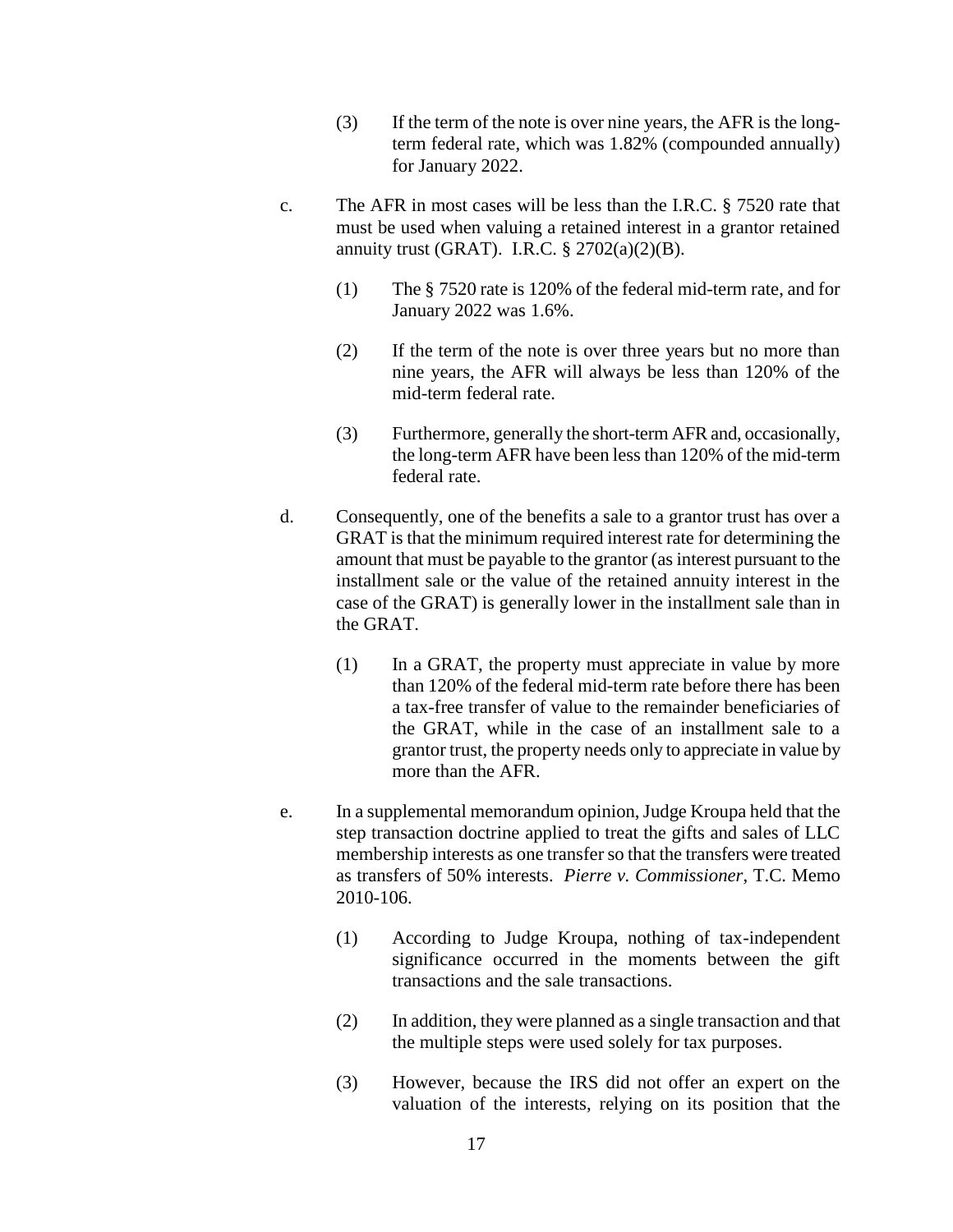(3) If the term of the note is over nine years, the AFR is the long-term federal rate, which was 1.82% (compounded annually) for January 2022.

c. The AFR in most cases will be less than the I.R.C. § 7520 rate that must be used when valuing a retained interest in a grantor retained annuity trust (GRAT). I.R.C. § 2702(a)(2)(B).

   (1) The § 7520 rate is 120% of the federal mid-term rate, and for January 2022 was 1.6%.

   (2) If the term of the note is over three years but no more than nine years, the AFR will always be less than 120% of the mid-term federal rate.

   (3) Furthermore, generally the short-term AFR and, occasionally, the long-term AFR have been less than 120% of the mid-term federal rate.

d. Consequently, one of the benefits a sale to a grantor trust has over a GRAT is that the minimum required interest rate for determining the amount that must be payable to the grantor (as interest pursuant to the installment sale or the value of the retained annuity interest in the case of the GRAT) is generally lower in the installment sale than in the GRAT.

   (1) In a GRAT, the property must appreciate in value by more than 120% of the federal mid-term rate before there has been a tax-free transfer of value to the remainder beneficiaries of the GRAT, while in the case of an installment sale to a grantor trust, the property needs only to appreciate in value by more than the AFR.

e. In a supplemental memorandum opinion, Judge Kroupa held that the step transaction doctrine applied to treat the gifts and sales of LLC membership interests as one transfer so that the transfers were treated as transfers of 50% interests. *Pierre v. Commissioner*, T.C. Memo 2010-106.

   (1) According to Judge Kroupa, nothing of tax-independent significance occurred in the moments between the gift transactions and the sale transactions.

   (2) In addition, they were planned as a single transaction and that the multiple steps were used solely for tax purposes.

   (3) However, because the IRS did not offer an expert on the valuation of the interests, relying on its position that the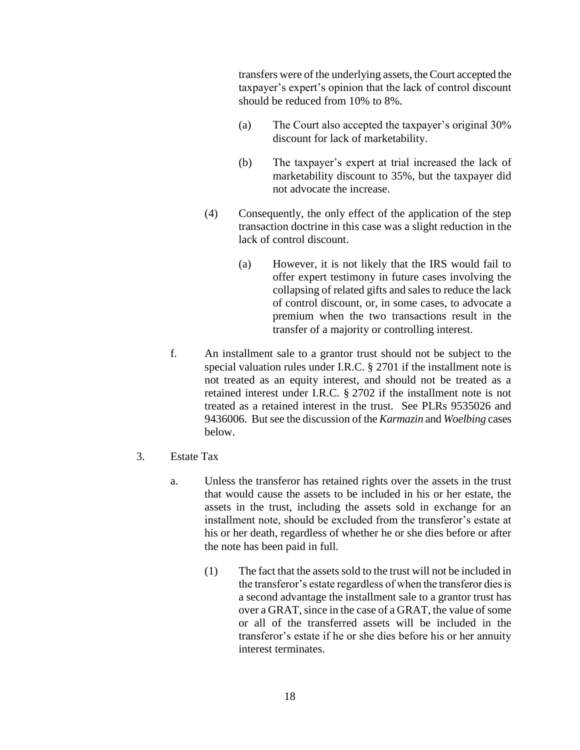transfers were of the underlying assets, the Court accepted the taxpayer's expert's opinion that the lack of control discount should be reduced from 10% to 8%.

(a) The Court also accepted the taxpayer's original 30% discount for lack of marketability.

(b) The taxpayer's expert at trial increased the lack of marketability discount to 35%, but the taxpayer did not advocate the increase.

(4) Consequently, the only effect of the application of the step transaction doctrine in this case was a slight reduction in the lack of control discount.

(a) However, it is not likely that the IRS would fail to offer expert testimony in future cases involving the collapsing of related gifts and sales to reduce the lack of control discount, or, in some cases, to advocate a premium when the two transactions result in the transfer of a majority or controlling interest.

f. An installment sale to a grantor trust should not be subject to the special valuation rules under I.R.C. § 2701 if the installment note is not treated as an equity interest, and should not be treated as a retained interest under I.R.C. § 2702 if the installment note is not treated as a retained interest in the trust. See PLRs 9535026 and 9436006. But see the discussion of the *Karmazin* and *Woelbing* cases below.

3. Estate Tax

a. Unless the transferor has retained rights over the assets in the trust that would cause the assets to be included in his or her estate, the assets in the trust, including the assets sold in exchange for an installment note, should be excluded from the transferor's estate at his or her death, regardless of whether he or she dies before or after the note has been paid in full.

(1) The fact that the assets sold to the trust will not be included in the transferor's estate regardless of when the transferor dies is a second advantage the installment sale to a grantor trust has over a GRAT, since in the case of a GRAT, the value of some or all of the transferred assets will be included in the transferor's estate if he or she dies before his or her annuity interest terminates.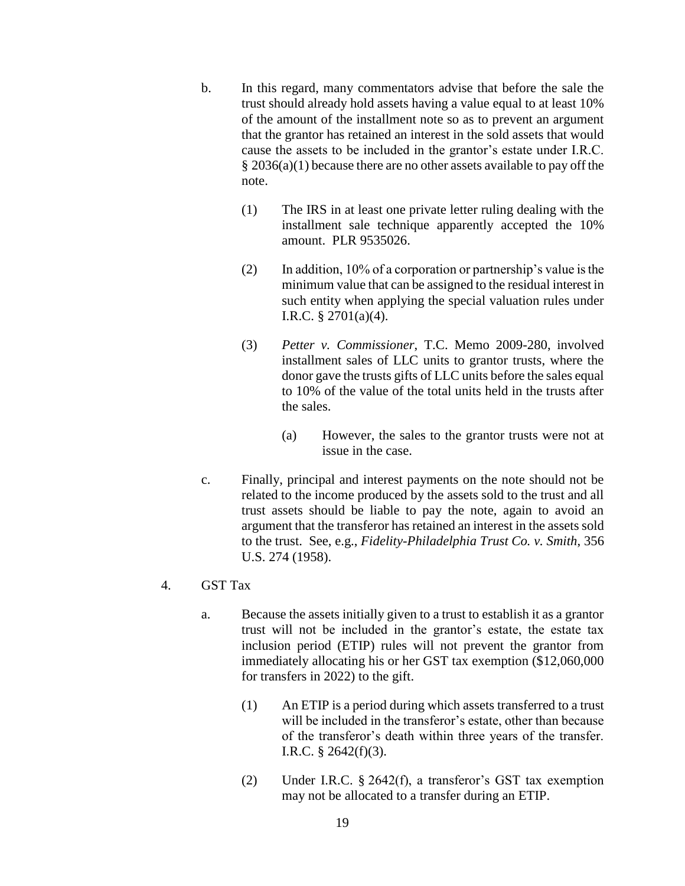b. In this regard, many commentators advise that before the sale the trust should already hold assets having a value equal to at least 10% of the amount of the installment note so as to prevent an argument that the grantor has retained an interest in the sold assets that would cause the assets to be included in the grantor's estate under I.R.C. § 2036(a)(1) because there are no other assets available to pay off the note.

   (1) The IRS in at least one private letter ruling dealing with the installment sale technique apparently accepted the 10% amount. PLR 9535026.

   (2) In addition, 10% of a corporation or partnership's value is the minimum value that can be assigned to the residual interest in such entity when applying the special valuation rules under I.R.C. § 2701(a)(4).

   (3) *Petter v. Commissioner*, T.C. Memo 2009-280, involved installment sales of LLC units to grantor trusts, where the donor gave the trusts gifts of LLC units before the sales equal to 10% of the value of the total units held in the trusts after the sales.

      (a) However, the sales to the grantor trusts were not at issue in the case.

c. Finally, principal and interest payments on the note should not be related to the income produced by the assets sold to the trust and all trust assets should be liable to pay the note, again to avoid an argument that the transferor has retained an interest in the assets sold to the trust. See, e.g., *Fidelity-Philadelphia Trust Co. v. Smith*, 356 U.S. 274 (1958).

4. GST Tax

a. Because the assets initially given to a trust to establish it as a grantor trust will not be included in the grantor's estate, the estate tax inclusion period (ETIP) rules will not prevent the grantor from immediately allocating his or her GST tax exemption ($12,060,000 for transfers in 2022) to the gift.

   (1) An ETIP is a period during which assets transferred to a trust will be included in the transferor's estate, other than because of the transferor's death within three years of the transfer. I.R.C. § 2642(f)(3).

   (2) Under I.R.C. § 2642(f), a transferor's GST tax exemption may not be allocated to a transfer during an ETIP.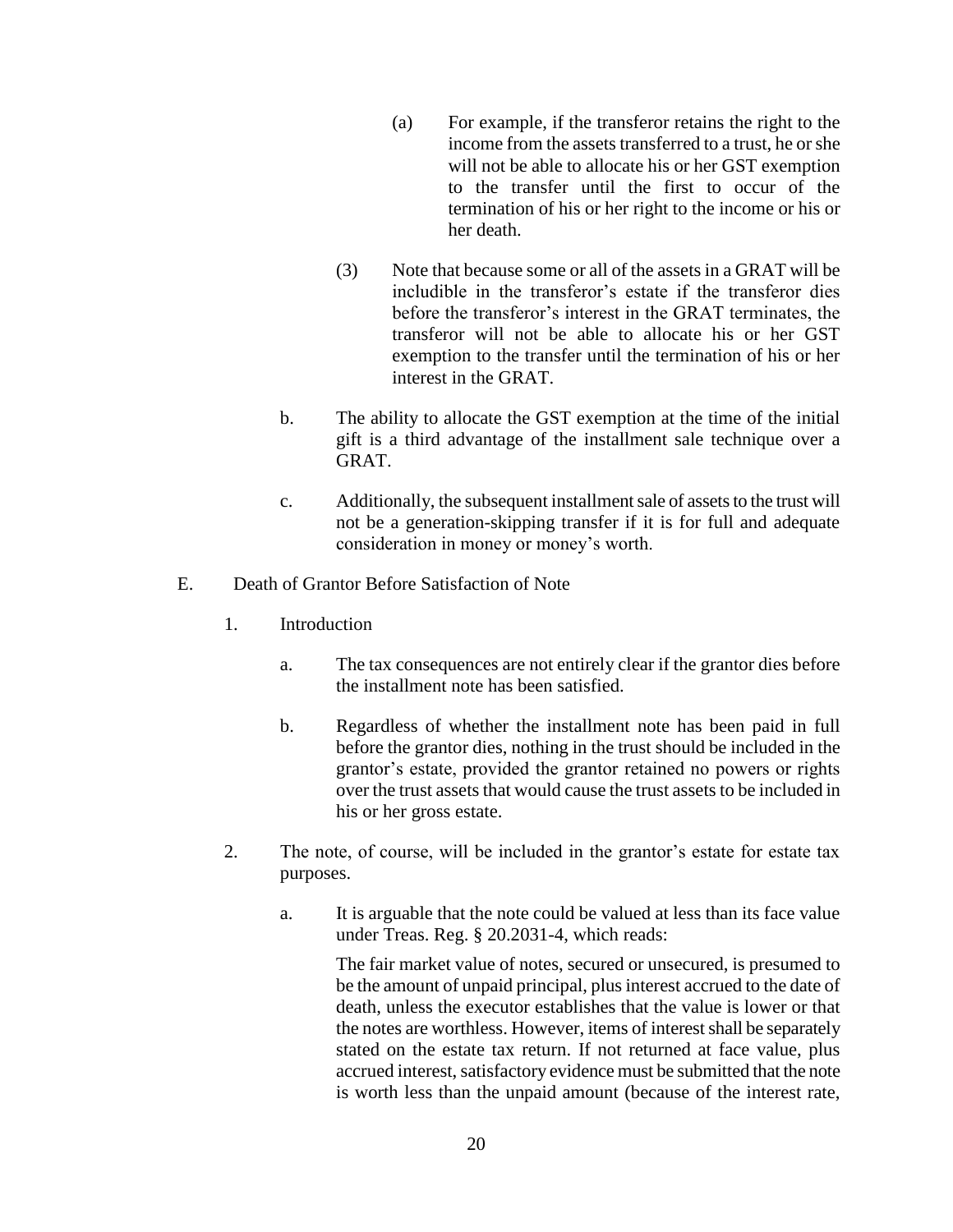(a) For example, if the transferor retains the right to the income from the assets transferred to a trust, he or she will not be able to allocate his or her GST exemption to the transfer until the first to occur of the termination of his or her right to the income or his or her death.

(3) Note that because some or all of the assets in a GRAT will be includible in the transferor's estate if the transferor dies before the transferor's interest in the GRAT terminates, the transferor will not be able to allocate his or her GST exemption to the transfer until the termination of his or her interest in the GRAT.

b. The ability to allocate the GST exemption at the time of the initial gift is a third advantage of the installment sale technique over a GRAT.

c. Additionally, the subsequent installment sale of assets to the trust will not be a generation-skipping transfer if it is for full and adequate consideration in money or money's worth.

E. Death of Grantor Before Satisfaction of Note

1. Introduction

a. The tax consequences are not entirely clear if the grantor dies before the installment note has been satisfied.

b. Regardless of whether the installment note has been paid in full before the grantor dies, nothing in the trust should be included in the grantor's estate, provided the grantor retained no powers or rights over the trust assets that would cause the trust assets to be included in his or her gross estate.

2. The note, of course, will be included in the grantor's estate for estate tax purposes.

a. It is arguable that the note could be valued at less than its face value under Treas. Reg. § 20.2031-4, which reads:

> The fair market value of notes, secured or unsecured, is presumed to be the amount of unpaid principal, plus interest accrued to the date of death, unless the executor establishes that the value is lower or that the notes are worthless. However, items of interest shall be separately stated on the estate tax return. If not returned at face value, plus accrued interest, satisfactory evidence must be submitted that the note is worth less than the unpaid amount (because of the interest rate,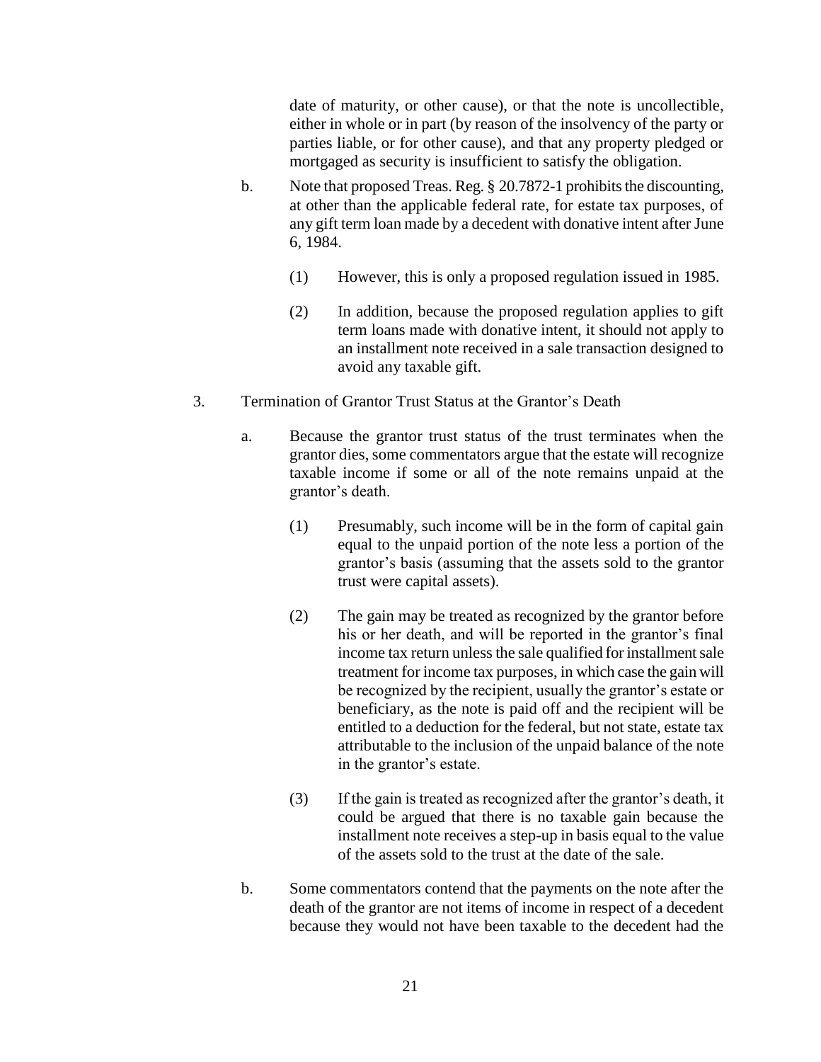date of maturity, or other cause), or that the note is uncollectible, either in whole or in part (by reason of the insolvency of the party or parties liable, or for other cause), and that any property pledged or mortgaged as security is insufficient to satisfy the obligation.

b. Note that proposed Treas. Reg. § 20.7872-1 prohibits the discounting, at other than the applicable federal rate, for estate tax purposes, of any gift term loan made by a decedent with donative intent after June 6, 1984.

   (1) However, this is only a proposed regulation issued in 1985.

   (2) In addition, because the proposed regulation applies to gift term loans made with donative intent, it should not apply to an installment note received in a sale transaction designed to avoid any taxable gift.

3. Termination of Grantor Trust Status at the Grantor's Death

   a. Because the grantor trust status of the trust terminates when the grantor dies, some commentators argue that the estate will recognize taxable income if some or all of the note remains unpaid at the grantor's death.

      (1) Presumably, such income will be in the form of capital gain equal to the unpaid portion of the note less a portion of the grantor's basis (assuming that the assets sold to the grantor trust were capital assets).

      (2) The gain may be treated as recognized by the grantor before his or her death, and will be reported in the grantor's final income tax return unless the sale qualified for installment sale treatment for income tax purposes, in which case the gain will be recognized by the recipient, usually the grantor's estate or beneficiary, as the note is paid off and the recipient will be entitled to a deduction for the federal, but not state, estate tax attributable to the inclusion of the unpaid balance of the note in the grantor's estate.

      (3) If the gain is treated as recognized after the grantor's death, it could be argued that there is no taxable gain because the installment note receives a step-up in basis equal to the value of the assets sold to the trust at the date of the sale.

   b. Some commentators contend that the payments on the note after the death of the grantor are not items of income in respect of a decedent because they would not have been taxable to the decedent had the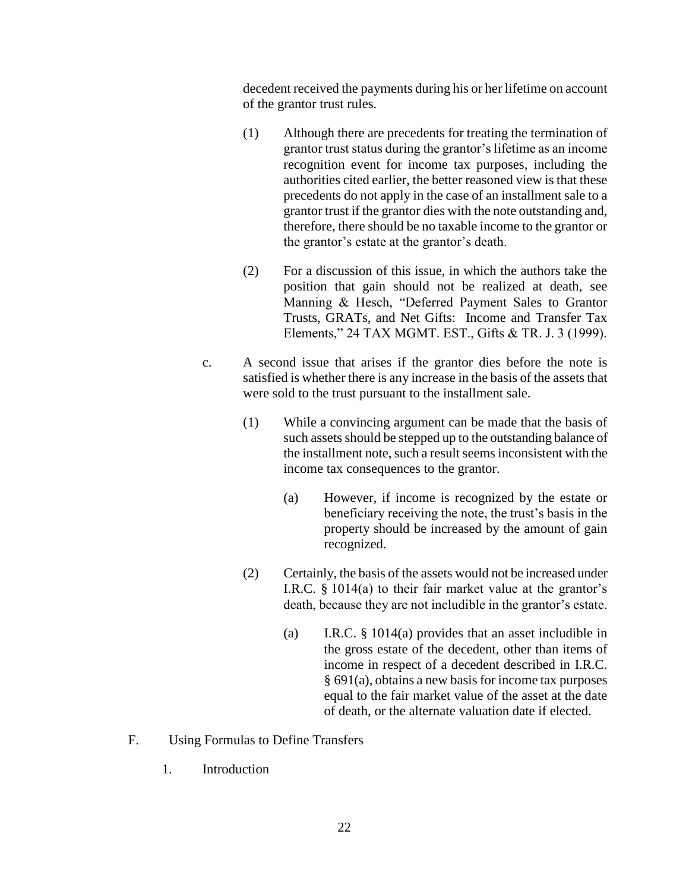decedent received the payments during his or her lifetime on account of the grantor trust rules.

(1) Although there are precedents for treating the termination of grantor trust status during the grantor's lifetime as an income recognition event for income tax purposes, including the authorities cited earlier, the better reasoned view is that these precedents do not apply in the case of an installment sale to a grantor trust if the grantor dies with the note outstanding and, therefore, there should be no taxable income to the grantor or the grantor's estate at the grantor's death.

(2) For a discussion of this issue, in which the authors take the position that gain should not be realized at death, see Manning & Hesch, "Deferred Payment Sales to Grantor Trusts, GRATs, and Net Gifts: Income and Transfer Tax Elements," 24 TAX MGMT. EST., Gifts & TR. J. 3 (1999).

c. A second issue that arises if the grantor dies before the note is satisfied is whether there is any increase in the basis of the assets that were sold to the trust pursuant to the installment sale.

(1) While a convincing argument can be made that the basis of such assets should be stepped up to the outstanding balance of the installment note, such a result seems inconsistent with the income tax consequences to the grantor.

(a) However, if income is recognized by the estate or beneficiary receiving the note, the trust's basis in the property should be increased by the amount of gain recognized.

(2) Certainly, the basis of the assets would not be increased under I.R.C. § 1014(a) to their fair market value at the grantor's death, because they are not includible in the grantor's estate.

(a) I.R.C. § 1014(a) provides that an asset includible in the gross estate of the decedent, other than items of income in respect of a decedent described in I.R.C. § 691(a), obtains a new basis for income tax purposes equal to the fair market value of the asset at the date of death, or the alternate valuation date if elected.

## F. Using Formulas to Define Transfers

### 1. Introduction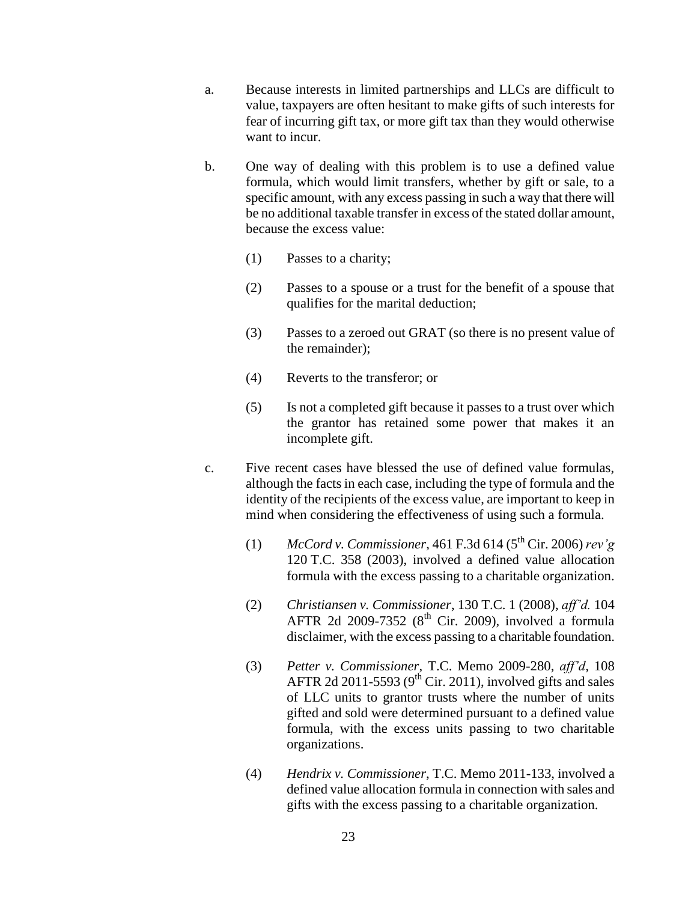a. Because interests in limited partnerships and LLCs are difficult to value, taxpayers are often hesitant to make gifts of such interests for fear of incurring gift tax, or more gift tax than they would otherwise want to incur.

b. One way of dealing with this problem is to use a defined value formula, which would limit transfers, whether by gift or sale, to a specific amount, with any excess passing in such a way that there will be no additional taxable transfer in excess of the stated dollar amount, because the excess value:

   (1) Passes to a charity;

   (2) Passes to a spouse or a trust for the benefit of a spouse that qualifies for the marital deduction;

   (3) Passes to a zeroed out GRAT (so there is no present value of the remainder);

   (4) Reverts to the transferor; or

   (5) Is not a completed gift because it passes to a trust over which the grantor has retained some power that makes it an incomplete gift.

c. Five recent cases have blessed the use of defined value formulas, although the facts in each case, including the type of formula and the identity of the recipients of the excess value, are important to keep in mind when considering the effectiveness of using such a formula.

   (1) *McCord v. Commissioner*, 461 F.3d 614 (5th Cir. 2006) *rev'g* 120 T.C. 358 (2003), involved a defined value allocation formula with the excess passing to a charitable organization.

   (2) *Christiansen v. Commissioner*, 130 T.C. 1 (2008), *aff'd.* 104 AFTR 2d 2009-7352 (8th Cir. 2009), involved a formula disclaimer, with the excess passing to a charitable foundation.

   (3) *Petter v. Commissioner*, T.C. Memo 2009-280, *aff'd*, 108 AFTR 2d 2011-5593 (9th Cir. 2011), involved gifts and sales of LLC units to grantor trusts where the number of units gifted and sold were determined pursuant to a defined value formula, with the excess units passing to two charitable organizations.

   (4) *Hendrix v. Commissioner*, T.C. Memo 2011-133, involved a defined value allocation formula in connection with sales and gifts with the excess passing to a charitable organization.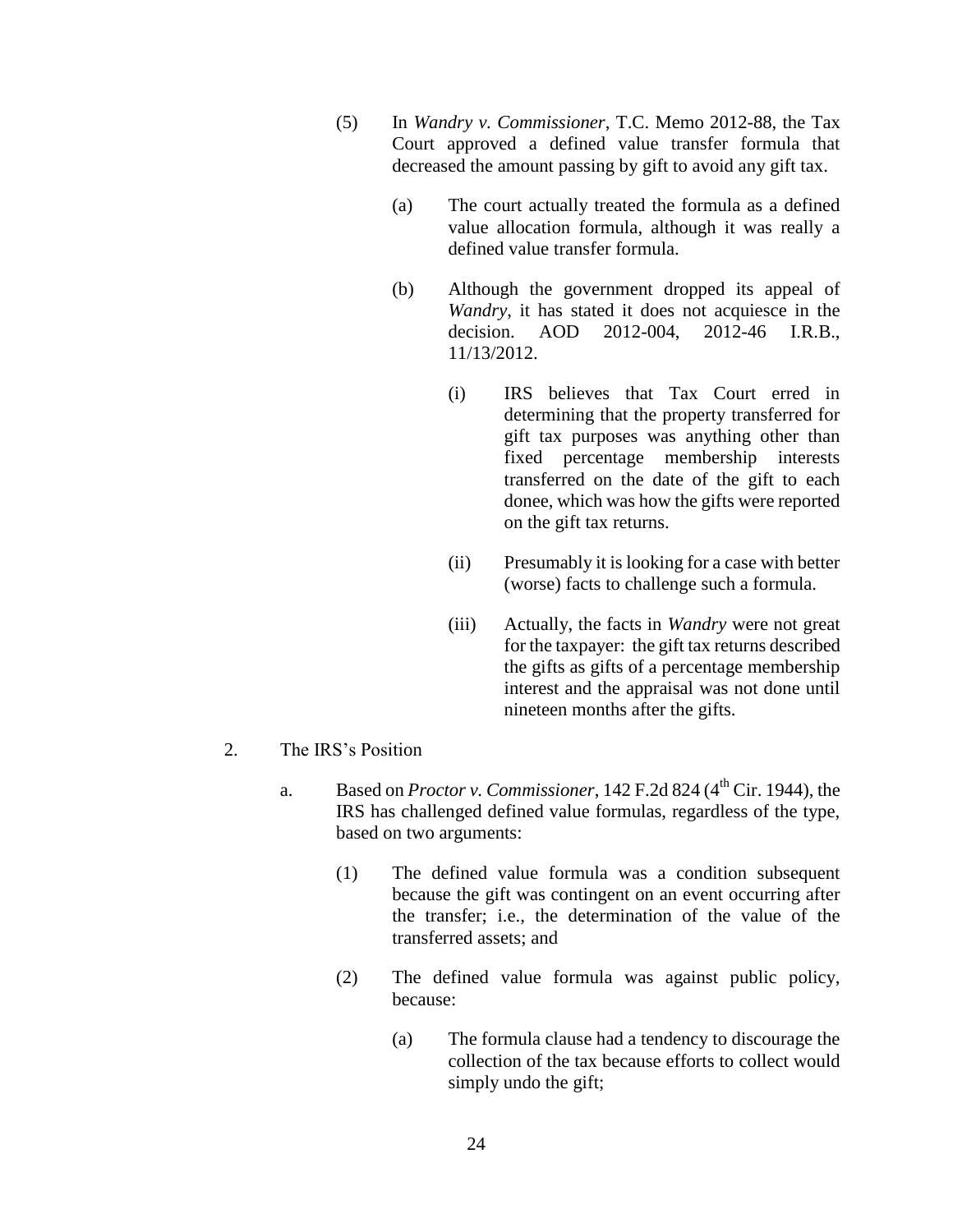(5) In *Wandry v. Commissioner*, T.C. Memo 2012-88, the Tax Court approved a defined value transfer formula that decreased the amount passing by gift to avoid any gift tax.

   (a) The court actually treated the formula as a defined value allocation formula, although it was really a defined value transfer formula.

   (b) Although the government dropped its appeal of *Wandry*, it has stated it does not acquiesce in the decision. AOD 2012-004, 2012-46 I.R.B., 11/13/2012.

      (i) IRS believes that Tax Court erred in determining that the property transferred for gift tax purposes was anything other than fixed percentage membership interests transferred on the date of the gift to each donee, which was how the gifts were reported on the gift tax returns.

      (ii) Presumably it is looking for a case with better (worse) facts to challenge such a formula.

      (iii) Actually, the facts in *Wandry* were not great for the taxpayer: the gift tax returns described the gifts as gifts of a percentage membership interest and the appraisal was not done until nineteen months after the gifts.

2. The IRS's Position

   a. Based on *Proctor v. Commissioner*, 142 F.2d 824 (4th Cir. 1944), the IRS has challenged defined value formulas, regardless of the type, based on two arguments:

      (1) The defined value formula was a condition subsequent because the gift was contingent on an event occurring after the transfer; i.e., the determination of the value of the transferred assets; and

      (2) The defined value formula was against public policy, because:

         (a) The formula clause had a tendency to discourage the collection of the tax because efforts to collect would simply undo the gift;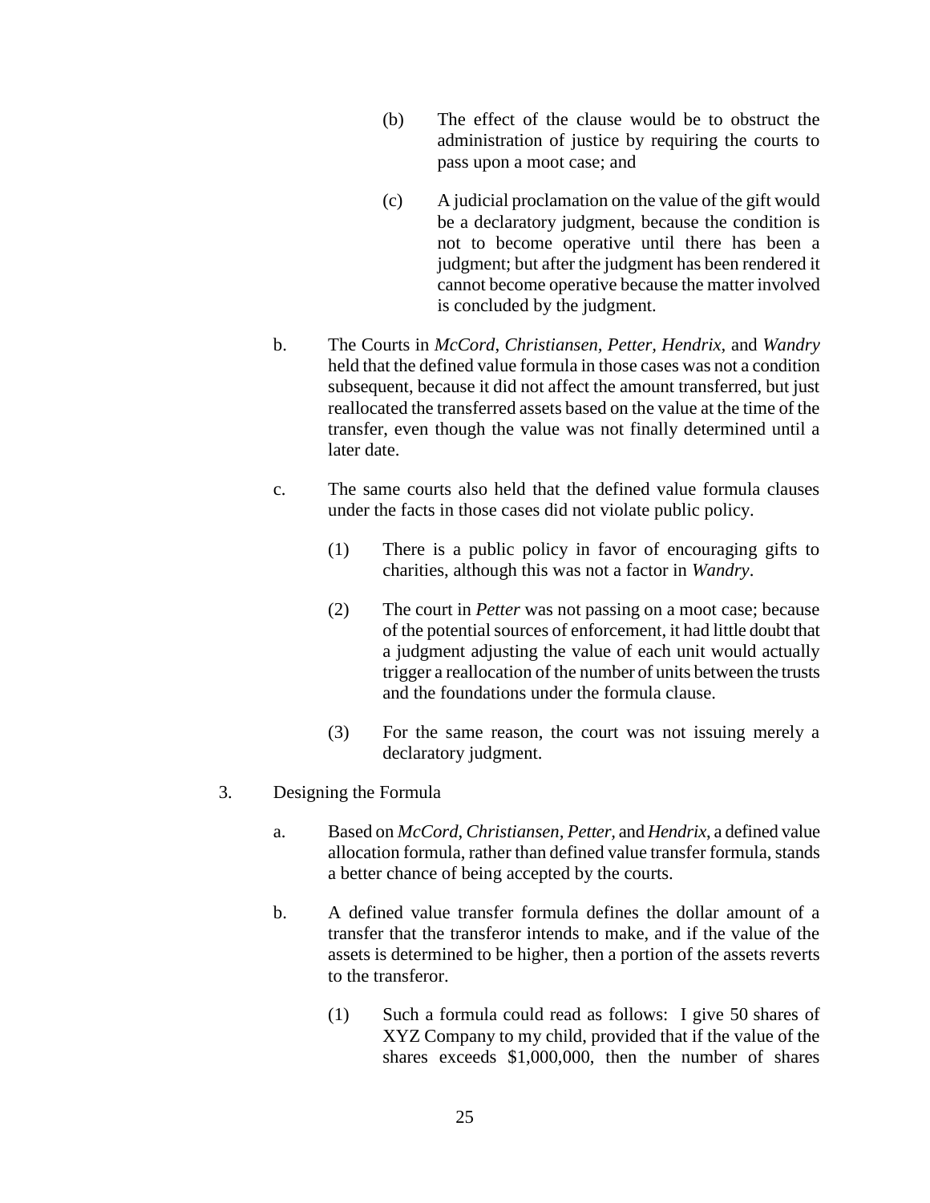(b) The effect of the clause would be to obstruct the administration of justice by requiring the courts to pass upon a moot case; and

(c) A judicial proclamation on the value of the gift would be a declaratory judgment, because the condition is not to become operative until there has been a judgment; but after the judgment has been rendered it cannot become operative because the matter involved is concluded by the judgment.

b. The Courts in *McCord*, *Christiansen, Petter, Hendrix,* and *Wandry* held that the defined value formula in those cases was not a condition subsequent, because it did not affect the amount transferred, but just reallocated the transferred assets based on the value at the time of the transfer, even though the value was not finally determined until a later date.

c. The same courts also held that the defined value formula clauses under the facts in those cases did not violate public policy.

(1) There is a public policy in favor of encouraging gifts to charities, although this was not a factor in *Wandry*.

(2) The court in *Petter* was not passing on a moot case; because of the potential sources of enforcement, it had little doubt that a judgment adjusting the value of each unit would actually trigger a reallocation of the number of units between the trusts and the foundations under the formula clause.

(3) For the same reason, the court was not issuing merely a declaratory judgment.

3. Designing the Formula

a. Based on *McCord, Christiansen, Petter,* and *Hendrix,* a defined value allocation formula, rather than defined value transfer formula, stands a better chance of being accepted by the courts.

b. A defined value transfer formula defines the dollar amount of a transfer that the transferor intends to make, and if the value of the assets is determined to be higher, then a portion of the assets reverts to the transferor.

(1) Such a formula could read as follows: I give 50 shares of XYZ Company to my child, provided that if the value of the shares exceeds $1,000,000, then the number of shares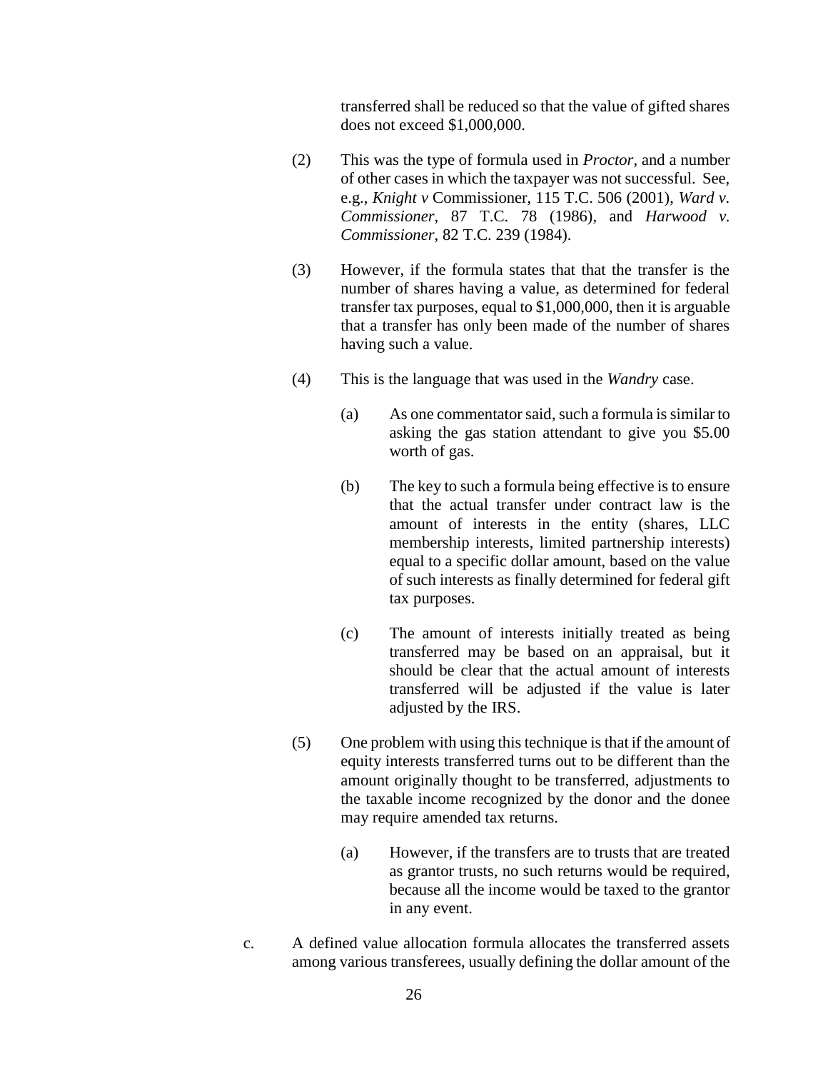transferred shall be reduced so that the value of gifted shares does not exceed $1,000,000.

(2) This was the type of formula used in *Proctor*, and a number of other cases in which the taxpayer was not successful. See, e.g., *Knight v* Commissioner, 115 T.C. 506 (2001), *Ward v. Commissioner*, 87 T.C. 78 (1986), and *Harwood v. Commissioner*, 82 T.C. 239 (1984).

(3) However, if the formula states that that the transfer is the number of shares having a value, as determined for federal transfer tax purposes, equal to $1,000,000, then it is arguable that a transfer has only been made of the number of shares having such a value.

(4) This is the language that was used in the *Wandry* case.

(a) As one commentator said, such a formula is similar to asking the gas station attendant to give you $5.00 worth of gas.

(b) The key to such a formula being effective is to ensure that the actual transfer under contract law is the amount of interests in the entity (shares, LLC membership interests, limited partnership interests) equal to a specific dollar amount, based on the value of such interests as finally determined for federal gift tax purposes.

(c) The amount of interests initially treated as being transferred may be based on an appraisal, but it should be clear that the actual amount of interests transferred will be adjusted if the value is later adjusted by the IRS.

(5) One problem with using this technique is that if the amount of equity interests transferred turns out to be different than the amount originally thought to be transferred, adjustments to the taxable income recognized by the donor and the donee may require amended tax returns.

(a) However, if the transfers are to trusts that are treated as grantor trusts, no such returns would be required, because all the income would be taxed to the grantor in any event.

c. A defined value allocation formula allocates the transferred assets among various transferees, usually defining the dollar amount of the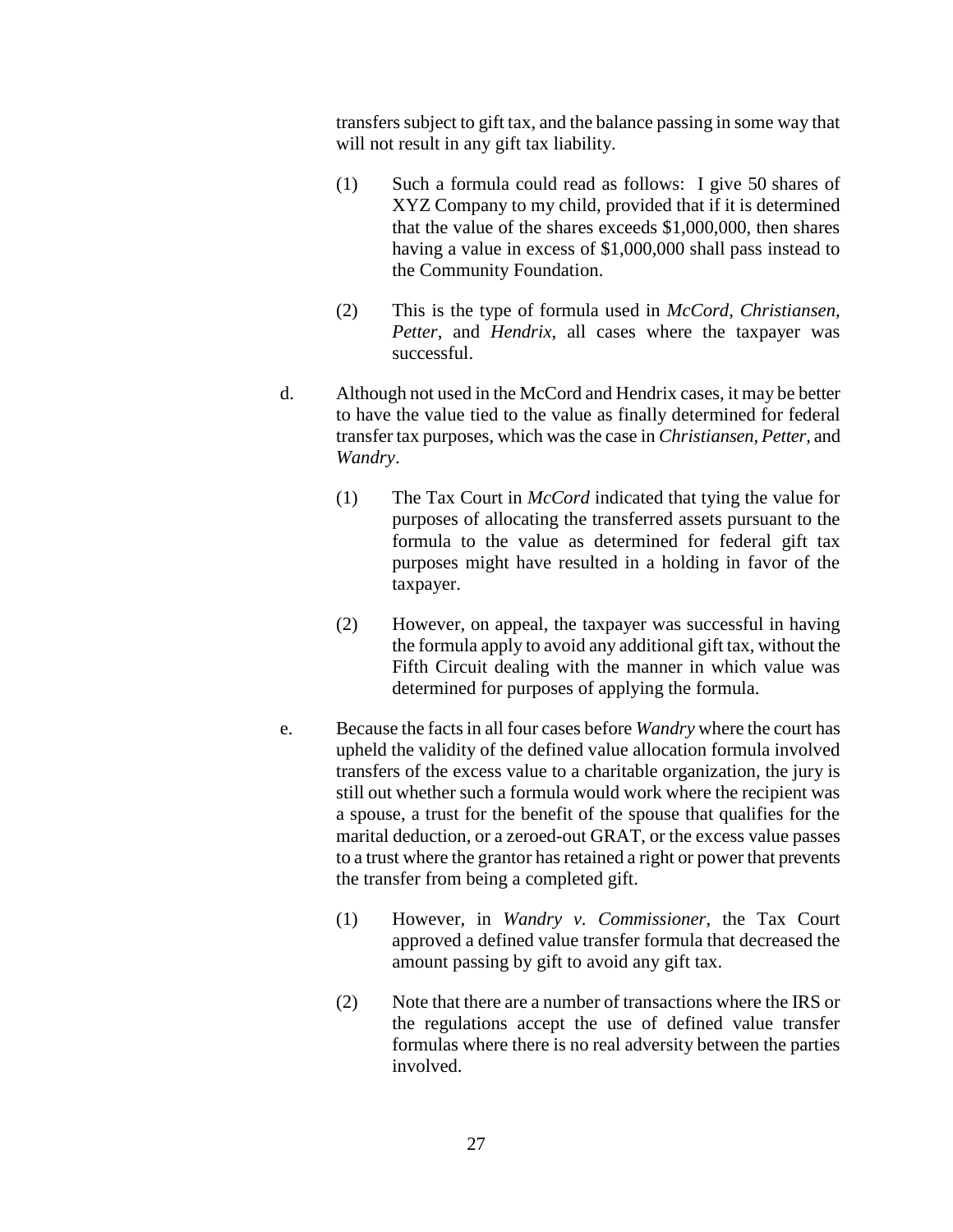transfers subject to gift tax, and the balance passing in some way that will not result in any gift tax liability.

(1) Such a formula could read as follows: I give 50 shares of XYZ Company to my child, provided that if it is determined that the value of the shares exceeds $1,000,000, then shares having a value in excess of $1,000,000 shall pass instead to the Community Foundation.

(2) This is the type of formula used in *McCord*, *Christiansen*, *Petter*, and *Hendrix*, all cases where the taxpayer was successful.

d. Although not used in the McCord and Hendrix cases, it may be better to have the value tied to the value as finally determined for federal transfer tax purposes, which was the case in *Christiansen*, *Petter,* and *Wandry*.

(1) The Tax Court in *McCord* indicated that tying the value for purposes of allocating the transferred assets pursuant to the formula to the value as determined for federal gift tax purposes might have resulted in a holding in favor of the taxpayer.

(2) However, on appeal, the taxpayer was successful in having the formula apply to avoid any additional gift tax, without the Fifth Circuit dealing with the manner in which value was determined for purposes of applying the formula.

e. Because the facts in all four cases before *Wandry* where the court has upheld the validity of the defined value allocation formula involved transfers of the excess value to a charitable organization, the jury is still out whether such a formula would work where the recipient was a spouse, a trust for the benefit of the spouse that qualifies for the marital deduction, or a zeroed-out GRAT, or the excess value passes to a trust where the grantor has retained a right or power that prevents the transfer from being a completed gift.

(1) However, in *Wandry v. Commissioner*, the Tax Court approved a defined value transfer formula that decreased the amount passing by gift to avoid any gift tax.

(2) Note that there are a number of transactions where the IRS or the regulations accept the use of defined value transfer formulas where there is no real adversity between the parties involved.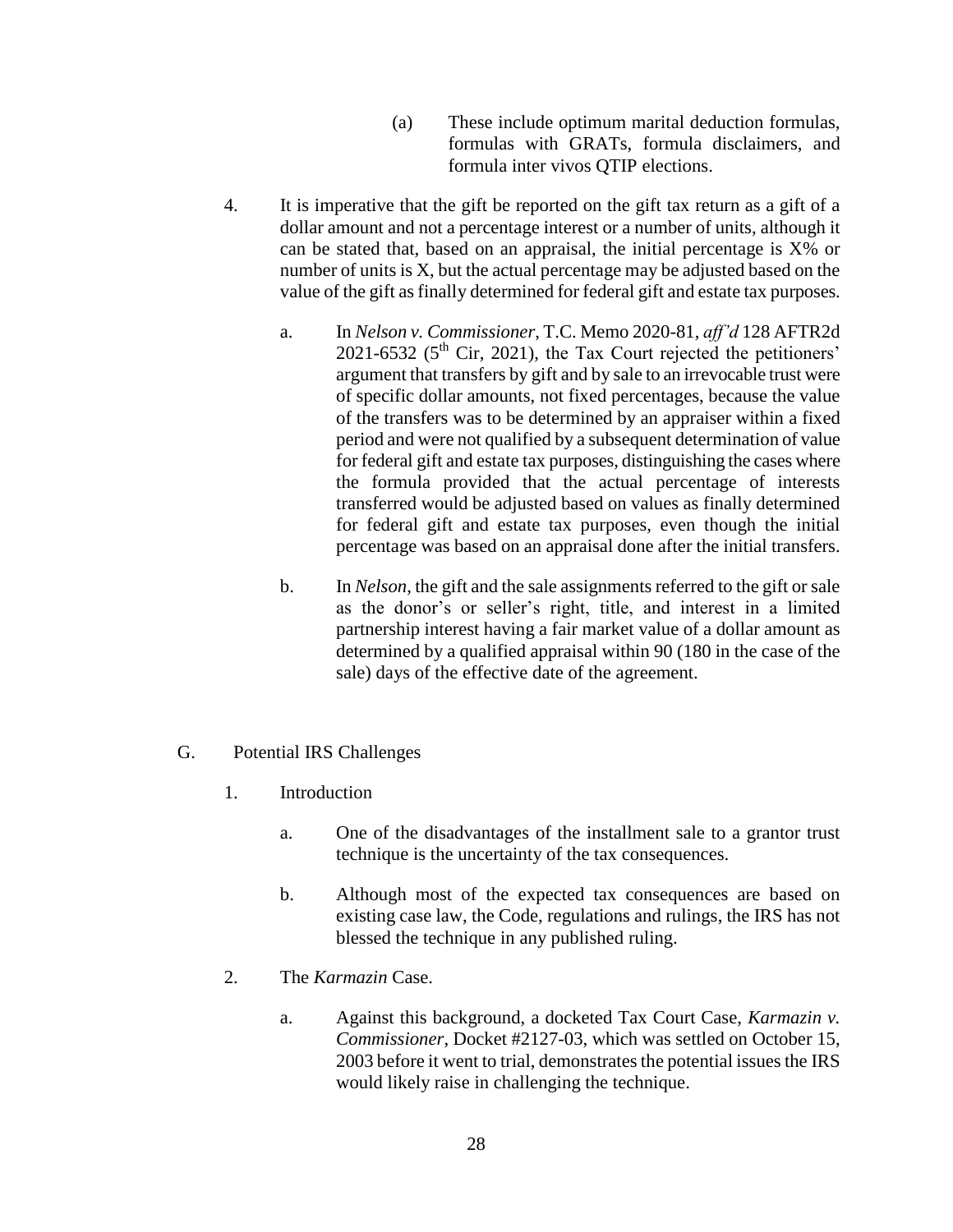(a) These include optimum marital deduction formulas, formulas with GRATs, formula disclaimers, and formula inter vivos QTIP elections.

4. It is imperative that the gift be reported on the gift tax return as a gift of a dollar amount and not a percentage interest or a number of units, although it can be stated that, based on an appraisal, the initial percentage is X% or number of units is X, but the actual percentage may be adjusted based on the value of the gift as finally determined for federal gift and estate tax purposes.

   a. In *Nelson v. Commissioner*, T.C. Memo 2020-81, *aff'd* 128 AFTR2d 2021-6532 (5th Cir, 2021), the Tax Court rejected the petitioners' argument that transfers by gift and by sale to an irrevocable trust were of specific dollar amounts, not fixed percentages, because the value of the transfers was to be determined by an appraiser within a fixed period and were not qualified by a subsequent determination of value for federal gift and estate tax purposes, distinguishing the cases where the formula provided that the actual percentage of interests transferred would be adjusted based on values as finally determined for federal gift and estate tax purposes, even though the initial percentage was based on an appraisal done after the initial transfers.

   b. In *Nelson*, the gift and the sale assignments referred to the gift or sale as the donor's or seller's right, title, and interest in a limited partnership interest having a fair market value of a dollar amount as determined by a qualified appraisal within 90 (180 in the case of the sale) days of the effective date of the agreement.

## G. Potential IRS Challenges

1. Introduction

   a. One of the disadvantages of the installment sale to a grantor trust technique is the uncertainty of the tax consequences.

   b. Although most of the expected tax consequences are based on existing case law, the Code, regulations and rulings, the IRS has not blessed the technique in any published ruling.

2. The *Karmazin* Case.

   a. Against this background, a docketed Tax Court Case, *Karmazin v. Commissioner*, Docket #2127-03, which was settled on October 15, 2003 before it went to trial, demonstrates the potential issues the IRS would likely raise in challenging the technique.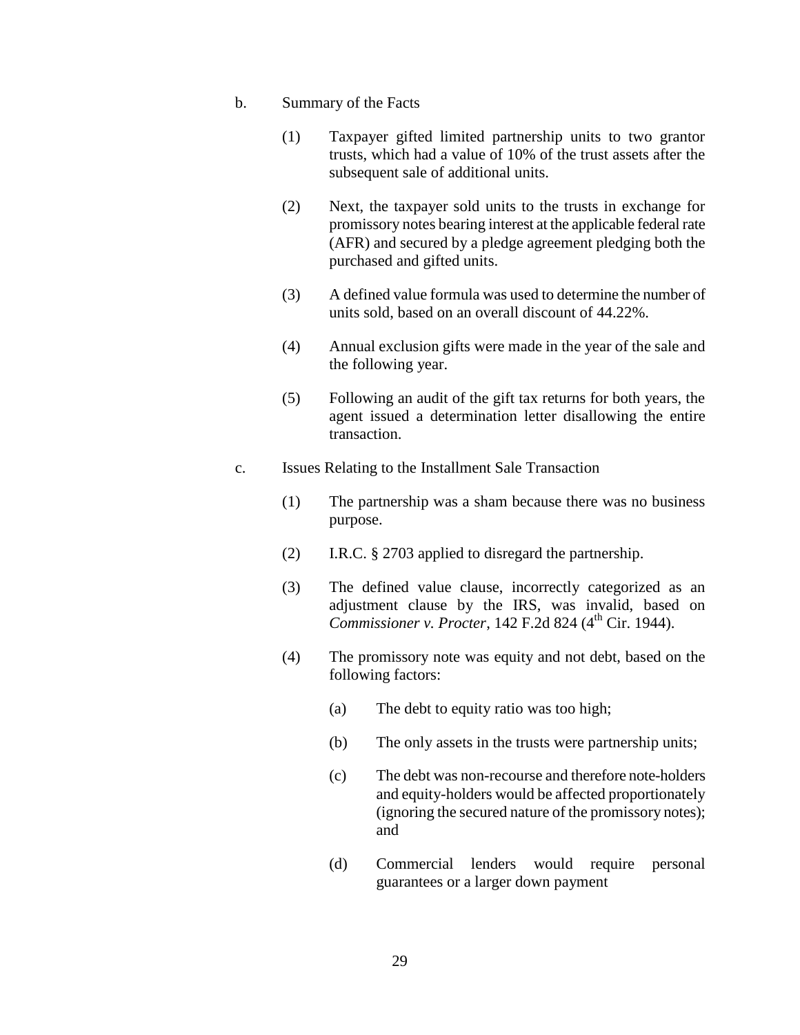b. Summary of the Facts

(1) Taxpayer gifted limited partnership units to two grantor trusts, which had a value of 10% of the trust assets after the subsequent sale of additional units.

(2) Next, the taxpayer sold units to the trusts in exchange for promissory notes bearing interest at the applicable federal rate (AFR) and secured by a pledge agreement pledging both the purchased and gifted units.

(3) A defined value formula was used to determine the number of units sold, based on an overall discount of 44.22%.

(4) Annual exclusion gifts were made in the year of the sale and the following year.

(5) Following an audit of the gift tax returns for both years, the agent issued a determination letter disallowing the entire transaction.

c. Issues Relating to the Installment Sale Transaction

(1) The partnership was a sham because there was no business purpose.

(2) I.R.C. § 2703 applied to disregard the partnership.

(3) The defined value clause, incorrectly categorized as an adjustment clause by the IRS, was invalid, based on *Commissioner v. Procter*, 142 F.2d 824 (4th Cir. 1944).

(4) The promissory note was equity and not debt, based on the following factors:

(a) The debt to equity ratio was too high;

(b) The only assets in the trusts were partnership units;

(c) The debt was non-recourse and therefore note-holders and equity-holders would be affected proportionately (ignoring the secured nature of the promissory notes); and

(d) Commercial lenders would require personal guarantees or a larger down payment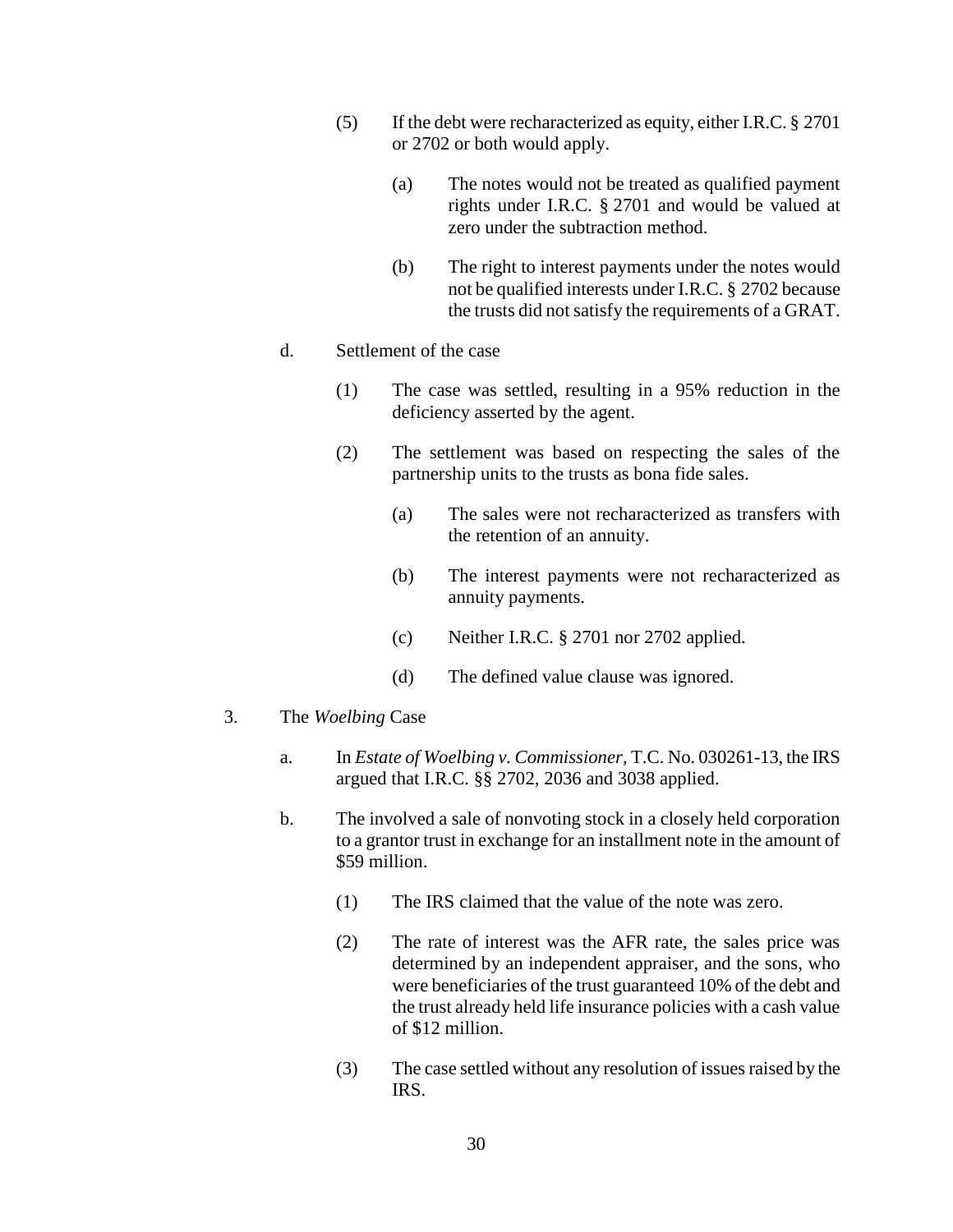(5) If the debt were recharacterized as equity, either I.R.C. § 2701 or 2702 or both would apply.

(a) The notes would not be treated as qualified payment rights under I.R.C. § 2701 and would be valued at zero under the subtraction method.

(b) The right to interest payments under the notes would not be qualified interests under I.R.C. § 2702 because the trusts did not satisfy the requirements of a GRAT.

d. Settlement of the case

(1) The case was settled, resulting in a 95% reduction in the deficiency asserted by the agent.

(2) The settlement was based on respecting the sales of the partnership units to the trusts as bona fide sales.

(a) The sales were not recharacterized as transfers with the retention of an annuity.

(b) The interest payments were not recharacterized as annuity payments.

(c) Neither I.R.C. § 2701 nor 2702 applied.

(d) The defined value clause was ignored.

3. The *Woelbing* Case

a. In *Estate of Woelbing v. Commissioner*, T.C. No. 030261-13, the IRS argued that I.R.C. §§ 2702, 2036 and 3038 applied.

b. The involved a sale of nonvoting stock in a closely held corporation to a grantor trust in exchange for an installment note in the amount of $59 million.

(1) The IRS claimed that the value of the note was zero.

(2) The rate of interest was the AFR rate, the sales price was determined by an independent appraiser, and the sons, who were beneficiaries of the trust guaranteed 10% of the debt and the trust already held life insurance policies with a cash value of $12 million.

(3) The case settled without any resolution of issues raised by the IRS.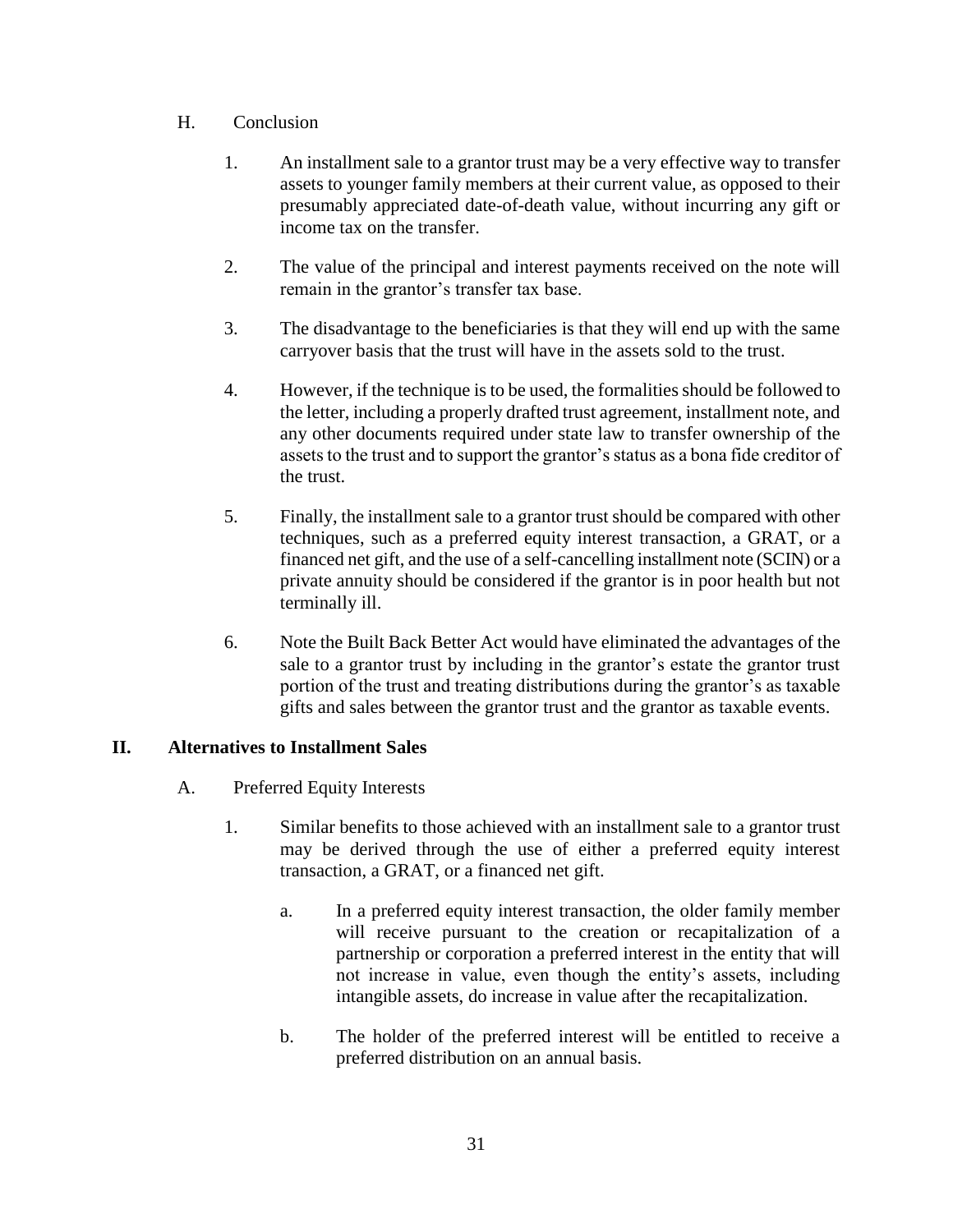### H. Conclusion

1. An installment sale to a grantor trust may be a very effective way to transfer assets to younger family members at their current value, as opposed to their presumably appreciated date-of-death value, without incurring any gift or income tax on the transfer.

2. The value of the principal and interest payments received on the note will remain in the grantor's transfer tax base.

3. The disadvantage to the beneficiaries is that they will end up with the same carryover basis that the trust will have in the assets sold to the trust.

4. However, if the technique is to be used, the formalities should be followed to the letter, including a properly drafted trust agreement, installment note, and any other documents required under state law to transfer ownership of the assets to the trust and to support the grantor's status as a bona fide creditor of the trust.

5. Finally, the installment sale to a grantor trust should be compared with other techniques, such as a preferred equity interest transaction, a GRAT, or a financed net gift, and the use of a self-cancelling installment note (SCIN) or a private annuity should be considered if the grantor is in poor health but not terminally ill.

6. Note the Built Back Better Act would have eliminated the advantages of the sale to a grantor trust by including in the grantor's estate the grantor trust portion of the trust and treating distributions during the grantor's as taxable gifts and sales between the grantor trust and the grantor as taxable events.

## II. Alternatives to Installment Sales

### A. Preferred Equity Interests

1. Similar benefits to those achieved with an installment sale to a grantor trust may be derived through the use of either a preferred equity interest transaction, a GRAT, or a financed net gift.

   a. In a preferred equity interest transaction, the older family member will receive pursuant to the creation or recapitalization of a partnership or corporation a preferred interest in the entity that will not increase in value, even though the entity's assets, including intangible assets, do increase in value after the recapitalization.

   b. The holder of the preferred interest will be entitled to receive a preferred distribution on an annual basis.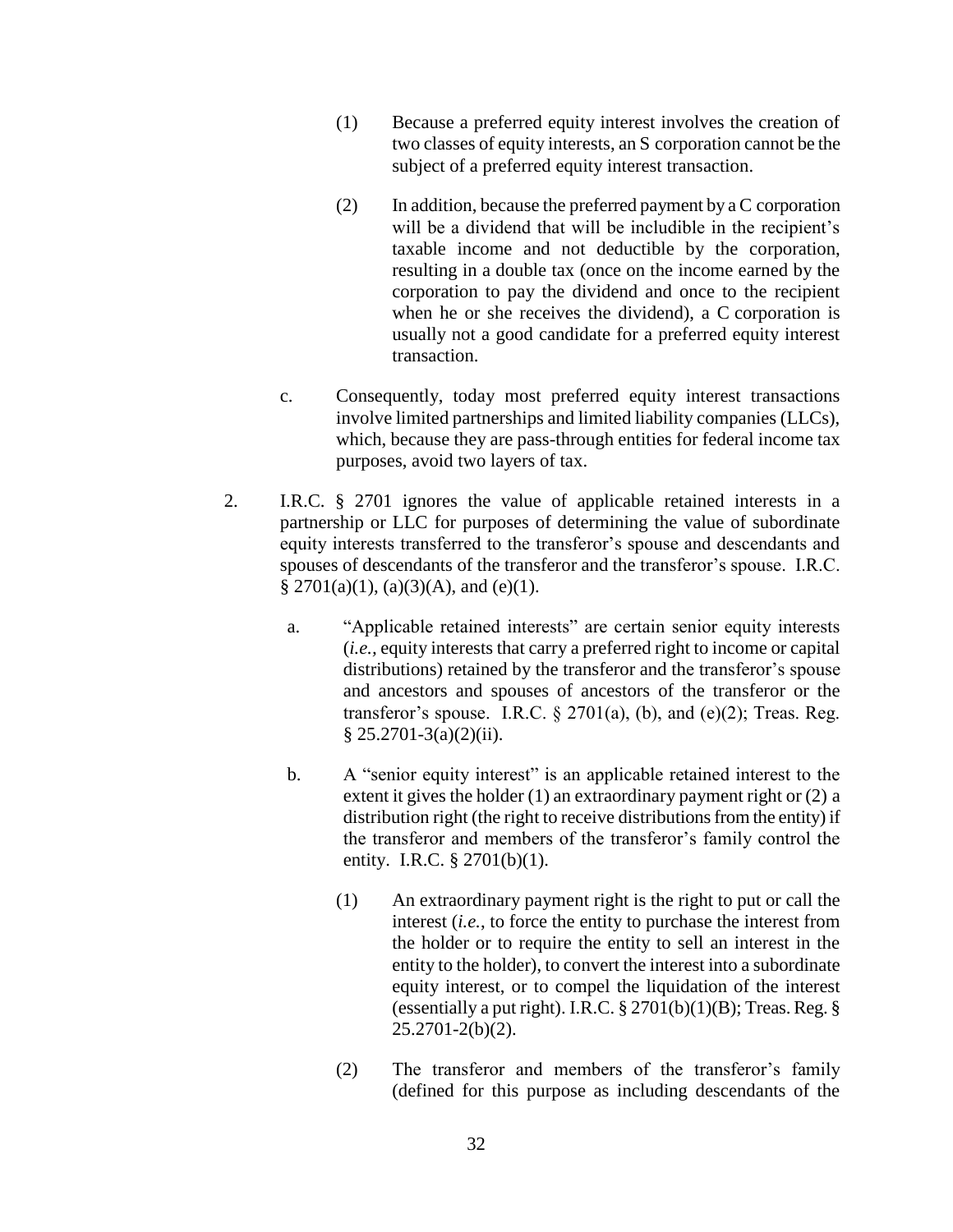(1) Because a preferred equity interest involves the creation of two classes of equity interests, an S corporation cannot be the subject of a preferred equity interest transaction.

(2) In addition, because the preferred payment by a C corporation will be a dividend that will be includible in the recipient's taxable income and not deductible by the corporation, resulting in a double tax (once on the income earned by the corporation to pay the dividend and once to the recipient when he or she receives the dividend), a C corporation is usually not a good candidate for a preferred equity interest transaction.

c. Consequently, today most preferred equity interest transactions involve limited partnerships and limited liability companies (LLCs), which, because they are pass-through entities for federal income tax purposes, avoid two layers of tax.

2. I.R.C. § 2701 ignores the value of applicable retained interests in a partnership or LLC for purposes of determining the value of subordinate equity interests transferred to the transferor's spouse and descendants and spouses of descendants of the transferor and the transferor's spouse. I.R.C. § 2701(a)(1), (a)(3)(A), and (e)(1).

a. "Applicable retained interests" are certain senior equity interests (*i.e.*, equity interests that carry a preferred right to income or capital distributions) retained by the transferor and the transferor's spouse and ancestors and spouses of ancestors of the transferor or the transferor's spouse. I.R.C. § 2701(a), (b), and (e)(2); Treas. Reg. § 25.2701-3(a)(2)(ii).

b. A "senior equity interest" is an applicable retained interest to the extent it gives the holder (1) an extraordinary payment right or (2) a distribution right (the right to receive distributions from the entity) if the transferor and members of the transferor's family control the entity. I.R.C. § 2701(b)(1).

(1) An extraordinary payment right is the right to put or call the interest (*i.e.*, to force the entity to purchase the interest from the holder or to require the entity to sell an interest in the entity to the holder), to convert the interest into a subordinate equity interest, or to compel the liquidation of the interest (essentially a put right). I.R.C. § 2701(b)(1)(B); Treas. Reg. § 25.2701-2(b)(2).

(2) The transferor and members of the transferor's family (defined for this purpose as including descendants of the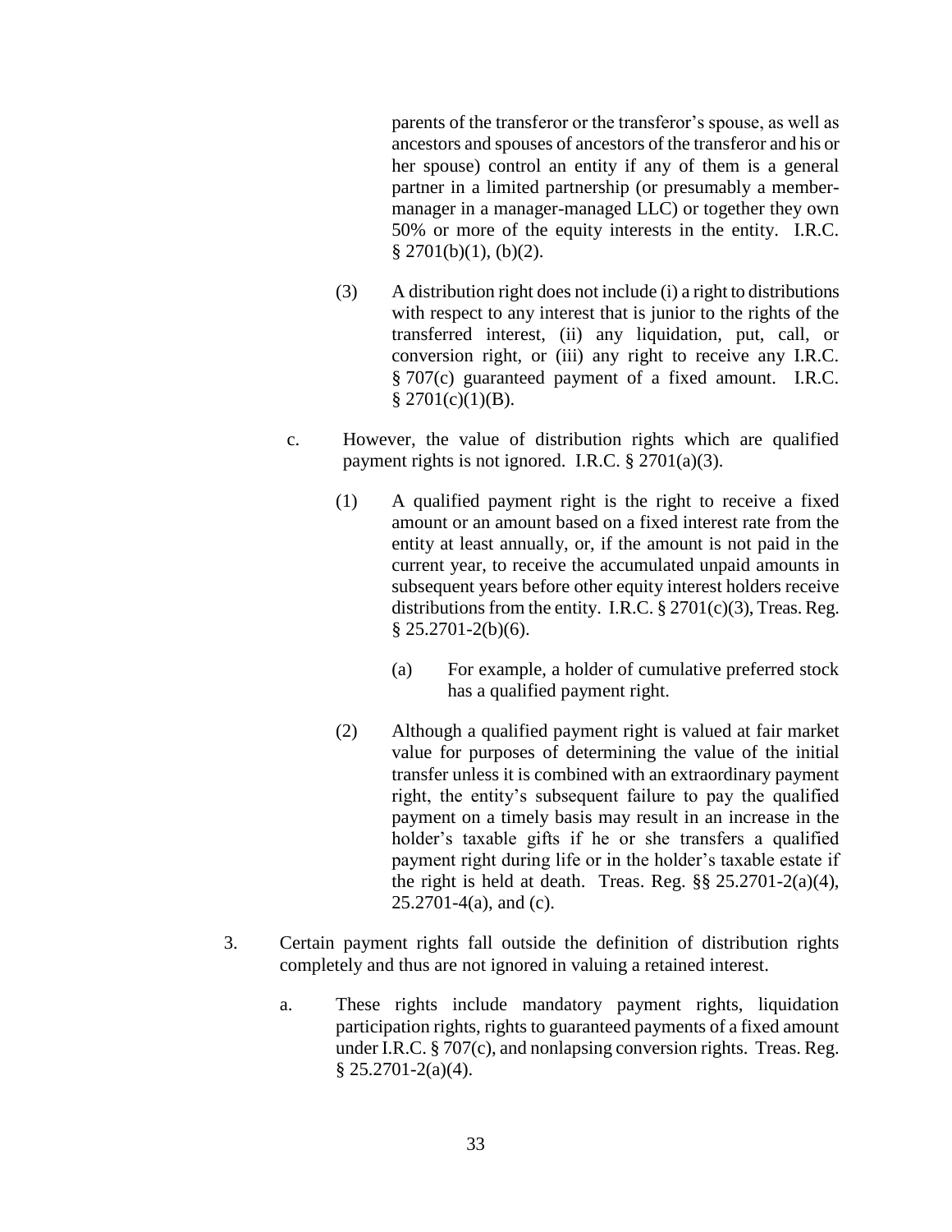parents of the transferor or the transferor's spouse, as well as ancestors and spouses of ancestors of the transferor and his or her spouse) control an entity if any of them is a general partner in a limited partnership (or presumably a member-manager in a manager-managed LLC) or together they own 50% or more of the equity interests in the entity. I.R.C. § 2701(b)(1), (b)(2).

(3) A distribution right does not include (i) a right to distributions with respect to any interest that is junior to the rights of the transferred interest, (ii) any liquidation, put, call, or conversion right, or (iii) any right to receive any I.R.C. § 707(c) guaranteed payment of a fixed amount. I.R.C. § 2701(c)(1)(B).

c. However, the value of distribution rights which are qualified payment rights is not ignored. I.R.C. § 2701(a)(3).

(1) A qualified payment right is the right to receive a fixed amount or an amount based on a fixed interest rate from the entity at least annually, or, if the amount is not paid in the current year, to receive the accumulated unpaid amounts in subsequent years before other equity interest holders receive distributions from the entity. I.R.C. § 2701(c)(3), Treas. Reg. § 25.2701-2(b)(6).

(a) For example, a holder of cumulative preferred stock has a qualified payment right.

(2) Although a qualified payment right is valued at fair market value for purposes of determining the value of the initial transfer unless it is combined with an extraordinary payment right, the entity's subsequent failure to pay the qualified payment on a timely basis may result in an increase in the holder's taxable gifts if he or she transfers a qualified payment right during life or in the holder's taxable estate if the right is held at death. Treas. Reg. §§ 25.2701-2(a)(4), 25.2701-4(a), and (c).

3. Certain payment rights fall outside the definition of distribution rights completely and thus are not ignored in valuing a retained interest.

a. These rights include mandatory payment rights, liquidation participation rights, rights to guaranteed payments of a fixed amount under I.R.C. § 707(c), and nonlapsing conversion rights. Treas. Reg. § 25.2701-2(a)(4).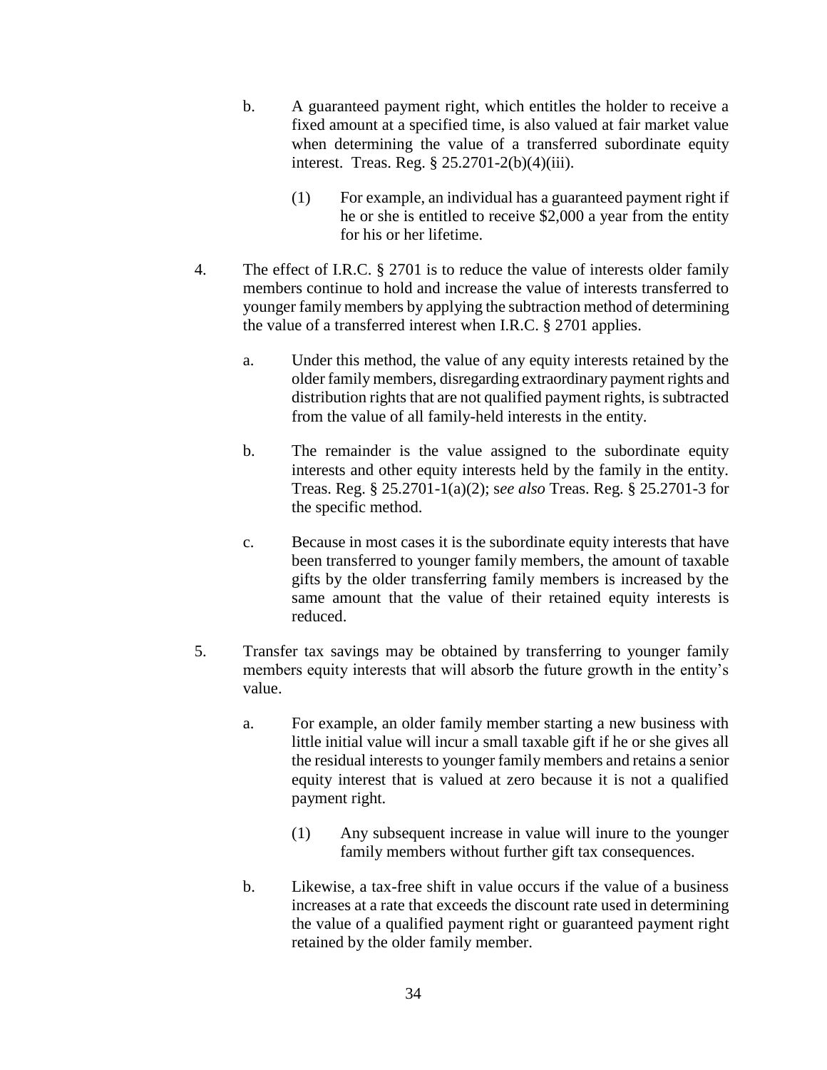b. A guaranteed payment right, which entitles the holder to receive a fixed amount at a specified time, is also valued at fair market value when determining the value of a transferred subordinate equity interest. Treas. Reg. § 25.2701-2(b)(4)(iii).

   (1) For example, an individual has a guaranteed payment right if he or she is entitled to receive $2,000 a year from the entity for his or her lifetime.

4. The effect of I.R.C. § 2701 is to reduce the value of interests older family members continue to hold and increase the value of interests transferred to younger family members by applying the subtraction method of determining the value of a transferred interest when I.R.C. § 2701 applies.

   a. Under this method, the value of any equity interests retained by the older family members, disregarding extraordinary payment rights and distribution rights that are not qualified payment rights, is subtracted from the value of all family-held interests in the entity.

   b. The remainder is the value assigned to the subordinate equity interests and other equity interests held by the family in the entity. Treas. Reg. § 25.2701-1(a)(2); s*ee also* Treas. Reg. § 25.2701-3 for the specific method.

   c. Because in most cases it is the subordinate equity interests that have been transferred to younger family members, the amount of taxable gifts by the older transferring family members is increased by the same amount that the value of their retained equity interests is reduced.

5. Transfer tax savings may be obtained by transferring to younger family members equity interests that will absorb the future growth in the entity's value.

   a. For example, an older family member starting a new business with little initial value will incur a small taxable gift if he or she gives all the residual interests to younger family members and retains a senior equity interest that is valued at zero because it is not a qualified payment right.

      (1) Any subsequent increase in value will inure to the younger family members without further gift tax consequences.

   b. Likewise, a tax-free shift in value occurs if the value of a business increases at a rate that exceeds the discount rate used in determining the value of a qualified payment right or guaranteed payment right retained by the older family member.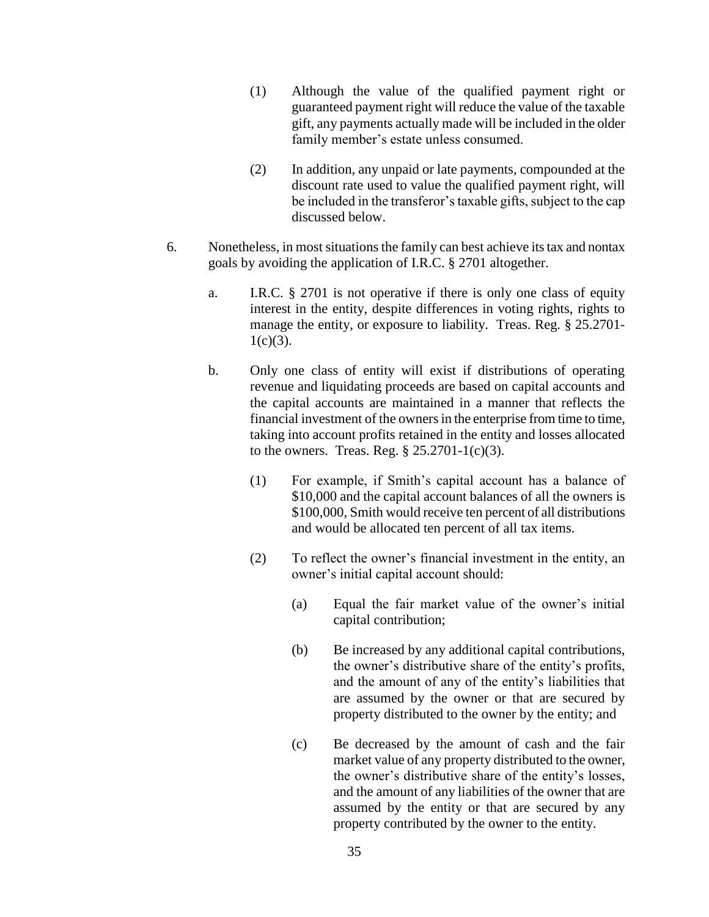(1) Although the value of the qualified payment right or guaranteed payment right will reduce the value of the taxable gift, any payments actually made will be included in the older family member's estate unless consumed.

(2) In addition, any unpaid or late payments, compounded at the discount rate used to value the qualified payment right, will be included in the transferor's taxable gifts, subject to the cap discussed below.

6. Nonetheless, in most situations the family can best achieve its tax and nontax goals by avoiding the application of I.R.C. § 2701 altogether.

   a. I.R.C. § 2701 is not operative if there is only one class of equity interest in the entity, despite differences in voting rights, rights to manage the entity, or exposure to liability. Treas. Reg. § 25.2701-1(c)(3).

   b. Only one class of entity will exist if distributions of operating revenue and liquidating proceeds are based on capital accounts and the capital accounts are maintained in a manner that reflects the financial investment of the owners in the enterprise from time to time, taking into account profits retained in the entity and losses allocated to the owners. Treas. Reg. § 25.2701-1(c)(3).

      (1) For example, if Smith's capital account has a balance of $10,000 and the capital account balances of all the owners is $100,000, Smith would receive ten percent of all distributions and would be allocated ten percent of all tax items.

      (2) To reflect the owner's financial investment in the entity, an owner's initial capital account should:

         (a) Equal the fair market value of the owner's initial capital contribution;

         (b) Be increased by any additional capital contributions, the owner's distributive share of the entity's profits, and the amount of any of the entity's liabilities that are assumed by the owner or that are secured by property distributed to the owner by the entity; and

         (c) Be decreased by the amount of cash and the fair market value of any property distributed to the owner, the owner's distributive share of the entity's losses, and the amount of any liabilities of the owner that are assumed by the entity or that are secured by any property contributed by the owner to the entity.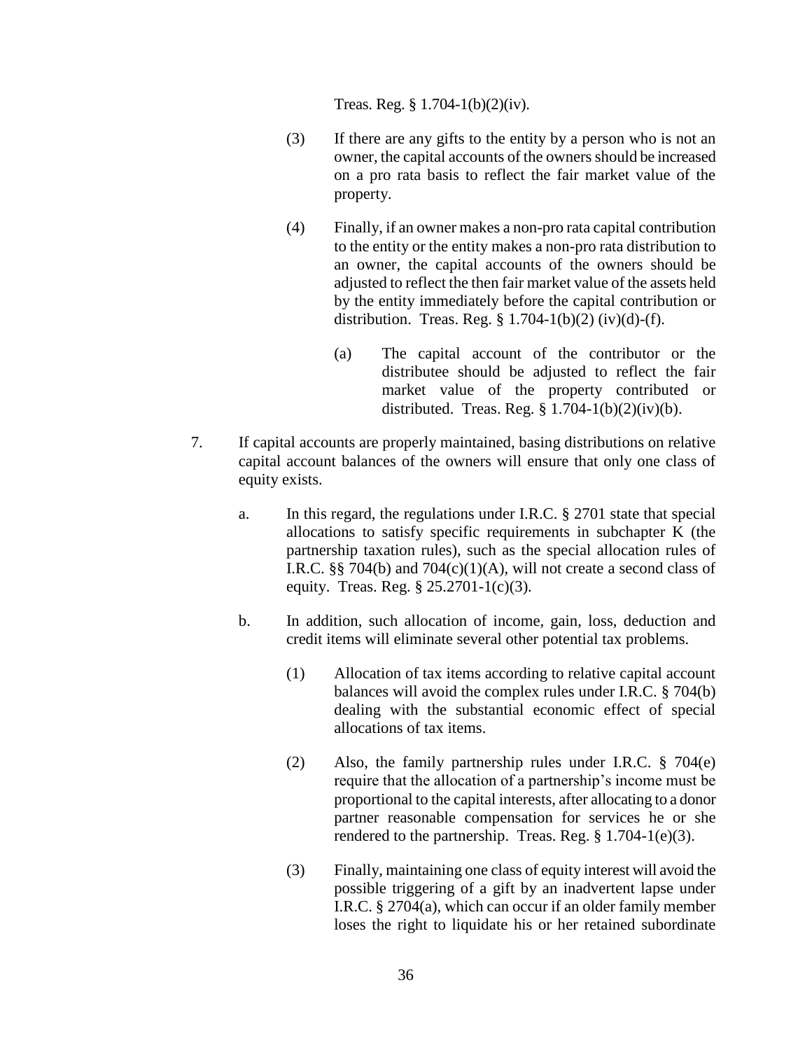Treas. Reg. § 1.704-1(b)(2)(iv).

(3) If there are any gifts to the entity by a person who is not an owner, the capital accounts of the owners should be increased on a pro rata basis to reflect the fair market value of the property.

(4) Finally, if an owner makes a non-pro rata capital contribution to the entity or the entity makes a non-pro rata distribution to an owner, the capital accounts of the owners should be adjusted to reflect the then fair market value of the assets held by the entity immediately before the capital contribution or distribution. Treas. Reg. § 1.704-1(b)(2) (iv)(d)-(f).

(a) The capital account of the contributor or the distributee should be adjusted to reflect the fair market value of the property contributed or distributed. Treas. Reg. § 1.704-1(b)(2)(iv)(b).

7. If capital accounts are properly maintained, basing distributions on relative capital account balances of the owners will ensure that only one class of equity exists.

a. In this regard, the regulations under I.R.C. § 2701 state that special allocations to satisfy specific requirements in subchapter K (the partnership taxation rules), such as the special allocation rules of I.R.C. §§ 704(b) and 704(c)(1)(A), will not create a second class of equity. Treas. Reg. § 25.2701-1(c)(3).

b. In addition, such allocation of income, gain, loss, deduction and credit items will eliminate several other potential tax problems.

(1) Allocation of tax items according to relative capital account balances will avoid the complex rules under I.R.C. § 704(b) dealing with the substantial economic effect of special allocations of tax items.

(2) Also, the family partnership rules under I.R.C. § 704(e) require that the allocation of a partnership's income must be proportional to the capital interests, after allocating to a donor partner reasonable compensation for services he or she rendered to the partnership. Treas. Reg. § 1.704-1(e)(3).

(3) Finally, maintaining one class of equity interest will avoid the possible triggering of a gift by an inadvertent lapse under I.R.C. § 2704(a), which can occur if an older family member loses the right to liquidate his or her retained subordinate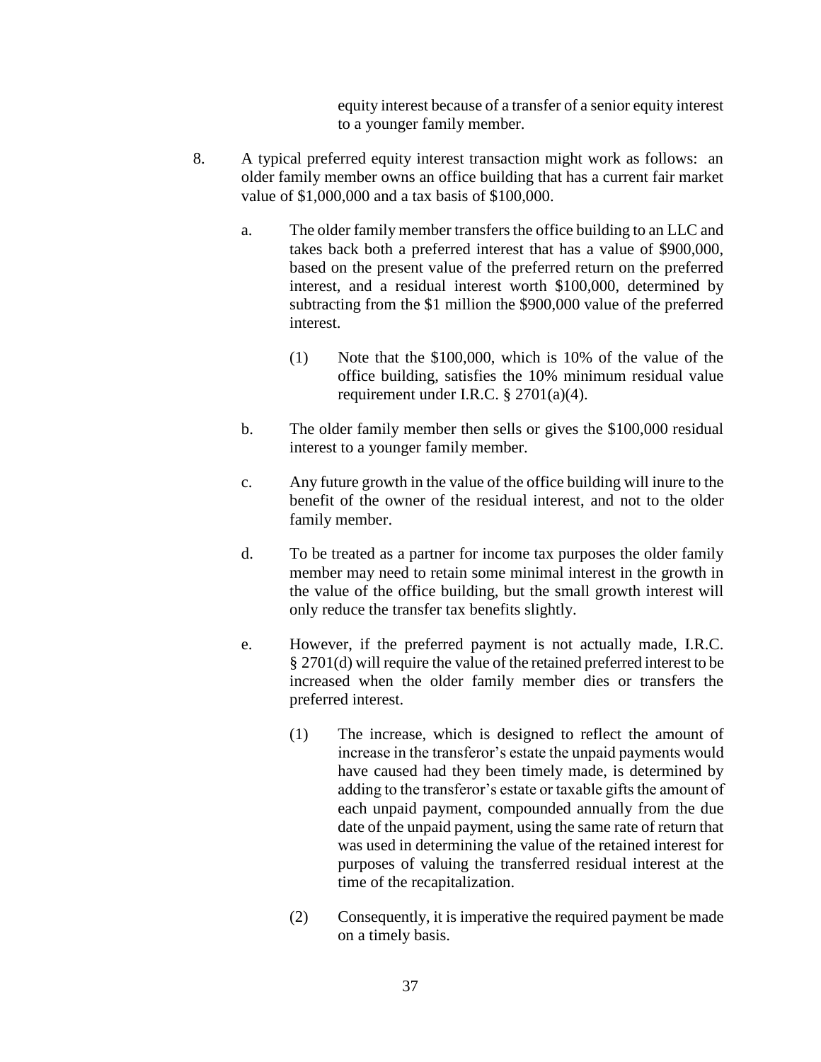equity interest because of a transfer of a senior equity interest to a younger family member.

8. A typical preferred equity interest transaction might work as follows: an older family member owns an office building that has a current fair market value of $1,000,000 and a tax basis of $100,000.

   a. The older family member transfers the office building to an LLC and takes back both a preferred interest that has a value of $900,000, based on the present value of the preferred return on the preferred interest, and a residual interest worth $100,000, determined by subtracting from the $1 million the $900,000 value of the preferred interest.

      (1) Note that the $100,000, which is 10% of the value of the office building, satisfies the 10% minimum residual value requirement under I.R.C. § 2701(a)(4).

   b. The older family member then sells or gives the $100,000 residual interest to a younger family member.

   c. Any future growth in the value of the office building will inure to the benefit of the owner of the residual interest, and not to the older family member.

   d. To be treated as a partner for income tax purposes the older family member may need to retain some minimal interest in the growth in the value of the office building, but the small growth interest will only reduce the transfer tax benefits slightly.

   e. However, if the preferred payment is not actually made, I.R.C. § 2701(d) will require the value of the retained preferred interest to be increased when the older family member dies or transfers the preferred interest.

      (1) The increase, which is designed to reflect the amount of increase in the transferor's estate the unpaid payments would have caused had they been timely made, is determined by adding to the transferor's estate or taxable gifts the amount of each unpaid payment, compounded annually from the due date of the unpaid payment, using the same rate of return that was used in determining the value of the retained interest for purposes of valuing the transferred residual interest at the time of the recapitalization.

      (2) Consequently, it is imperative the required payment be made on a timely basis.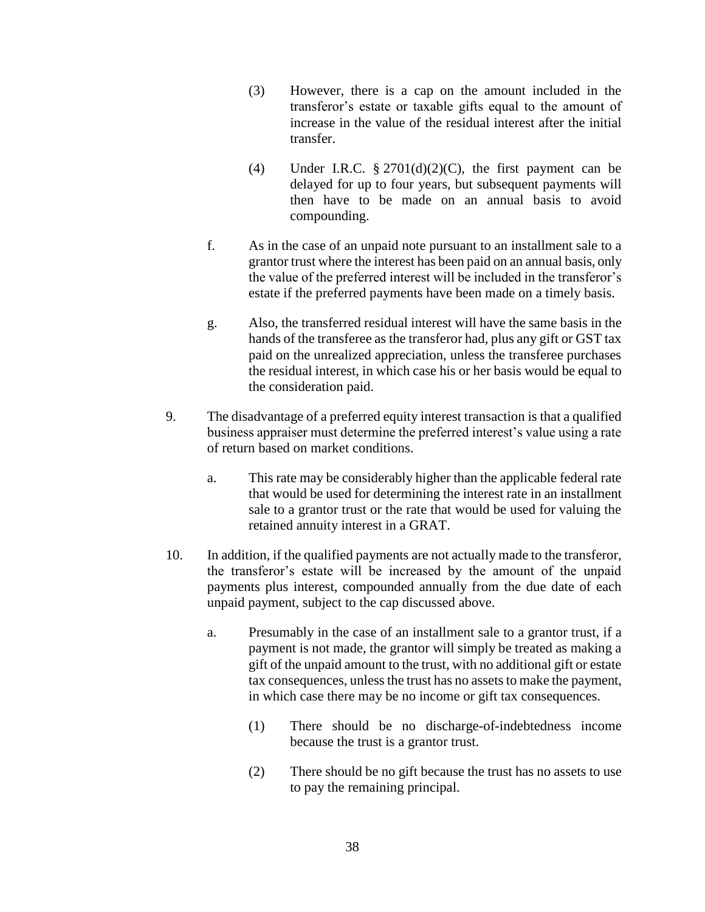(3) However, there is a cap on the amount included in the transferor's estate or taxable gifts equal to the amount of increase in the value of the residual interest after the initial transfer.

(4) Under I.R.C. § 2701(d)(2)(C), the first payment can be delayed for up to four years, but subsequent payments will then have to be made on an annual basis to avoid compounding.

f. As in the case of an unpaid note pursuant to an installment sale to a grantor trust where the interest has been paid on an annual basis, only the value of the preferred interest will be included in the transferor's estate if the preferred payments have been made on a timely basis.

g. Also, the transferred residual interest will have the same basis in the hands of the transferee as the transferor had, plus any gift or GST tax paid on the unrealized appreciation, unless the transferee purchases the residual interest, in which case his or her basis would be equal to the consideration paid.

9. The disadvantage of a preferred equity interest transaction is that a qualified business appraiser must determine the preferred interest's value using a rate of return based on market conditions.

   a. This rate may be considerably higher than the applicable federal rate that would be used for determining the interest rate in an installment sale to a grantor trust or the rate that would be used for valuing the retained annuity interest in a GRAT.

10. In addition, if the qualified payments are not actually made to the transferor, the transferor's estate will be increased by the amount of the unpaid payments plus interest, compounded annually from the due date of each unpaid payment, subject to the cap discussed above.

   a. Presumably in the case of an installment sale to a grantor trust, if a payment is not made, the grantor will simply be treated as making a gift of the unpaid amount to the trust, with no additional gift or estate tax consequences, unless the trust has no assets to make the payment, in which case there may be no income or gift tax consequences.

      (1) There should be no discharge-of-indebtedness income because the trust is a grantor trust.

      (2) There should be no gift because the trust has no assets to use to pay the remaining principal.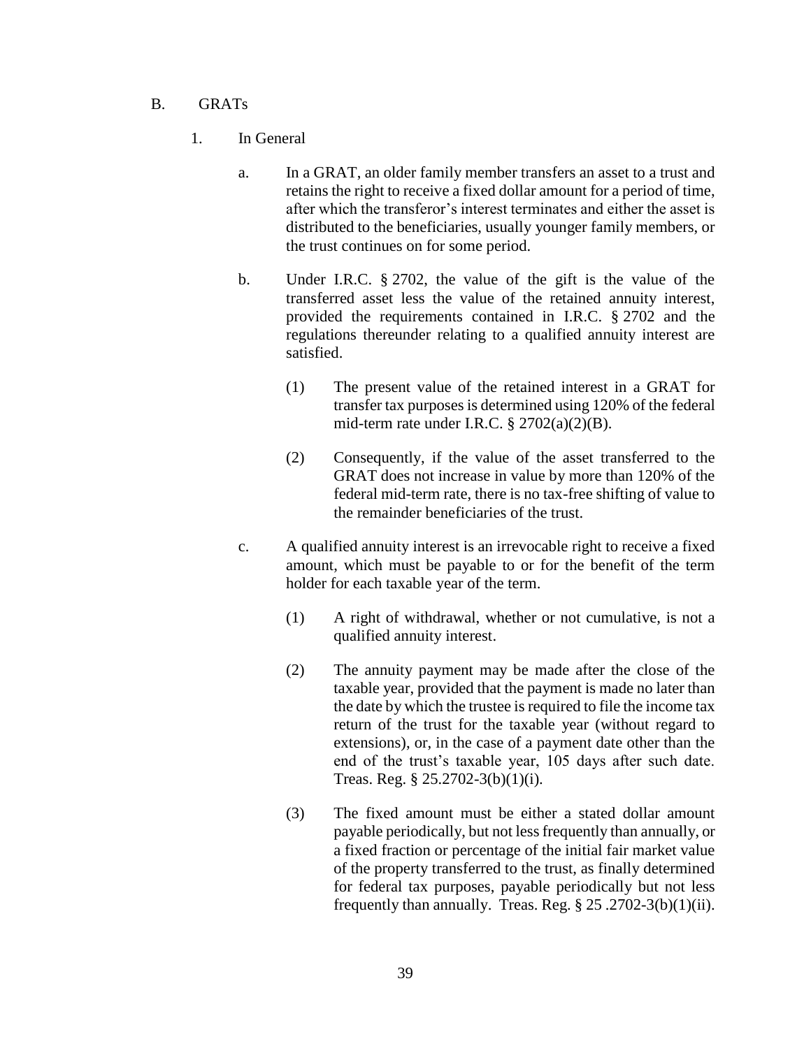B. GRATs

1. In General

a. In a GRAT, an older family member transfers an asset to a trust and retains the right to receive a fixed dollar amount for a period of time, after which the transferor's interest terminates and either the asset is distributed to the beneficiaries, usually younger family members, or the trust continues on for some period.

b. Under I.R.C. § 2702, the value of the gift is the value of the transferred asset less the value of the retained annuity interest, provided the requirements contained in I.R.C. § 2702 and the regulations thereunder relating to a qualified annuity interest are satisfied.

(1) The present value of the retained interest in a GRAT for transfer tax purposes is determined using 120% of the federal mid-term rate under I.R.C. § 2702(a)(2)(B).

(2) Consequently, if the value of the asset transferred to the GRAT does not increase in value by more than 120% of the federal mid-term rate, there is no tax-free shifting of value to the remainder beneficiaries of the trust.

c. A qualified annuity interest is an irrevocable right to receive a fixed amount, which must be payable to or for the benefit of the term holder for each taxable year of the term.

(1) A right of withdrawal, whether or not cumulative, is not a qualified annuity interest.

(2) The annuity payment may be made after the close of the taxable year, provided that the payment is made no later than the date by which the trustee is required to file the income tax return of the trust for the taxable year (without regard to extensions), or, in the case of a payment date other than the end of the trust's taxable year, 105 days after such date. Treas. Reg. § 25.2702-3(b)(1)(i).

(3) The fixed amount must be either a stated dollar amount payable periodically, but not less frequently than annually, or a fixed fraction or percentage of the initial fair market value of the property transferred to the trust, as finally determined for federal tax purposes, payable periodically but not less frequently than annually. Treas. Reg. § 25 .2702-3(b)(1)(ii).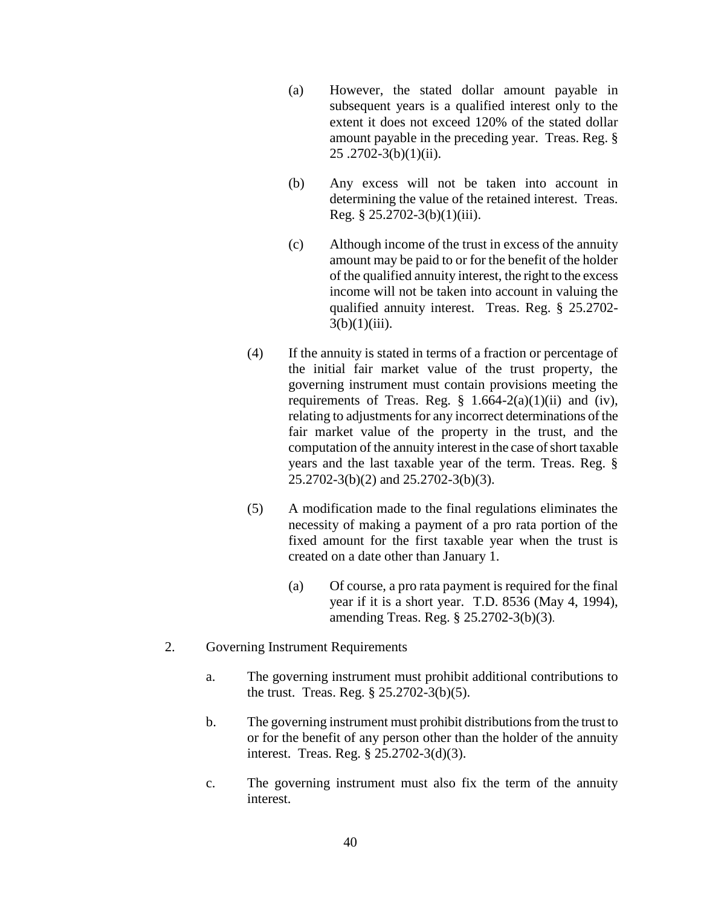(a) However, the stated dollar amount payable in subsequent years is a qualified interest only to the extent it does not exceed 120% of the stated dollar amount payable in the preceding year. Treas. Reg. § 25 .2702-3(b)(1)(ii).

(b) Any excess will not be taken into account in determining the value of the retained interest. Treas. Reg. § 25.2702-3(b)(1)(iii).

(c) Although income of the trust in excess of the annuity amount may be paid to or for the benefit of the holder of the qualified annuity interest, the right to the excess income will not be taken into account in valuing the qualified annuity interest. Treas. Reg. § 25.2702-3(b)(1)(iii).

(4) If the annuity is stated in terms of a fraction or percentage of the initial fair market value of the trust property, the governing instrument must contain provisions meeting the requirements of Treas. Reg. § 1.664-2(a)(1)(ii) and (iv), relating to adjustments for any incorrect determinations of the fair market value of the property in the trust, and the computation of the annuity interest in the case of short taxable years and the last taxable year of the term. Treas. Reg. § 25.2702-3(b)(2) and 25.2702-3(b)(3).

(5) A modification made to the final regulations eliminates the necessity of making a payment of a pro rata portion of the fixed amount for the first taxable year when the trust is created on a date other than January 1.

(a) Of course, a pro rata payment is required for the final year if it is a short year. T.D. 8536 (May 4, 1994), amending Treas. Reg. § 25.2702-3(b)(3).

2. Governing Instrument Requirements

a. The governing instrument must prohibit additional contributions to the trust. Treas. Reg. § 25.2702-3(b)(5).

b. The governing instrument must prohibit distributions from the trust to or for the benefit of any person other than the holder of the annuity interest. Treas. Reg. § 25.2702-3(d)(3).

c. The governing instrument must also fix the term of the annuity interest.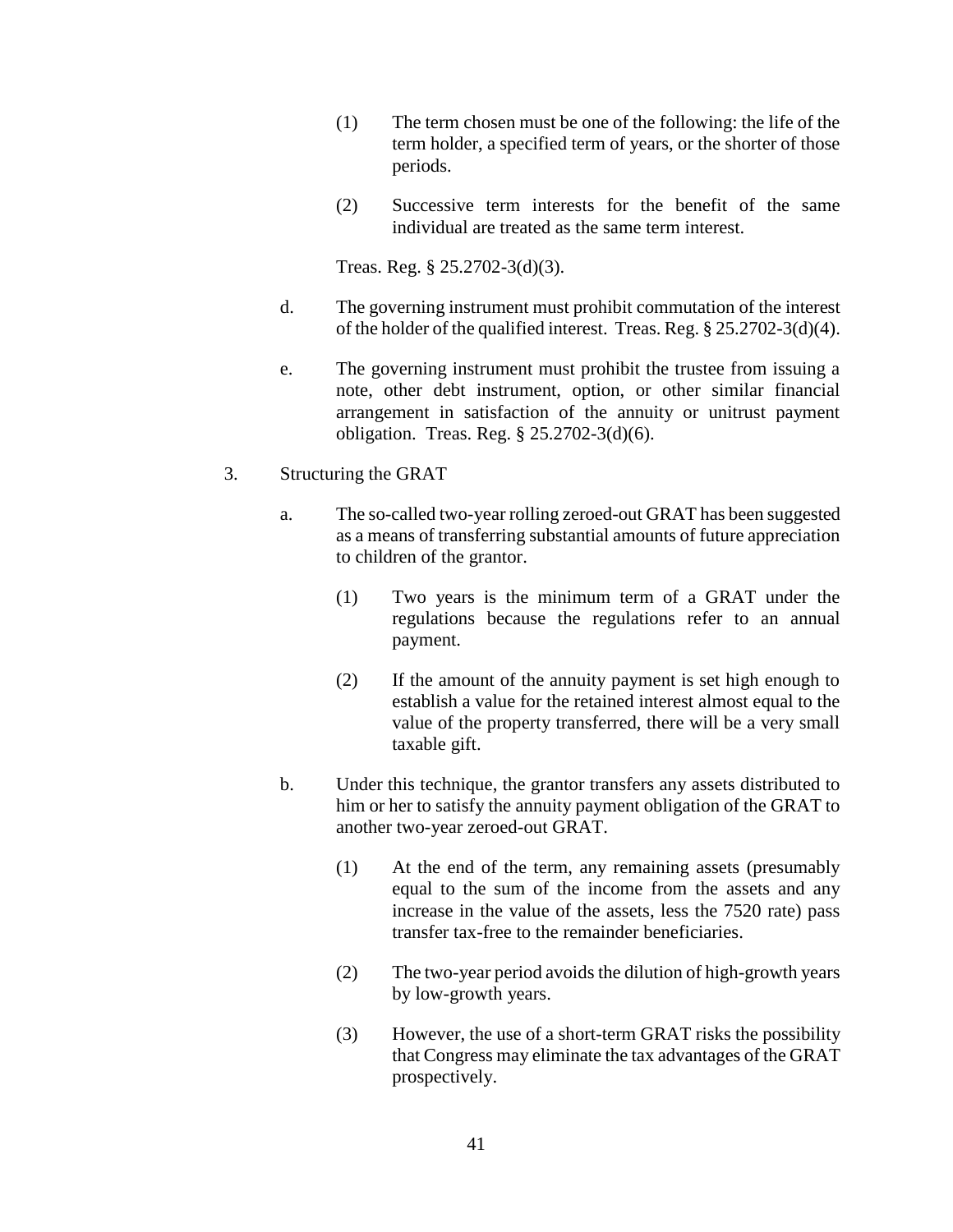(1) The term chosen must be one of the following: the life of the term holder, a specified term of years, or the shorter of those periods.

(2) Successive term interests for the benefit of the same individual are treated as the same term interest.

Treas. Reg. § 25.2702-3(d)(3).

d. The governing instrument must prohibit commutation of the interest of the holder of the qualified interest. Treas. Reg. § 25.2702-3(d)(4).

e. The governing instrument must prohibit the trustee from issuing a note, other debt instrument, option, or other similar financial arrangement in satisfaction of the annuity or unitrust payment obligation. Treas. Reg. § 25.2702-3(d)(6).

3. Structuring the GRAT

a. The so-called two-year rolling zeroed-out GRAT has been suggested as a means of transferring substantial amounts of future appreciation to children of the grantor.

(1) Two years is the minimum term of a GRAT under the regulations because the regulations refer to an annual payment.

(2) If the amount of the annuity payment is set high enough to establish a value for the retained interest almost equal to the value of the property transferred, there will be a very small taxable gift.

b. Under this technique, the grantor transfers any assets distributed to him or her to satisfy the annuity payment obligation of the GRAT to another two-year zeroed-out GRAT.

(1) At the end of the term, any remaining assets (presumably equal to the sum of the income from the assets and any increase in the value of the assets, less the 7520 rate) pass transfer tax-free to the remainder beneficiaries.

(2) The two-year period avoids the dilution of high-growth years by low-growth years.

(3) However, the use of a short-term GRAT risks the possibility that Congress may eliminate the tax advantages of the GRAT prospectively.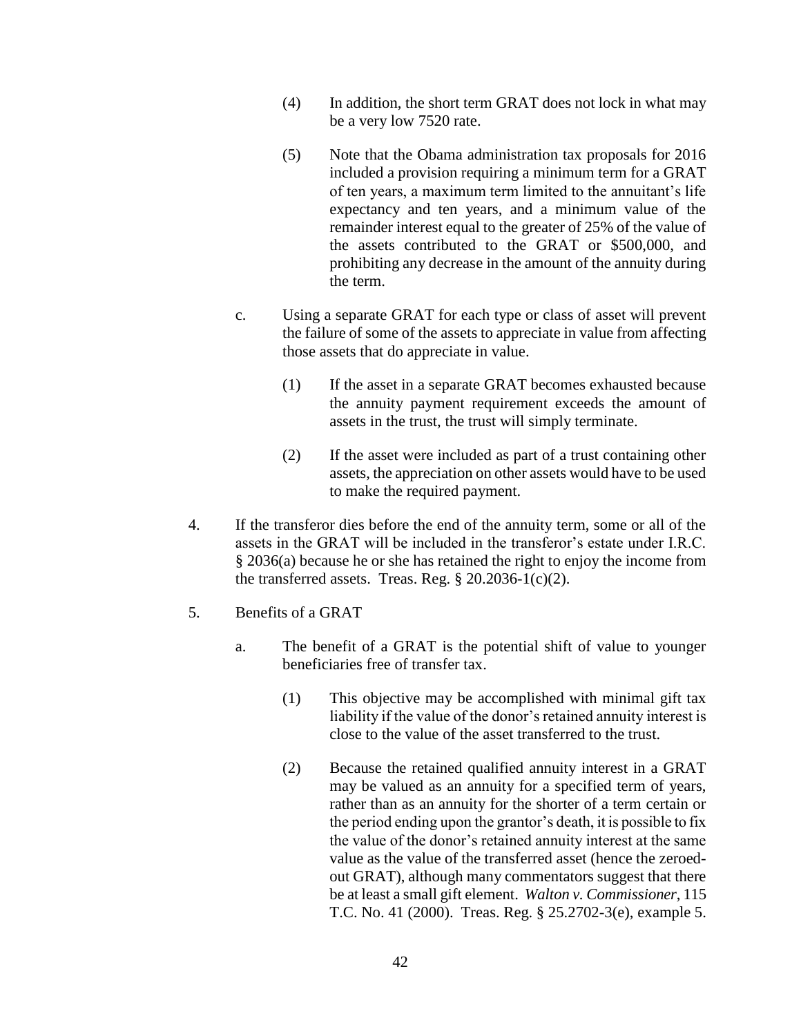(4) In addition, the short term GRAT does not lock in what may be a very low 7520 rate.

(5) Note that the Obama administration tax proposals for 2016 included a provision requiring a minimum term for a GRAT of ten years, a maximum term limited to the annuitant's life expectancy and ten years, and a minimum value of the remainder interest equal to the greater of 25% of the value of the assets contributed to the GRAT or $500,000, and prohibiting any decrease in the amount of the annuity during the term.

c. Using a separate GRAT for each type or class of asset will prevent the failure of some of the assets to appreciate in value from affecting those assets that do appreciate in value.

(1) If the asset in a separate GRAT becomes exhausted because the annuity payment requirement exceeds the amount of assets in the trust, the trust will simply terminate.

(2) If the asset were included as part of a trust containing other assets, the appreciation on other assets would have to be used to make the required payment.

4. If the transferor dies before the end of the annuity term, some or all of the assets in the GRAT will be included in the transferor's estate under I.R.C. § 2036(a) because he or she has retained the right to enjoy the income from the transferred assets. Treas. Reg. § 20.2036-1(c)(2).

5. Benefits of a GRAT

a. The benefit of a GRAT is the potential shift of value to younger beneficiaries free of transfer tax.

(1) This objective may be accomplished with minimal gift tax liability if the value of the donor's retained annuity interest is close to the value of the asset transferred to the trust.

(2) Because the retained qualified annuity interest in a GRAT may be valued as an annuity for a specified term of years, rather than as an annuity for the shorter of a term certain or the period ending upon the grantor's death, it is possible to fix the value of the donor's retained annuity interest at the same value as the value of the transferred asset (hence the zeroed-out GRAT), although many commentators suggest that there be at least a small gift element. *Walton v. Commissioner*, 115 T.C. No. 41 (2000). Treas. Reg. § 25.2702-3(e), example 5.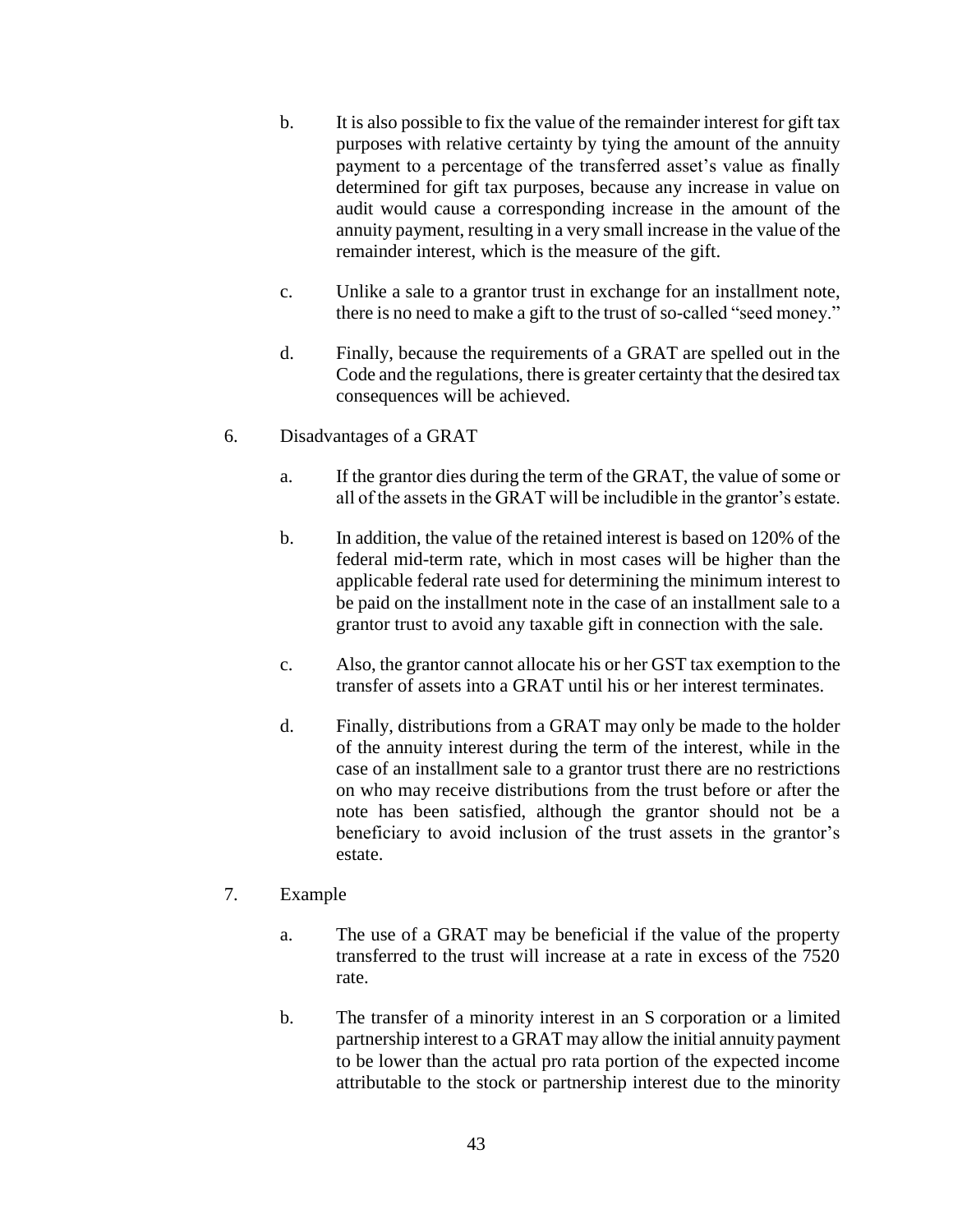b. It is also possible to fix the value of the remainder interest for gift tax purposes with relative certainty by tying the amount of the annuity payment to a percentage of the transferred asset's value as finally determined for gift tax purposes, because any increase in value on audit would cause a corresponding increase in the amount of the annuity payment, resulting in a very small increase in the value of the remainder interest, which is the measure of the gift.

c. Unlike a sale to a grantor trust in exchange for an installment note, there is no need to make a gift to the trust of so-called "seed money."

d. Finally, because the requirements of a GRAT are spelled out in the Code and the regulations, there is greater certainty that the desired tax consequences will be achieved.

6. Disadvantages of a GRAT

a. If the grantor dies during the term of the GRAT, the value of some or all of the assets in the GRAT will be includible in the grantor's estate.

b. In addition, the value of the retained interest is based on 120% of the federal mid-term rate, which in most cases will be higher than the applicable federal rate used for determining the minimum interest to be paid on the installment note in the case of an installment sale to a grantor trust to avoid any taxable gift in connection with the sale.

c. Also, the grantor cannot allocate his or her GST tax exemption to the transfer of assets into a GRAT until his or her interest terminates.

d. Finally, distributions from a GRAT may only be made to the holder of the annuity interest during the term of the interest, while in the case of an installment sale to a grantor trust there are no restrictions on who may receive distributions from the trust before or after the note has been satisfied, although the grantor should not be a beneficiary to avoid inclusion of the trust assets in the grantor's estate.

7. Example

a. The use of a GRAT may be beneficial if the value of the property transferred to the trust will increase at a rate in excess of the 7520 rate.

b. The transfer of a minority interest in an S corporation or a limited partnership interest to a GRAT may allow the initial annuity payment to be lower than the actual pro rata portion of the expected income attributable to the stock or partnership interest due to the minority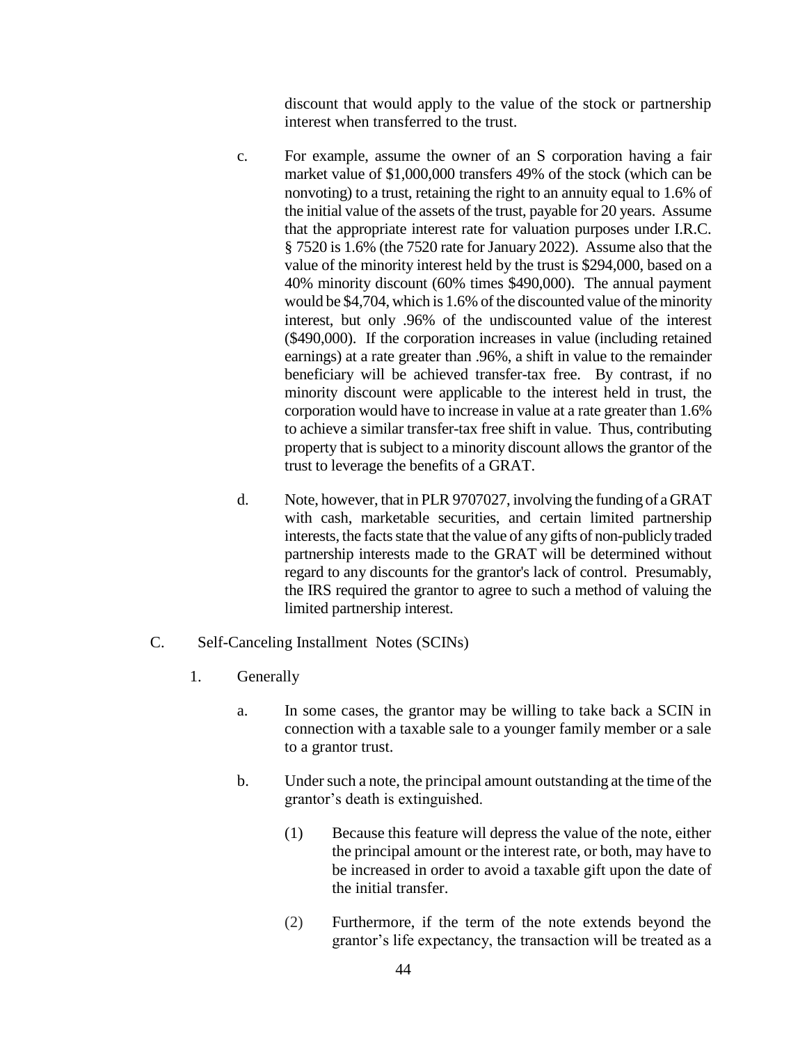discount that would apply to the value of the stock or partnership interest when transferred to the trust.

c. For example, assume the owner of an S corporation having a fair market value of $1,000,000 transfers 49% of the stock (which can be nonvoting) to a trust, retaining the right to an annuity equal to 1.6% of the initial value of the assets of the trust, payable for 20 years. Assume that the appropriate interest rate for valuation purposes under I.R.C. § 7520 is 1.6% (the 7520 rate for January 2022). Assume also that the value of the minority interest held by the trust is $294,000, based on a 40% minority discount (60% times $490,000). The annual payment would be $4,704, which is 1.6% of the discounted value of the minority interest, but only .96% of the undiscounted value of the interest ($490,000). If the corporation increases in value (including retained earnings) at a rate greater than .96%, a shift in value to the remainder beneficiary will be achieved transfer-tax free. By contrast, if no minority discount were applicable to the interest held in trust, the corporation would have to increase in value at a rate greater than 1.6% to achieve a similar transfer-tax free shift in value. Thus, contributing property that is subject to a minority discount allows the grantor of the trust to leverage the benefits of a GRAT.

d. Note, however, that in PLR 9707027, involving the funding of a GRAT with cash, marketable securities, and certain limited partnership interests, the facts state that the value of any gifts of non-publicly traded partnership interests made to the GRAT will be determined without regard to any discounts for the grantor's lack of control. Presumably, the IRS required the grantor to agree to such a method of valuing the limited partnership interest.

C. Self-Canceling Installment Notes (SCINs)

1. Generally

a. In some cases, the grantor may be willing to take back a SCIN in connection with a taxable sale to a younger family member or a sale to a grantor trust.

b. Under such a note, the principal amount outstanding at the time of the grantor's death is extinguished.

(1) Because this feature will depress the value of the note, either the principal amount or the interest rate, or both, may have to be increased in order to avoid a taxable gift upon the date of the initial transfer.

(2) Furthermore, if the term of the note extends beyond the grantor's life expectancy, the transaction will be treated as a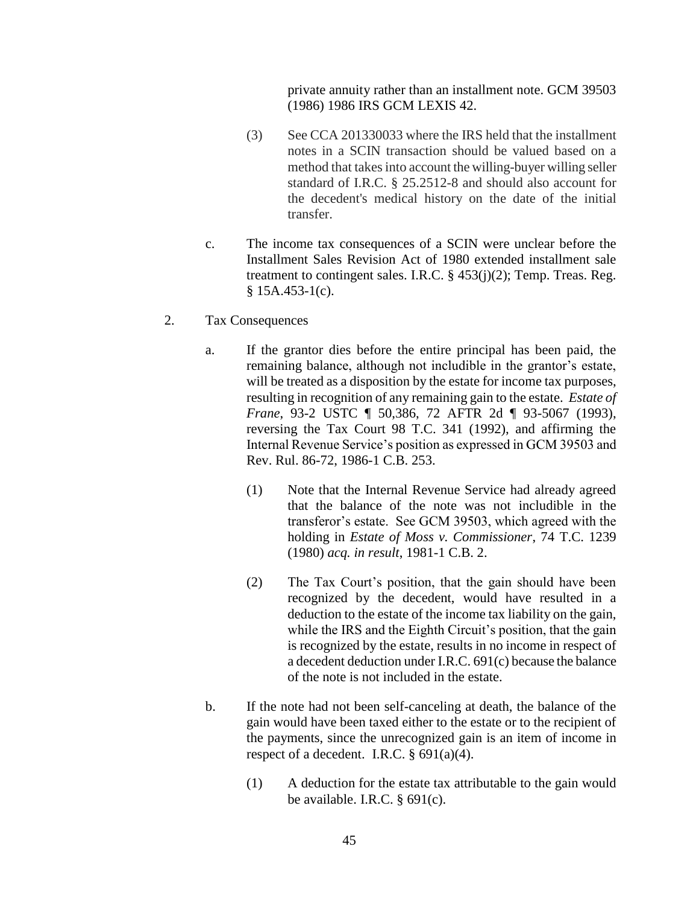private annuity rather than an installment note. GCM 39503 (1986) 1986 IRS GCM LEXIS 42.

(3) See CCA 201330033 where the IRS held that the installment notes in a SCIN transaction should be valued based on a method that takes into account the willing-buyer willing seller standard of I.R.C. § 25.2512-8 and should also account for the decedent's medical history on the date of the initial transfer.

c. The income tax consequences of a SCIN were unclear before the Installment Sales Revision Act of 1980 extended installment sale treatment to contingent sales. I.R.C. § 453(j)(2); Temp. Treas. Reg. § 15A.453-1(c).

2. Tax Consequences

a. If the grantor dies before the entire principal has been paid, the remaining balance, although not includible in the grantor's estate, will be treated as a disposition by the estate for income tax purposes, resulting in recognition of any remaining gain to the estate. *Estate of Frane*, 93-2 USTC ¶ 50,386, 72 AFTR 2d ¶ 93-5067 (1993), reversing the Tax Court 98 T.C. 341 (1992), and affirming the Internal Revenue Service's position as expressed in GCM 39503 and Rev. Rul. 86-72, 1986-1 C.B. 253.

(1) Note that the Internal Revenue Service had already agreed that the balance of the note was not includible in the transferor's estate. See GCM 39503, which agreed with the holding in *Estate of Moss v. Commissioner*, 74 T.C. 1239 (1980) *acq. in result*, 1981-1 C.B. 2.

(2) The Tax Court's position, that the gain should have been recognized by the decedent, would have resulted in a deduction to the estate of the income tax liability on the gain, while the IRS and the Eighth Circuit's position, that the gain is recognized by the estate, results in no income in respect of a decedent deduction under I.R.C. 691(c) because the balance of the note is not included in the estate.

b. If the note had not been self-canceling at death, the balance of the gain would have been taxed either to the estate or to the recipient of the payments, since the unrecognized gain is an item of income in respect of a decedent. I.R.C. § 691(a)(4).

(1) A deduction for the estate tax attributable to the gain would be available. I.R.C. § 691(c).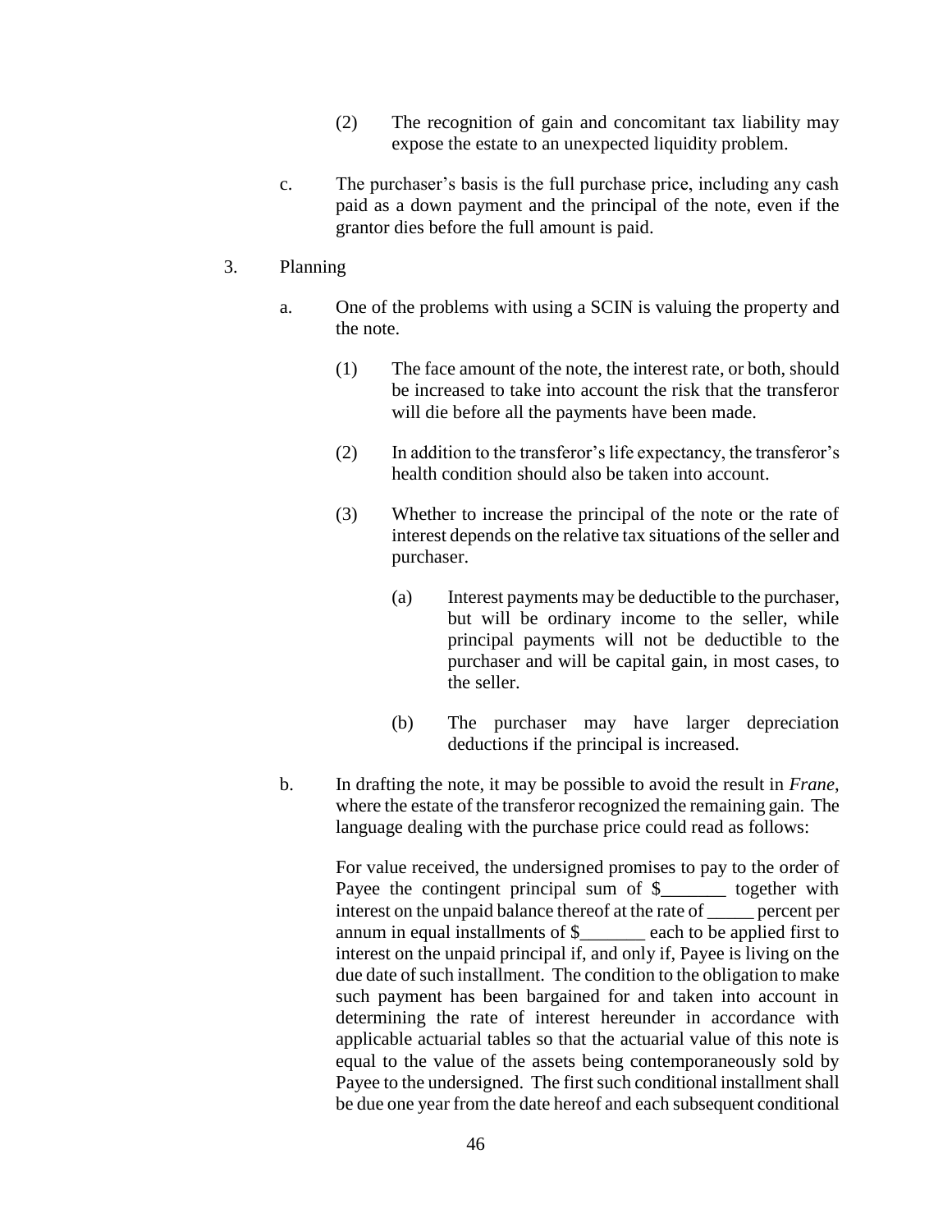(2) The recognition of gain and concomitant tax liability may expose the estate to an unexpected liquidity problem.

c. The purchaser's basis is the full purchase price, including any cash paid as a down payment and the principal of the note, even if the grantor dies before the full amount is paid.

3. Planning

a. One of the problems with using a SCIN is valuing the property and the note.

(1) The face amount of the note, the interest rate, or both, should be increased to take into account the risk that the transferor will die before all the payments have been made.

(2) In addition to the transferor's life expectancy, the transferor's health condition should also be taken into account.

(3) Whether to increase the principal of the note or the rate of interest depends on the relative tax situations of the seller and purchaser.

(a) Interest payments may be deductible to the purchaser, but will be ordinary income to the seller, while principal payments will not be deductible to the purchaser and will be capital gain, in most cases, to the seller.

(b) The purchaser may have larger depreciation deductions if the principal is increased.

b. In drafting the note, it may be possible to avoid the result in *Frane*, where the estate of the transferor recognized the remaining gain. The language dealing with the purchase price could read as follows:

For value received, the undersigned promises to pay to the order of Payee the contingent principal sum of $_______ together with interest on the unpaid balance thereof at the rate of _____ percent per annum in equal installments of $_______ each to be applied first to interest on the unpaid principal if, and only if, Payee is living on the due date of such installment. The condition to the obligation to make such payment has been bargained for and taken into account in determining the rate of interest hereunder in accordance with applicable actuarial tables so that the actuarial value of this note is equal to the value of the assets being contemporaneously sold by Payee to the undersigned. The first such conditional installment shall be due one year from the date hereof and each subsequent conditional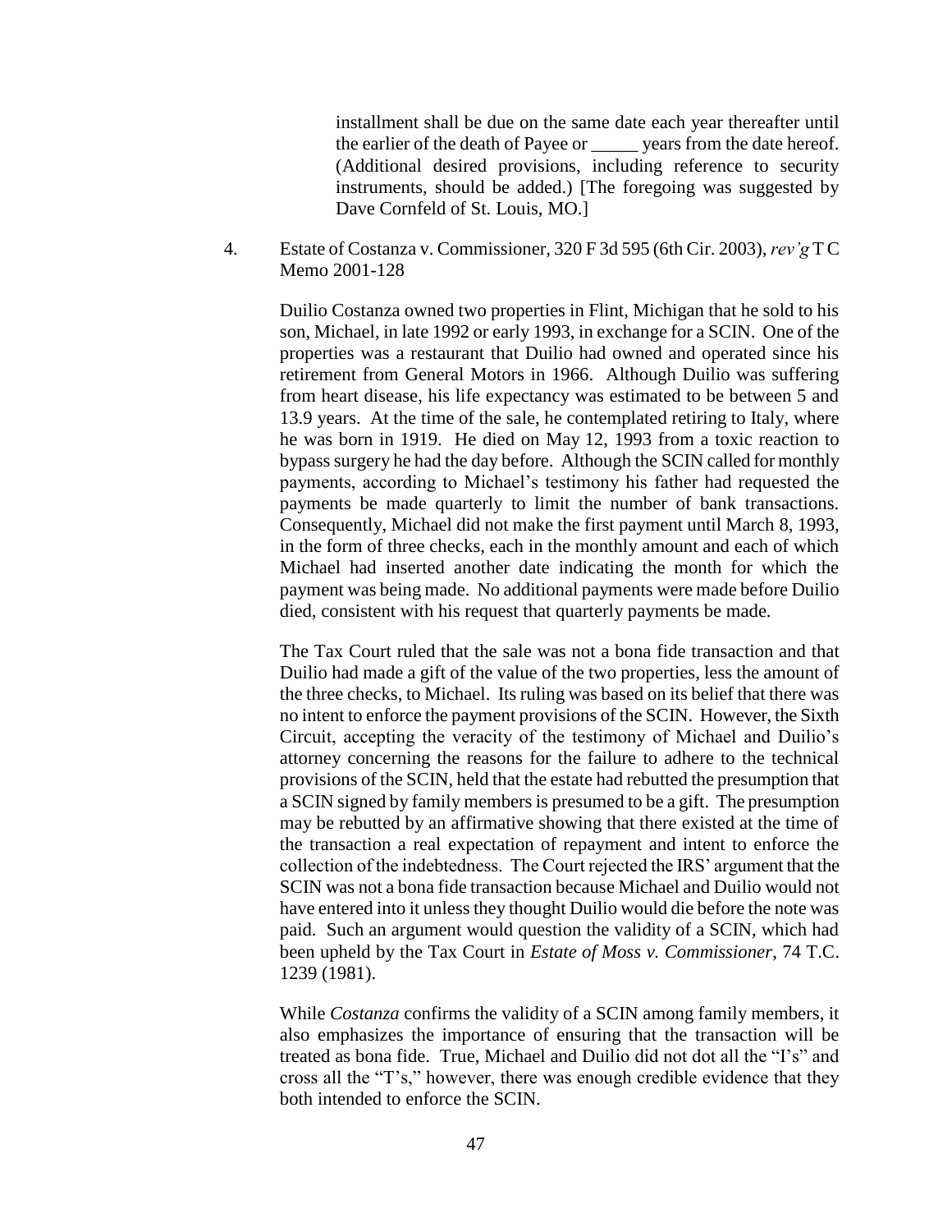installment shall be due on the same date each year thereafter until the earlier of the death of Payee or _____ years from the date hereof. (Additional desired provisions, including reference to security instruments, should be added.) [The foregoing was suggested by Dave Cornfeld of St. Louis, MO.]

4. Estate of Costanza v. Commissioner, 320 F 3d 595 (6th Cir. 2003), *rev'g* T C Memo 2001-128

Duilio Costanza owned two properties in Flint, Michigan that he sold to his son, Michael, in late 1992 or early 1993, in exchange for a SCIN. One of the properties was a restaurant that Duilio had owned and operated since his retirement from General Motors in 1966. Although Duilio was suffering from heart disease, his life expectancy was estimated to be between 5 and 13.9 years. At the time of the sale, he contemplated retiring to Italy, where he was born in 1919. He died on May 12, 1993 from a toxic reaction to bypass surgery he had the day before. Although the SCIN called for monthly payments, according to Michael's testimony his father had requested the payments be made quarterly to limit the number of bank transactions. Consequently, Michael did not make the first payment until March 8, 1993, in the form of three checks, each in the monthly amount and each of which Michael had inserted another date indicating the month for which the payment was being made. No additional payments were made before Duilio died, consistent with his request that quarterly payments be made.

The Tax Court ruled that the sale was not a bona fide transaction and that Duilio had made a gift of the value of the two properties, less the amount of the three checks, to Michael. Its ruling was based on its belief that there was no intent to enforce the payment provisions of the SCIN. However, the Sixth Circuit, accepting the veracity of the testimony of Michael and Duilio's attorney concerning the reasons for the failure to adhere to the technical provisions of the SCIN, held that the estate had rebutted the presumption that a SCIN signed by family members is presumed to be a gift. The presumption may be rebutted by an affirmative showing that there existed at the time of the transaction a real expectation of repayment and intent to enforce the collection of the indebtedness. The Court rejected the IRS' argument that the SCIN was not a bona fide transaction because Michael and Duilio would not have entered into it unless they thought Duilio would die before the note was paid. Such an argument would question the validity of a SCIN, which had been upheld by the Tax Court in *Estate of Moss v. Commissioner*, 74 T.C. 1239 (1981).

While *Costanza* confirms the validity of a SCIN among family members, it also emphasizes the importance of ensuring that the transaction will be treated as bona fide. True, Michael and Duilio did not dot all the "I's" and cross all the "T's," however, there was enough credible evidence that they both intended to enforce the SCIN.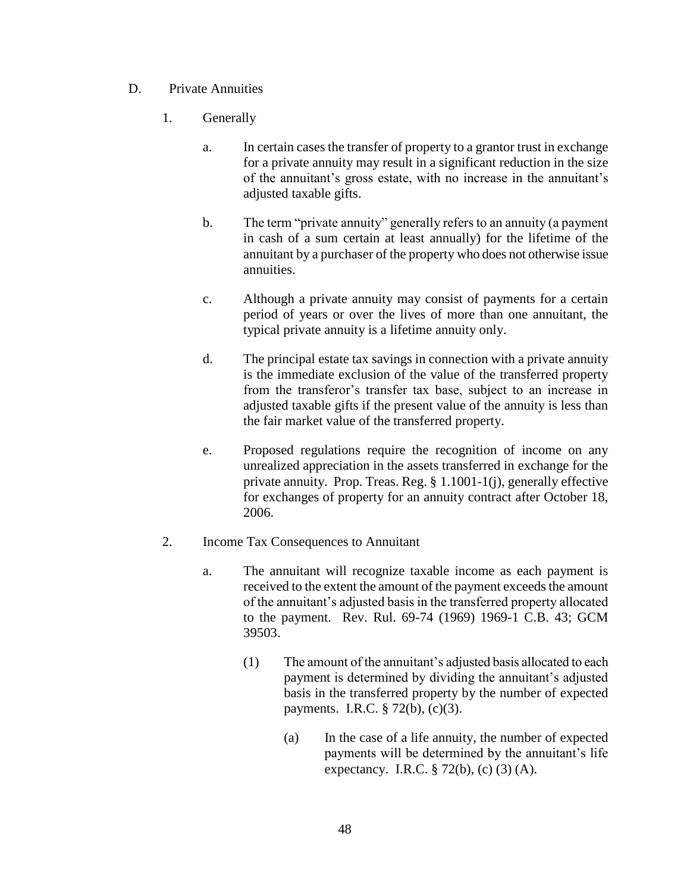D. Private Annuities

1. Generally

a. In certain cases the transfer of property to a grantor trust in exchange for a private annuity may result in a significant reduction in the size of the annuitant's gross estate, with no increase in the annuitant's adjusted taxable gifts.

b. The term "private annuity" generally refers to an annuity (a payment in cash of a sum certain at least annually) for the lifetime of the annuitant by a purchaser of the property who does not otherwise issue annuities.

c. Although a private annuity may consist of payments for a certain period of years or over the lives of more than one annuitant, the typical private annuity is a lifetime annuity only.

d. The principal estate tax savings in connection with a private annuity is the immediate exclusion of the value of the transferred property from the transferor's transfer tax base, subject to an increase in adjusted taxable gifts if the present value of the annuity is less than the fair market value of the transferred property.

e. Proposed regulations require the recognition of income on any unrealized appreciation in the assets transferred in exchange for the private annuity. Prop. Treas. Reg. § 1.1001-1(j), generally effective for exchanges of property for an annuity contract after October 18, 2006.

2. Income Tax Consequences to Annuitant

a. The annuitant will recognize taxable income as each payment is received to the extent the amount of the payment exceeds the amount of the annuitant's adjusted basis in the transferred property allocated to the payment. Rev. Rul. 69-74 (1969) 1969-1 C.B. 43; GCM 39503.

(1) The amount of the annuitant's adjusted basis allocated to each payment is determined by dividing the annuitant's adjusted basis in the transferred property by the number of expected payments. I.R.C. § 72(b), (c)(3).

(a) In the case of a life annuity, the number of expected payments will be determined by the annuitant's life expectancy. I.R.C. § 72(b), (c) (3) (A).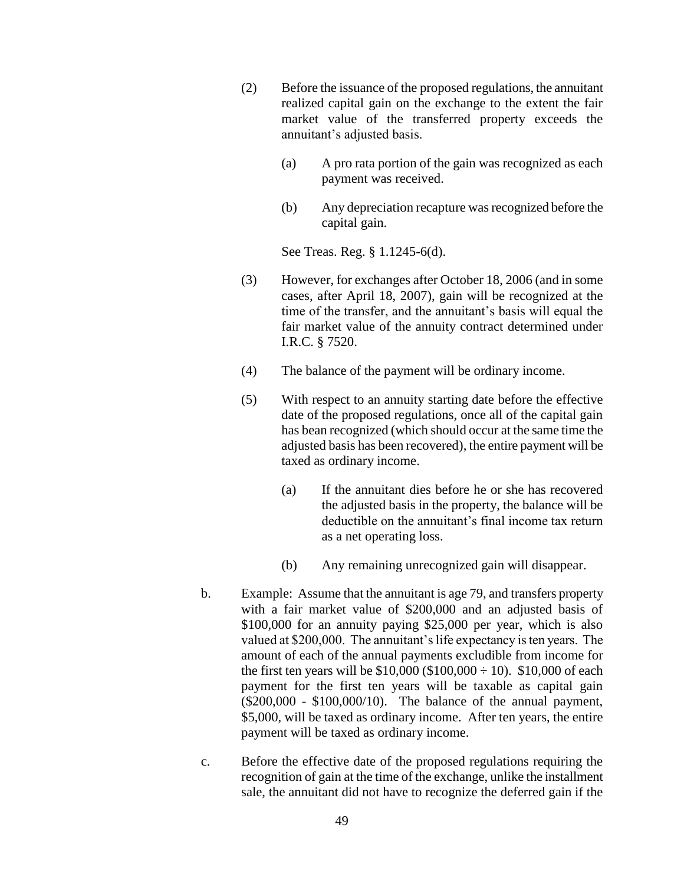(2) Before the issuance of the proposed regulations, the annuitant realized capital gain on the exchange to the extent the fair market value of the transferred property exceeds the annuitant's adjusted basis.

(a) A pro rata portion of the gain was recognized as each payment was received.

(b) Any depreciation recapture was recognized before the capital gain.

See Treas. Reg. § 1.1245-6(d).

(3) However, for exchanges after October 18, 2006 (and in some cases, after April 18, 2007), gain will be recognized at the time of the transfer, and the annuitant's basis will equal the fair market value of the annuity contract determined under I.R.C. § 7520.

(4) The balance of the payment will be ordinary income.

(5) With respect to an annuity starting date before the effective date of the proposed regulations, once all of the capital gain has bean recognized (which should occur at the same time the adjusted basis has been recovered), the entire payment will be taxed as ordinary income.

(a) If the annuitant dies before he or she has recovered the adjusted basis in the property, the balance will be deductible on the annuitant's final income tax return as a net operating loss.

(b) Any remaining unrecognized gain will disappear.

b. Example: Assume that the annuitant is age 79, and transfers property with a fair market value of \$200,000 and an adjusted basis of \$100,000 for an annuity paying \$25,000 per year, which is also valued at \$200,000. The annuitant's life expectancy is ten years. The amount of each of the annual payments excludible from income for the first ten years will be \$10,000 (\$100,000 ÷ 10). \$10,000 of each payment for the first ten years will be taxable as capital gain (\$200,000 - \$100,000/10). The balance of the annual payment, \$5,000, will be taxed as ordinary income. After ten years, the entire payment will be taxed as ordinary income.

c. Before the effective date of the proposed regulations requiring the recognition of gain at the time of the exchange, unlike the installment sale, the annuitant did not have to recognize the deferred gain if the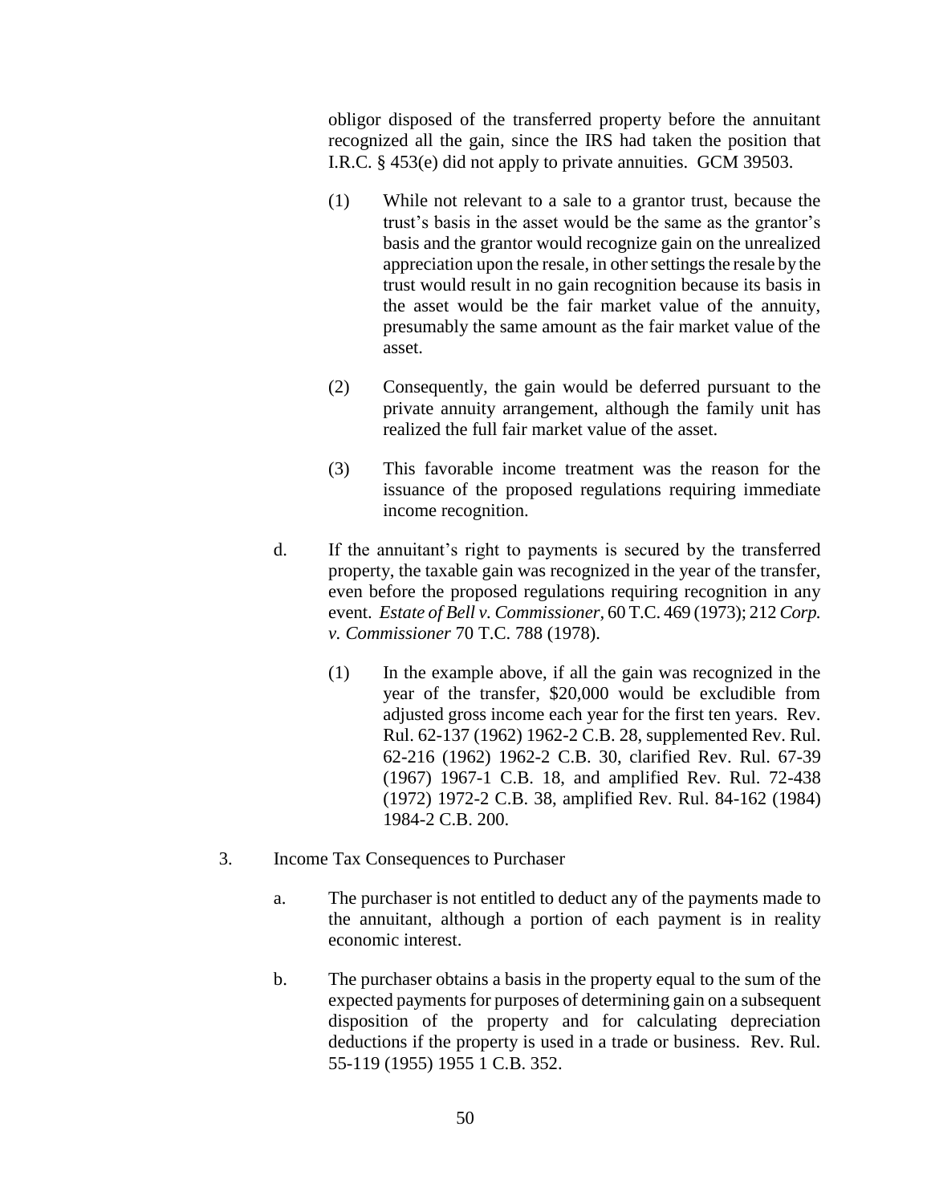obligor disposed of the transferred property before the annuitant recognized all the gain, since the IRS had taken the position that I.R.C. § 453(e) did not apply to private annuities. GCM 39503.

(1) While not relevant to a sale to a grantor trust, because the trust's basis in the asset would be the same as the grantor's basis and the grantor would recognize gain on the unrealized appreciation upon the resale, in other settings the resale by the trust would result in no gain recognition because its basis in the asset would be the fair market value of the annuity, presumably the same amount as the fair market value of the asset.

(2) Consequently, the gain would be deferred pursuant to the private annuity arrangement, although the family unit has realized the full fair market value of the asset.

(3) This favorable income treatment was the reason for the issuance of the proposed regulations requiring immediate income recognition.

d. If the annuitant's right to payments is secured by the transferred property, the taxable gain was recognized in the year of the transfer, even before the proposed regulations requiring recognition in any event. *Estate of Bell v. Commissioner,* 60 T.C. 469 (1973); 212 *Corp. v. Commissioner* 70 T.C. 788 (1978).

(1) In the example above, if all the gain was recognized in the year of the transfer, \$20,000 would be excludible from adjusted gross income each year for the first ten years. Rev. Rul. 62-137 (1962) 1962-2 C.B. 28, supplemented Rev. Rul. 62-216 (1962) 1962-2 C.B. 30, clarified Rev. Rul. 67-39 (1967) 1967-1 C.B. 18, and amplified Rev. Rul. 72-438 (1972) 1972-2 C.B. 38, amplified Rev. Rul. 84-162 (1984) 1984-2 C.B. 200.

3. Income Tax Consequences to Purchaser

a. The purchaser is not entitled to deduct any of the payments made to the annuitant, although a portion of each payment is in reality economic interest.

b. The purchaser obtains a basis in the property equal to the sum of the expected payments for purposes of determining gain on a subsequent disposition of the property and for calculating depreciation deductions if the property is used in a trade or business. Rev. Rul. 55-119 (1955) 1955 1 C.B. 352.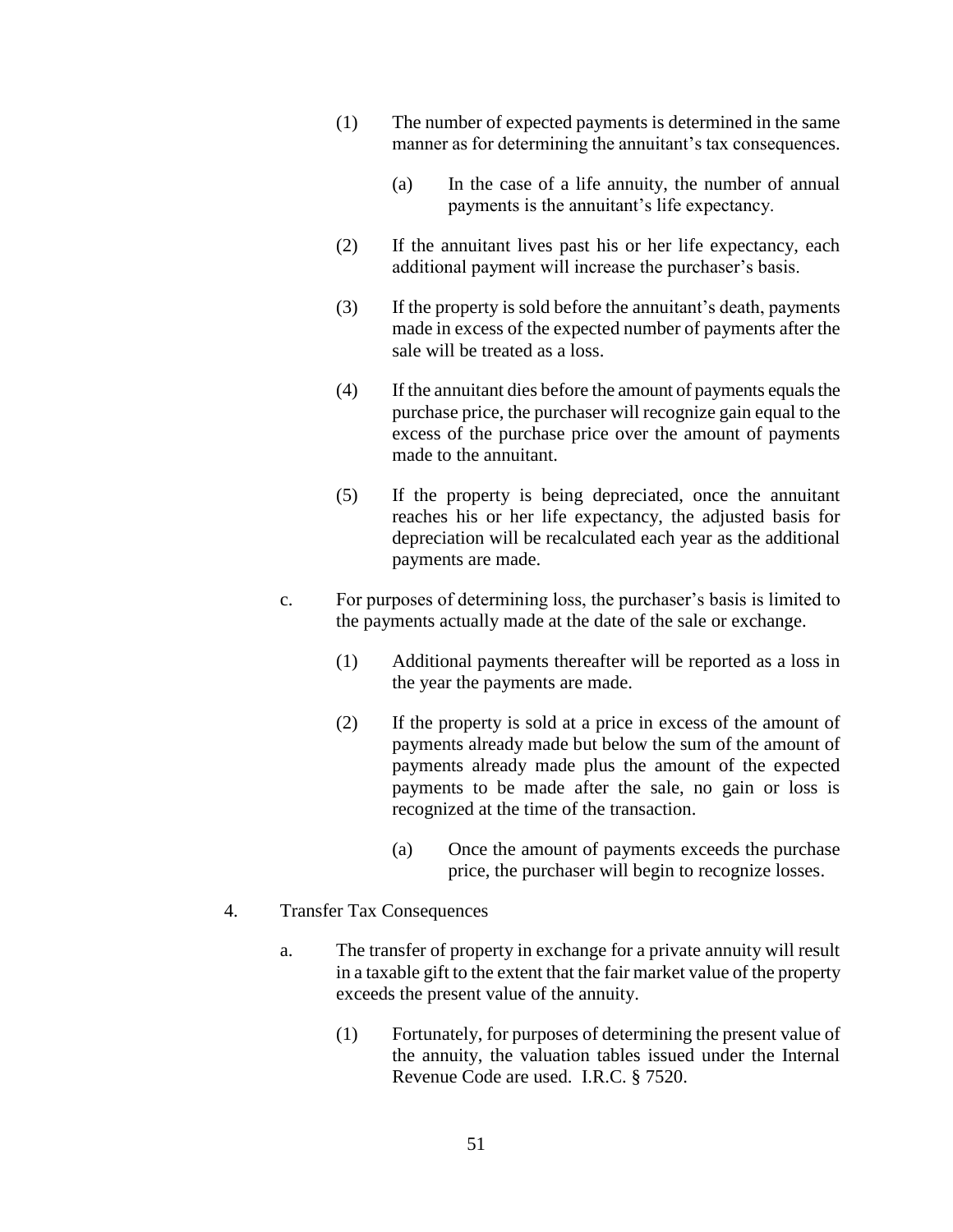(1) The number of expected payments is determined in the same manner as for determining the annuitant's tax consequences.

 (a) In the case of a life annuity, the number of annual payments is the annuitant's life expectancy.

(2) If the annuitant lives past his or her life expectancy, each additional payment will increase the purchaser's basis.

(3) If the property is sold before the annuitant's death, payments made in excess of the expected number of payments after the sale will be treated as a loss.

(4) If the annuitant dies before the amount of payments equals the purchase price, the purchaser will recognize gain equal to the excess of the purchase price over the amount of payments made to the annuitant.

(5) If the property is being depreciated, once the annuitant reaches his or her life expectancy, the adjusted basis for depreciation will be recalculated each year as the additional payments are made.

c. For purposes of determining loss, the purchaser's basis is limited to the payments actually made at the date of the sale or exchange.

 (1) Additional payments thereafter will be reported as a loss in the year the payments are made.

 (2) If the property is sold at a price in excess of the amount of payments already made but below the sum of the amount of payments already made plus the amount of the expected payments to be made after the sale, no gain or loss is recognized at the time of the transaction.

 (a) Once the amount of payments exceeds the purchase price, the purchaser will begin to recognize losses.

4. Transfer Tax Consequences

 a. The transfer of property in exchange for a private annuity will result in a taxable gift to the extent that the fair market value of the property exceeds the present value of the annuity.

 (1) Fortunately, for purposes of determining the present value of the annuity, the valuation tables issued under the Internal Revenue Code are used. I.R.C. § 7520.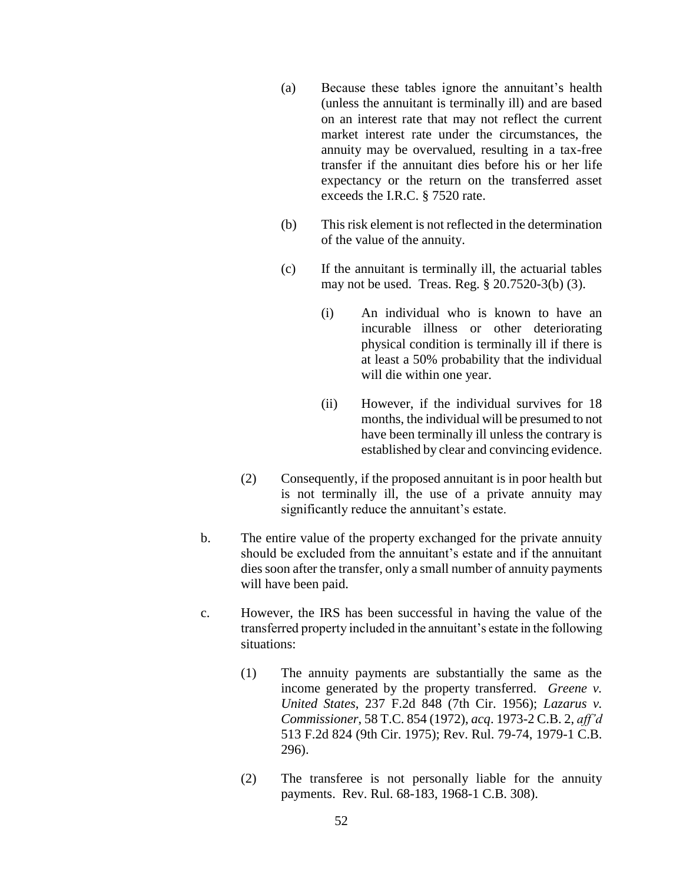(a) Because these tables ignore the annuitant's health (unless the annuitant is terminally ill) and are based on an interest rate that may not reflect the current market interest rate under the circumstances, the annuity may be overvalued, resulting in a tax-free transfer if the annuitant dies before his or her life expectancy or the return on the transferred asset exceeds the I.R.C. § 7520 rate.

(b) This risk element is not reflected in the determination of the value of the annuity.

(c) If the annuitant is terminally ill, the actuarial tables may not be used. Treas. Reg. § 20.7520-3(b) (3).

(i) An individual who is known to have an incurable illness or other deteriorating physical condition is terminally ill if there is at least a 50% probability that the individual will die within one year.

(ii) However, if the individual survives for 18 months, the individual will be presumed to not have been terminally ill unless the contrary is established by clear and convincing evidence.

(2) Consequently, if the proposed annuitant is in poor health but is not terminally ill, the use of a private annuity may significantly reduce the annuitant's estate.

b. The entire value of the property exchanged for the private annuity should be excluded from the annuitant's estate and if the annuitant dies soon after the transfer, only a small number of annuity payments will have been paid.

c. However, the IRS has been successful in having the value of the transferred property included in the annuitant's estate in the following situations:

(1) The annuity payments are substantially the same as the income generated by the property transferred. *Greene v. United States*, 237 F.2d 848 (7th Cir. 1956); *Lazarus v. Commissioner*, 58 T.C. 854 (1972), *acq*. 1973-2 C.B. 2, *aff'd* 513 F.2d 824 (9th Cir. 1975); Rev. Rul. 79-74, 1979-1 C.B. 296).

(2) The transferee is not personally liable for the annuity payments. Rev. Rul. 68-183, 1968-1 C.B. 308).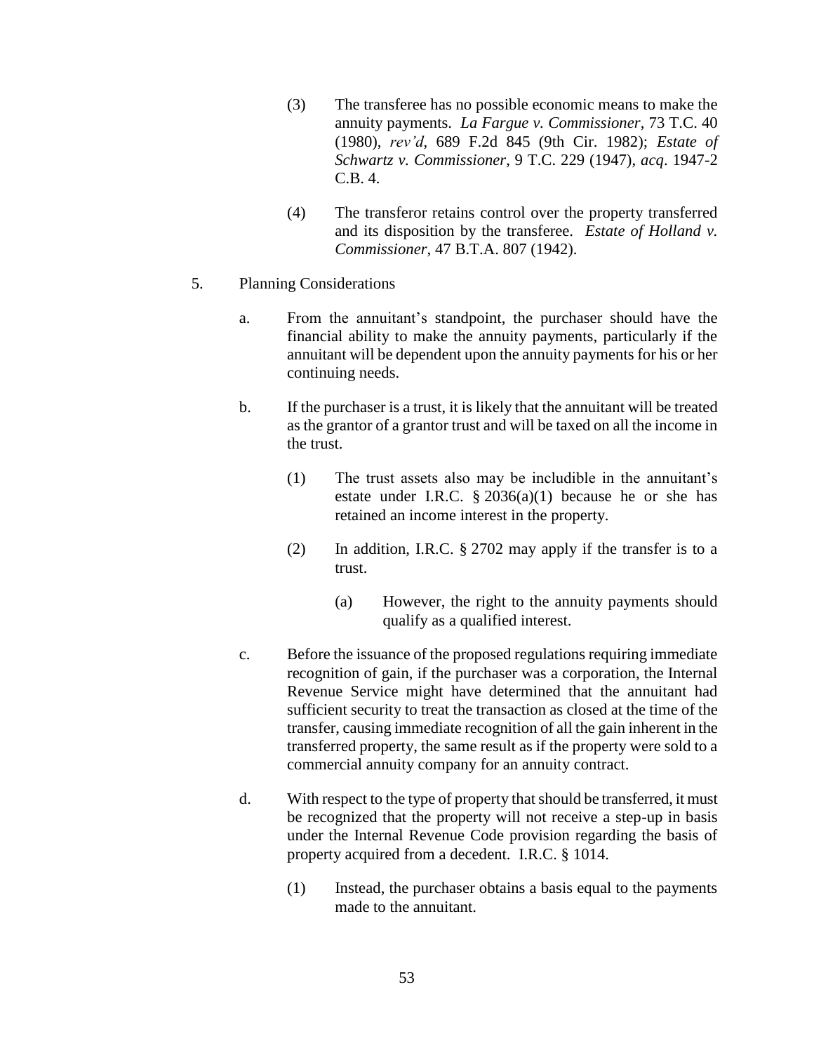(3) The transferee has no possible economic means to make the annuity payments. *La Fargue v. Commissioner*, 73 T.C. 40 (1980), *rev'd*, 689 F.2d 845 (9th Cir. 1982); *Estate of Schwartz v. Commissioner*, 9 T.C. 229 (1947), *acq*. 1947-2 C.B. 4.

(4) The transferor retains control over the property transferred and its disposition by the transferee. *Estate of Holland v. Commissioner*, 47 B.T.A. 807 (1942).

5. Planning Considerations

a. From the annuitant's standpoint, the purchaser should have the financial ability to make the annuity payments, particularly if the annuitant will be dependent upon the annuity payments for his or her continuing needs.

b. If the purchaser is a trust, it is likely that the annuitant will be treated as the grantor of a grantor trust and will be taxed on all the income in the trust.

(1) The trust assets also may be includible in the annuitant's estate under I.R.C. § 2036(a)(1) because he or she has retained an income interest in the property.

(2) In addition, I.R.C. § 2702 may apply if the transfer is to a trust.

(a) However, the right to the annuity payments should qualify as a qualified interest.

c. Before the issuance of the proposed regulations requiring immediate recognition of gain, if the purchaser was a corporation, the Internal Revenue Service might have determined that the annuitant had sufficient security to treat the transaction as closed at the time of the transfer, causing immediate recognition of all the gain inherent in the transferred property, the same result as if the property were sold to a commercial annuity company for an annuity contract.

d. With respect to the type of property that should be transferred, it must be recognized that the property will not receive a step-up in basis under the Internal Revenue Code provision regarding the basis of property acquired from a decedent. I.R.C. § 1014.

(1) Instead, the purchaser obtains a basis equal to the payments made to the annuitant.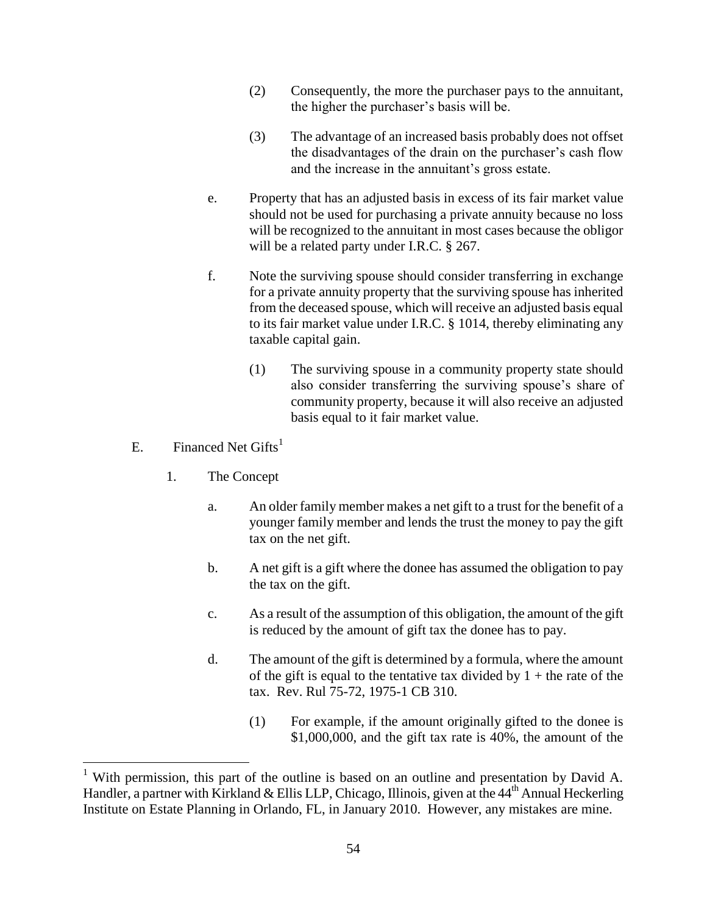(2) Consequently, the more the purchaser pays to the annuitant, the higher the purchaser's basis will be.

(3) The advantage of an increased basis probably does not offset the disadvantages of the drain on the purchaser's cash flow and the increase in the annuitant's gross estate.

e. Property that has an adjusted basis in excess of its fair market value should not be used for purchasing a private annuity because no loss will be recognized to the annuitant in most cases because the obligor will be a related party under I.R.C. § 267.

f. Note the surviving spouse should consider transferring in exchange for a private annuity property that the surviving spouse has inherited from the deceased spouse, which will receive an adjusted basis equal to its fair market value under I.R.C. § 1014, thereby eliminating any taxable capital gain.

(1) The surviving spouse in a community property state should also consider transferring the surviving spouse's share of community property, because it will also receive an adjusted basis equal to it fair market value.

E. Financed Net Gifts[1]

1. The Concept

a. An older family member makes a net gift to a trust for the benefit of a younger family member and lends the trust the money to pay the gift tax on the net gift.

b. A net gift is a gift where the donee has assumed the obligation to pay the tax on the gift.

c. As a result of the assumption of this obligation, the amount of the gift is reduced by the amount of gift tax the donee has to pay.

d. The amount of the gift is determined by a formula, where the amount of the gift is equal to the tentative tax divided by 1 + the rate of the tax. Rev. Rul 75-72, 1975-1 CB 310.

(1) For example, if the amount originally gifted to the donee is $1,000,000, and the gift tax rate is 40%, the amount of the

[1] With permission, this part of the outline is based on an outline and presentation by David A. Handler, a partner with Kirkland & Ellis LLP, Chicago, Illinois, given at the 44th Annual Heckerling Institute on Estate Planning in Orlando, FL, in January 2010. However, any mistakes are mine.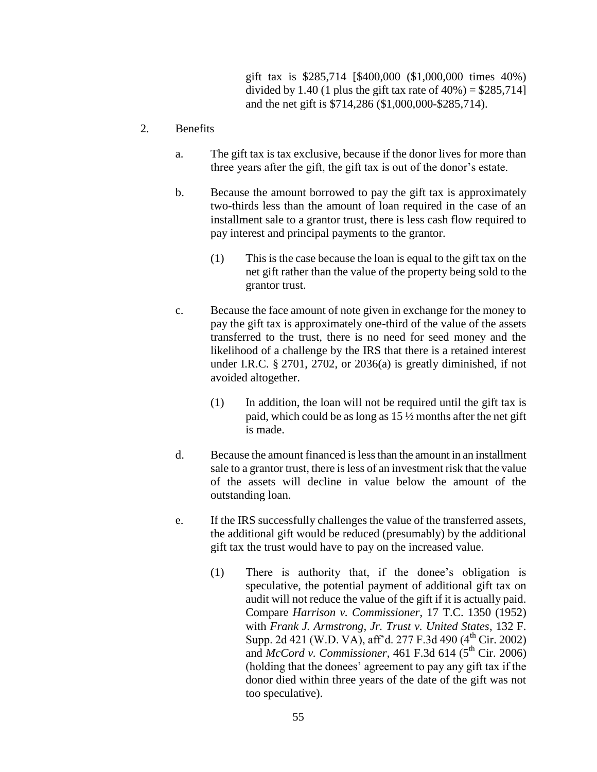gift tax is $285,714 [$400,000 ($1,000,000 times 40%) divided by 1.40 (1 plus the gift tax rate of 40%) = $285,714] and the net gift is $714,286 ($1,000,000-$285,714).

2. Benefits

   a. The gift tax is tax exclusive, because if the donor lives for more than three years after the gift, the gift tax is out of the donor's estate.

   b. Because the amount borrowed to pay the gift tax is approximately two-thirds less than the amount of loan required in the case of an installment sale to a grantor trust, there is less cash flow required to pay interest and principal payments to the grantor.

      (1) This is the case because the loan is equal to the gift tax on the net gift rather than the value of the property being sold to the grantor trust.

   c. Because the face amount of note given in exchange for the money to pay the gift tax is approximately one-third of the value of the assets transferred to the trust, there is no need for seed money and the likelihood of a challenge by the IRS that there is a retained interest under I.R.C. § 2701, 2702, or 2036(a) is greatly diminished, if not avoided altogether.

      (1) In addition, the loan will not be required until the gift tax is paid, which could be as long as 15 ½ months after the net gift is made.

   d. Because the amount financed is less than the amount in an installment sale to a grantor trust, there is less of an investment risk that the value of the assets will decline in value below the amount of the outstanding loan.

   e. If the IRS successfully challenges the value of the transferred assets, the additional gift would be reduced (presumably) by the additional gift tax the trust would have to pay on the increased value.

      (1) There is authority that, if the donee's obligation is speculative, the potential payment of additional gift tax on audit will not reduce the value of the gift if it is actually paid. Compare *Harrison v. Commissioner*, 17 T.C. 1350 (1952) with *Frank J. Armstrong, Jr. Trust v. United States*, 132 F. Supp. 2d 421 (W.D. VA), aff'd. 277 F.3d 490 (4th Cir. 2002) and *McCord v. Commissioner*, 461 F.3d 614 (5th Cir. 2006) (holding that the donees' agreement to pay any gift tax if the donor died within three years of the date of the gift was not too speculative).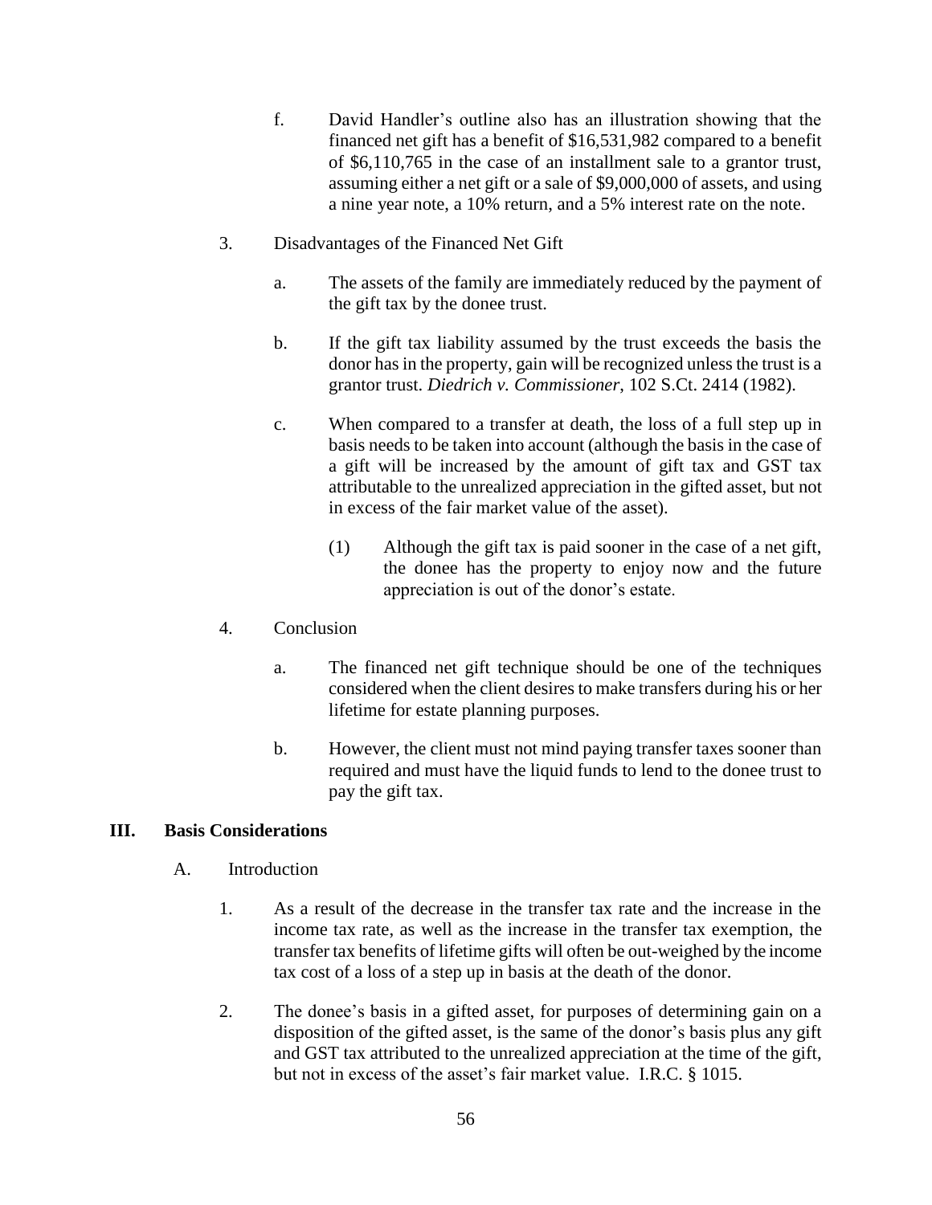f. David Handler's outline also has an illustration showing that the financed net gift has a benefit of $16,531,982 compared to a benefit of $6,110,765 in the case of an installment sale to a grantor trust, assuming either a net gift or a sale of $9,000,000 of assets, and using a nine year note, a 10% return, and a 5% interest rate on the note.

3. Disadvantages of the Financed Net Gift

   a. The assets of the family are immediately reduced by the payment of the gift tax by the donee trust.

   b. If the gift tax liability assumed by the trust exceeds the basis the donor has in the property, gain will be recognized unless the trust is a grantor trust. *Diedrich v. Commissioner*, 102 S.Ct. 2414 (1982).

   c. When compared to a transfer at death, the loss of a full step up in basis needs to be taken into account (although the basis in the case of a gift will be increased by the amount of gift tax and GST tax attributable to the unrealized appreciation in the gifted asset, but not in excess of the fair market value of the asset).

      (1) Although the gift tax is paid sooner in the case of a net gift, the donee has the property to enjoy now and the future appreciation is out of the donor's estate.

4. Conclusion

   a. The financed net gift technique should be one of the techniques considered when the client desires to make transfers during his or her lifetime for estate planning purposes.

   b. However, the client must not mind paying transfer taxes sooner than required and must have the liquid funds to lend to the donee trust to pay the gift tax.

## III. Basis Considerations

### A. Introduction

1. As a result of the decrease in the transfer tax rate and the increase in the income tax rate, as well as the increase in the transfer tax exemption, the transfer tax benefits of lifetime gifts will often be out-weighed by the income tax cost of a loss of a step up in basis at the death of the donor.

2. The donee's basis in a gifted asset, for purposes of determining gain on a disposition of the gifted asset, is the same of the donor's basis plus any gift and GST tax attributed to the unrealized appreciation at the time of the gift, but not in excess of the asset's fair market value. I.R.C. § 1015.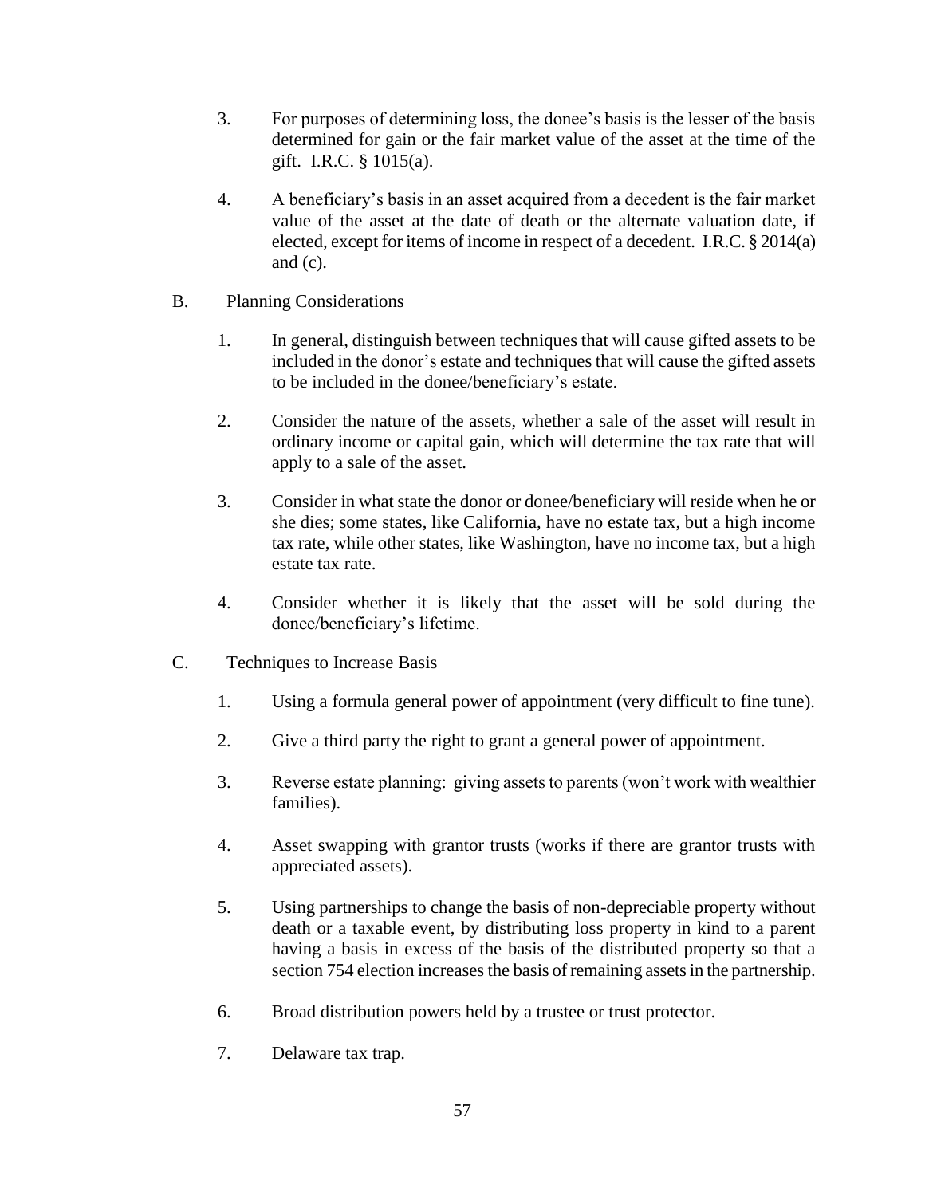3. For purposes of determining loss, the donee's basis is the lesser of the basis determined for gain or the fair market value of the asset at the time of the gift. I.R.C. § 1015(a).

4. A beneficiary's basis in an asset acquired from a decedent is the fair market value of the asset at the date of death or the alternate valuation date, if elected, except for items of income in respect of a decedent. I.R.C. § 2014(a) and (c).

B. Planning Considerations

1. In general, distinguish between techniques that will cause gifted assets to be included in the donor's estate and techniques that will cause the gifted assets to be included in the donee/beneficiary's estate.

2. Consider the nature of the assets, whether a sale of the asset will result in ordinary income or capital gain, which will determine the tax rate that will apply to a sale of the asset.

3. Consider in what state the donor or donee/beneficiary will reside when he or she dies; some states, like California, have no estate tax, but a high income tax rate, while other states, like Washington, have no income tax, but a high estate tax rate.

4. Consider whether it is likely that the asset will be sold during the donee/beneficiary's lifetime.

C. Techniques to Increase Basis

1. Using a formula general power of appointment (very difficult to fine tune).

2. Give a third party the right to grant a general power of appointment.

3. Reverse estate planning: giving assets to parents (won't work with wealthier families).

4. Asset swapping with grantor trusts (works if there are grantor trusts with appreciated assets).

5. Using partnerships to change the basis of non-depreciable property without death or a taxable event, by distributing loss property in kind to a parent having a basis in excess of the basis of the distributed property so that a section 754 election increases the basis of remaining assets in the partnership.

6. Broad distribution powers held by a trustee or trust protector.

7. Delaware tax trap.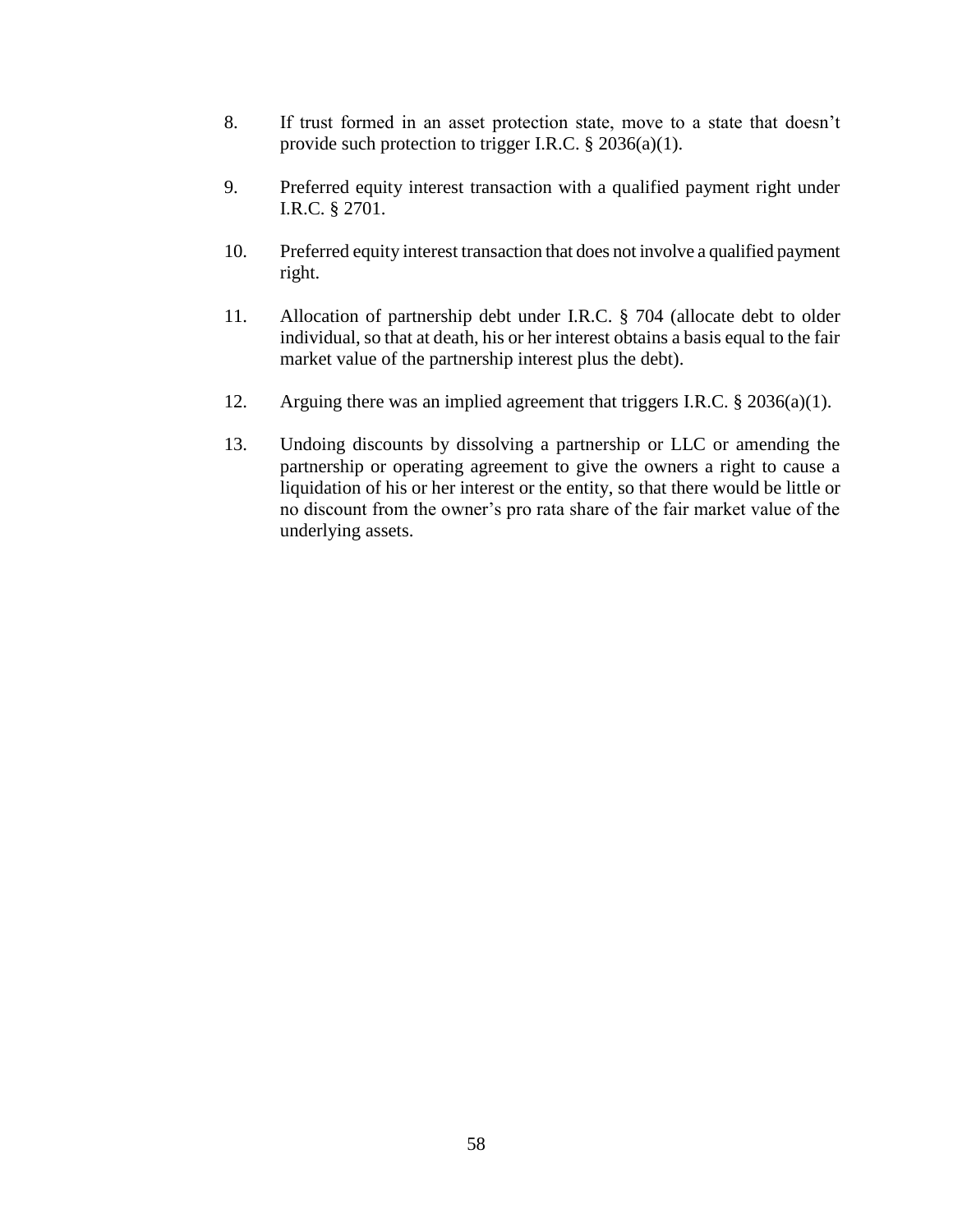8. If trust formed in an asset protection state, move to a state that doesn't provide such protection to trigger I.R.C. § 2036(a)(1).

9. Preferred equity interest transaction with a qualified payment right under I.R.C. § 2701.

10. Preferred equity interest transaction that does not involve a qualified payment right.

11. Allocation of partnership debt under I.R.C. § 704 (allocate debt to older individual, so that at death, his or her interest obtains a basis equal to the fair market value of the partnership interest plus the debt).

12. Arguing there was an implied agreement that triggers I.R.C. § 2036(a)(1).

13. Undoing discounts by dissolving a partnership or LLC or amending the partnership or operating agreement to give the owners a right to cause a liquidation of his or her interest or the entity, so that there would be little or no discount from the owner's pro rata share of the fair market value of the underlying assets.